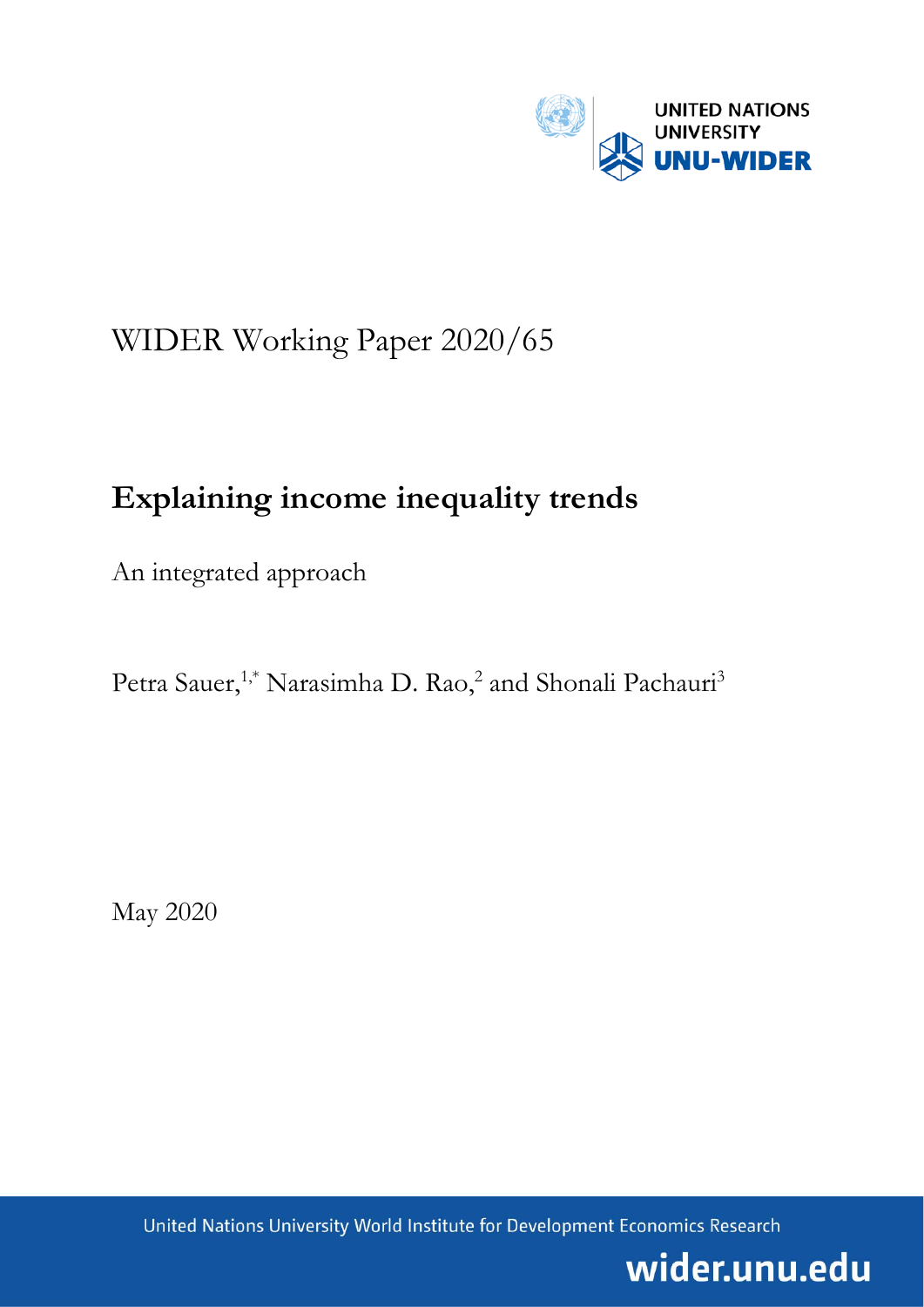UNITED NATIONS UNIVERSITY

UNU-WIDER

WIDER Working Paper 2020/65

# Explaining income inequality trends

An integrated approach

Petra Sauer,[1,*] Narasimha D. Rao,[2] and Shonali Pachauri[3]

May 2020

United Nations University World Institute for Development Economics Research

wider.unu.edu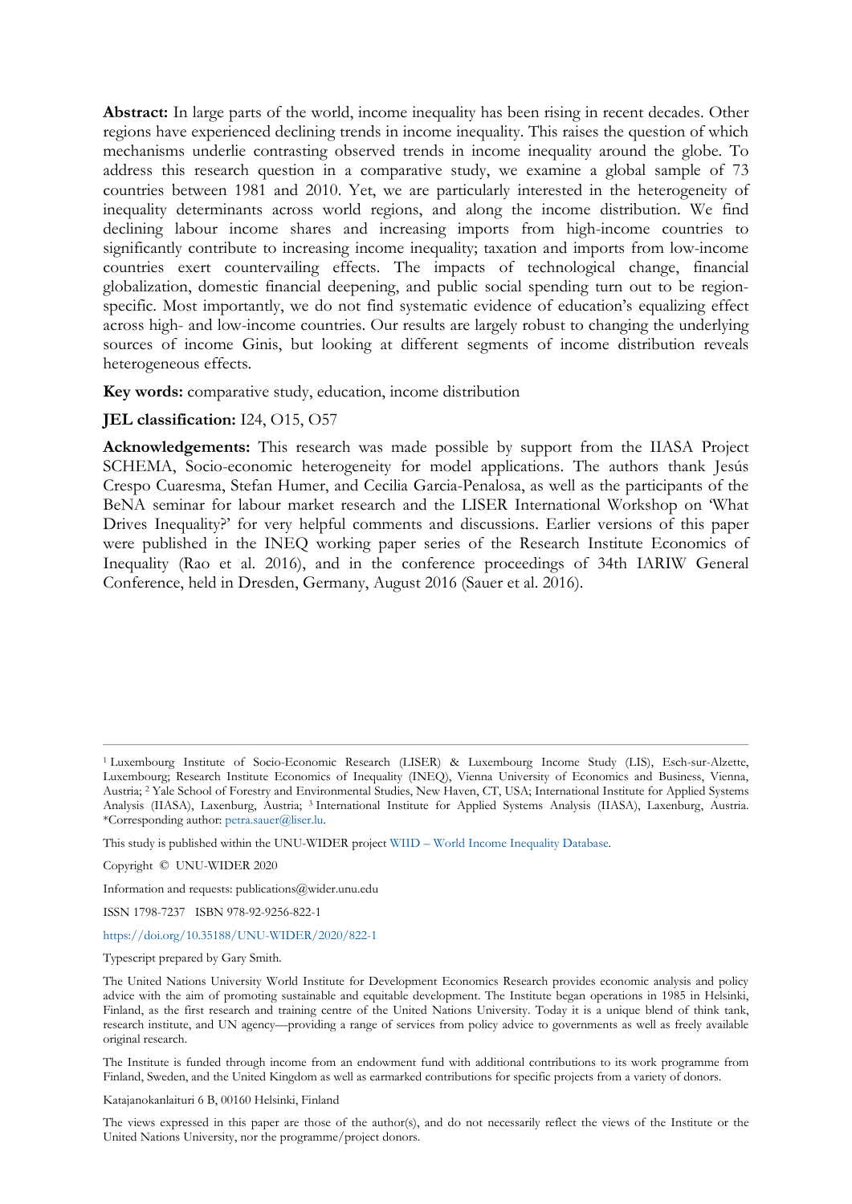**Abstract:** In large parts of the world, income inequality has been rising in recent decades. Other regions have experienced declining trends in income inequality. This raises the question of which mechanisms underlie contrasting observed trends in income inequality around the globe. To address this research question in a comparative study, we examine a global sample of 73 countries between 1981 and 2010. Yet, we are particularly interested in the heterogeneity of inequality determinants across world regions, and along the income distribution. We find declining labour income shares and increasing imports from high-income countries to significantly contribute to increasing income inequality; taxation and imports from low-income countries exert countervailing effects. The impacts of technological change, financial globalization, domestic financial deepening, and public social spending turn out to be region-specific. Most importantly, we do not find systematic evidence of education's equalizing effect across high- and low-income countries. Our results are largely robust to changing the underlying sources of income Ginis, but looking at different segments of income distribution reveals heterogeneous effects.

**Key words:** comparative study, education, income distribution

**JEL classification:** I24, O15, O57

**Acknowledgements:** This research was made possible by support from the IIASA Project SCHEMA, Socio-economic heterogeneity for model applications. The authors thank Jesús Crespo Cuaresma, Stefan Humer, and Cecilia Garcia-Penalosa, as well as the participants of the BeNA seminar for labour market research and the LISER International Workshop on 'What Drives Inequality?' for very helpful comments and discussions. Earlier versions of this paper were published in the INEQ working paper series of the Research Institute Economics of Inequality (Rao et al. 2016), and in the conference proceedings of 34th IARIW General Conference, held in Dresden, Germany, August 2016 (Sauer et al. 2016).

---

[1] Luxembourg Institute of Socio-Economic Research (LISER) & Luxembourg Income Study (LIS), Esch-sur-Alzette, Luxembourg; Research Institute Economics of Inequality (INEQ), Vienna University of Economics and Business, Vienna, Austria; [2] Yale School of Forestry and Environmental Studies, New Haven, CT, USA; International Institute for Applied Systems Analysis (IIASA), Laxenburg, Austria; [3] International Institute for Applied Systems Analysis (IIASA), Laxenburg, Austria. *Corresponding author: petra.sauer@liser.lu.

This study is published within the UNU-WIDER project WIID – World Income Inequality Database.

Copyright © UNU-WIDER 2020

Information and requests: publications@wider.unu.edu

ISSN 1798-7237 ISBN 978-92-9256-822-1

https://doi.org/10.35188/UNU-WIDER/2020/822-1

Typescript prepared by Gary Smith.

The United Nations University World Institute for Development Economics Research provides economic analysis and policy advice with the aim of promoting sustainable and equitable development. The Institute began operations in 1985 in Helsinki, Finland, as the first research and training centre of the United Nations University. Today it is a unique blend of think tank, research institute, and UN agency—providing a range of services from policy advice to governments as well as freely available original research.

The Institute is funded through income from an endowment fund with additional contributions to its work programme from Finland, Sweden, and the United Kingdom as well as earmarked contributions for specific projects from a variety of donors.

Katajanokanlaituri 6 B, 00160 Helsinki, Finland

The views expressed in this paper are those of the author(s), and do not necessarily reflect the views of the Institute or the United Nations University, nor the programme/project donors.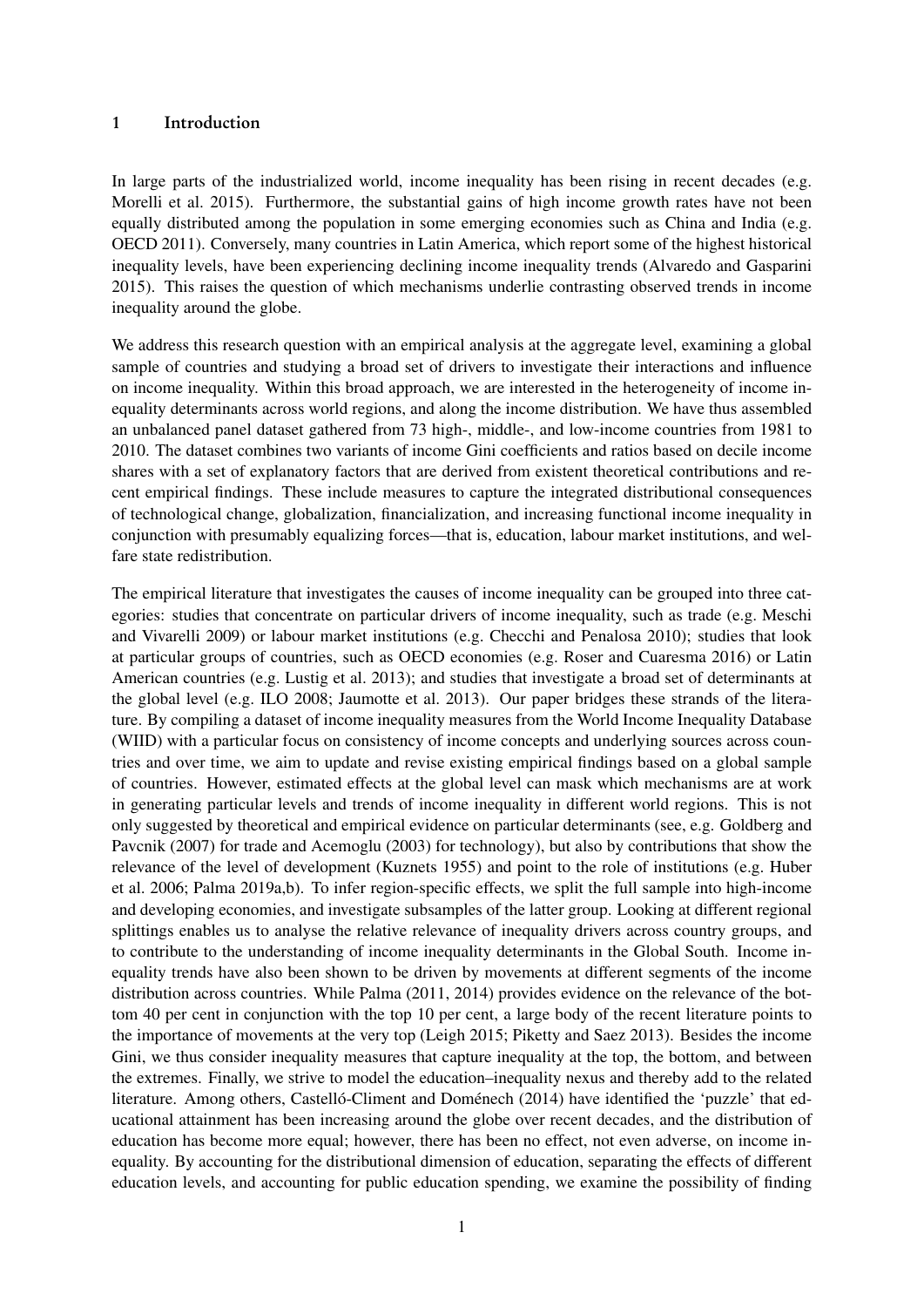## 1 Introduction

In large parts of the industrialized world, income inequality has been rising in recent decades (e.g. Morelli et al. 2015). Furthermore, the substantial gains of high income growth rates have not been equally distributed among the population in some emerging economies such as China and India (e.g. OECD 2011). Conversely, many countries in Latin America, which report some of the highest historical inequality levels, have been experiencing declining income inequality trends (Alvaredo and Gasparini 2015). This raises the question of which mechanisms underlie contrasting observed trends in income inequality around the globe.

We address this research question with an empirical analysis at the aggregate level, examining a global sample of countries and studying a broad set of drivers to investigate their interactions and influence on income inequality. Within this broad approach, we are interested in the heterogeneity of income inequality determinants across world regions, and along the income distribution. We have thus assembled an unbalanced panel dataset gathered from 73 high-, middle-, and low-income countries from 1981 to 2010. The dataset combines two variants of income Gini coefficients and ratios based on decile income shares with a set of explanatory factors that are derived from existent theoretical contributions and recent empirical findings. These include measures to capture the integrated distributional consequences of technological change, globalization, financialization, and increasing functional income inequality in conjunction with presumably equalizing forces—that is, education, labour market institutions, and welfare state redistribution.

The empirical literature that investigates the causes of income inequality can be grouped into three categories: studies that concentrate on particular drivers of income inequality, such as trade (e.g. Meschi and Vivarelli 2009) or labour market institutions (e.g. Checchi and Penalosa 2010); studies that look at particular groups of countries, such as OECD economies (e.g. Roser and Cuaresma 2016) or Latin American countries (e.g. Lustig et al. 2013); and studies that investigate a broad set of determinants at the global level (e.g. ILO 2008; Jaumotte et al. 2013). Our paper bridges these strands of the literature. By compiling a dataset of income inequality measures from the World Income Inequality Database (WIID) with a particular focus on consistency of income concepts and underlying sources across countries and over time, we aim to update and revise existing empirical findings based on a global sample of countries. However, estimated effects at the global level can mask which mechanisms are at work in generating particular levels and trends of income inequality in different world regions. This is not only suggested by theoretical and empirical evidence on particular determinants (see, e.g. Goldberg and Pavcnik (2007) for trade and Acemoglu (2003) for technology), but also by contributions that show the relevance of the level of development (Kuznets 1955) and point to the role of institutions (e.g. Huber et al. 2006; Palma 2019a,b). To infer region-specific effects, we split the full sample into high-income and developing economies, and investigate subsamples of the latter group. Looking at different regional splittings enables us to analyse the relative relevance of inequality drivers across country groups, and to contribute to the understanding of income inequality determinants in the Global South. Income inequality trends have also been shown to be driven by movements at different segments of the income distribution across countries. While Palma (2011, 2014) provides evidence on the relevance of the bottom 40 per cent in conjunction with the top 10 per cent, a large body of the recent literature points to the importance of movements at the very top (Leigh 2015; Piketty and Saez 2013). Besides the income Gini, we thus consider inequality measures that capture inequality at the top, the bottom, and between the extremes. Finally, we strive to model the education–inequality nexus and thereby add to the related literature. Among others, Castelló-Climent and Doménech (2014) have identified the 'puzzle' that educational attainment has been increasing around the globe over recent decades, and the distribution of education has become more equal; however, there has been no effect, not even adverse, on income inequality. By accounting for the distributional dimension of education, separating the effects of different education levels, and accounting for public education spending, we examine the possibility of finding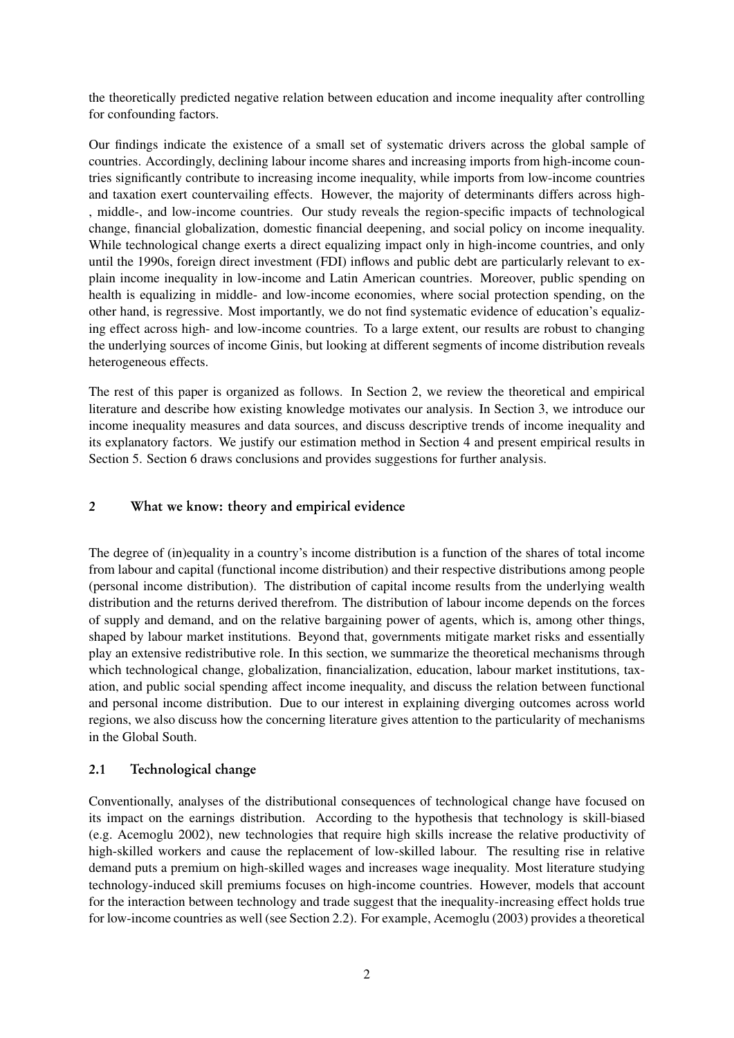the theoretically predicted negative relation between education and income inequality after controlling for confounding factors.

Our findings indicate the existence of a small set of systematic drivers across the global sample of countries. Accordingly, declining labour income shares and increasing imports from high-income countries significantly contribute to increasing income inequality, while imports from low-income countries and taxation exert countervailing effects. However, the majority of determinants differs across high-, middle-, and low-income countries. Our study reveals the region-specific impacts of technological change, financial globalization, domestic financial deepening, and social policy on income inequality. While technological change exerts a direct equalizing impact only in high-income countries, and only until the 1990s, foreign direct investment (FDI) inflows and public debt are particularly relevant to explain income inequality in low-income and Latin American countries. Moreover, public spending on health is equalizing in middle- and low-income economies, where social protection spending, on the other hand, is regressive. Most importantly, we do not find systematic evidence of education's equalizing effect across high- and low-income countries. To a large extent, our results are robust to changing the underlying sources of income Ginis, but looking at different segments of income distribution reveals heterogeneous effects.

The rest of this paper is organized as follows. In Section 2, we review the theoretical and empirical literature and describe how existing knowledge motivates our analysis. In Section 3, we introduce our income inequality measures and data sources, and discuss descriptive trends of income inequality and its explanatory factors. We justify our estimation method in Section 4 and present empirical results in Section 5. Section 6 draws conclusions and provides suggestions for further analysis.

## 2 What we know: theory and empirical evidence

The degree of (in)equality in a country's income distribution is a function of the shares of total income from labour and capital (functional income distribution) and their respective distributions among people (personal income distribution). The distribution of capital income results from the underlying wealth distribution and the returns derived therefrom. The distribution of labour income depends on the forces of supply and demand, and on the relative bargaining power of agents, which is, among other things, shaped by labour market institutions. Beyond that, governments mitigate market risks and essentially play an extensive redistributive role. In this section, we summarize the theoretical mechanisms through which technological change, globalization, financialization, education, labour market institutions, taxation, and public social spending affect income inequality, and discuss the relation between functional and personal income distribution. Due to our interest in explaining diverging outcomes across world regions, we also discuss how the concerning literature gives attention to the particularity of mechanisms in the Global South.

### 2.1 Technological change

Conventionally, analyses of the distributional consequences of technological change have focused on its impact on the earnings distribution. According to the hypothesis that technology is skill-biased (e.g. Acemoglu 2002), new technologies that require high skills increase the relative productivity of high-skilled workers and cause the replacement of low-skilled labour. The resulting rise in relative demand puts a premium on high-skilled wages and increases wage inequality. Most literature studying technology-induced skill premiums focuses on high-income countries. However, models that account for the interaction between technology and trade suggest that the inequality-increasing effect holds true for low-income countries as well (see Section 2.2). For example, Acemoglu (2003) provides a theoretical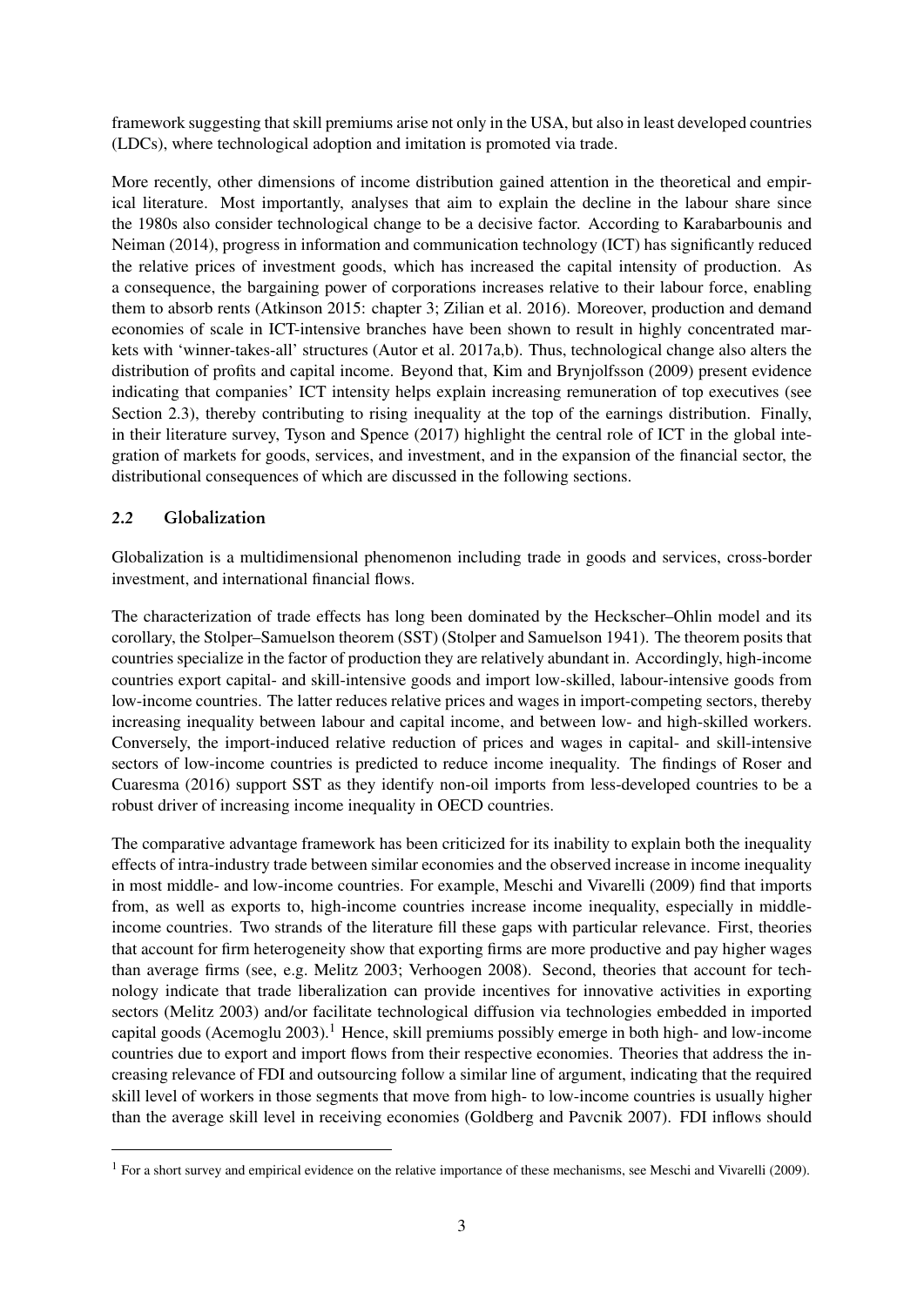framework suggesting that skill premiums arise not only in the USA, but also in least developed countries (LDCs), where technological adoption and imitation is promoted via trade.

More recently, other dimensions of income distribution gained attention in the theoretical and empirical literature. Most importantly, analyses that aim to explain the decline in the labour share since the 1980s also consider technological change to be a decisive factor. According to Karabarbounis and Neiman (2014), progress in information and communication technology (ICT) has significantly reduced the relative prices of investment goods, which has increased the capital intensity of production. As a consequence, the bargaining power of corporations increases relative to their labour force, enabling them to absorb rents (Atkinson 2015: chapter 3; Zilian et al. 2016). Moreover, production and demand economies of scale in ICT-intensive branches have been shown to result in highly concentrated markets with 'winner-takes-all' structures (Autor et al. 2017a,b). Thus, technological change also alters the distribution of profits and capital income. Beyond that, Kim and Brynjolfsson (2009) present evidence indicating that companies' ICT intensity helps explain increasing remuneration of top executives (see Section 2.3), thereby contributing to rising inequality at the top of the earnings distribution. Finally, in their literature survey, Tyson and Spence (2017) highlight the central role of ICT in the global integration of markets for goods, services, and investment, and in the expansion of the financial sector, the distributional consequences of which are discussed in the following sections.

### 2.2 Globalization

Globalization is a multidimensional phenomenon including trade in goods and services, cross-border investment, and international financial flows.

The characterization of trade effects has long been dominated by the Heckscher–Ohlin model and its corollary, the Stolper–Samuelson theorem (SST) (Stolper and Samuelson 1941). The theorem posits that countries specialize in the factor of production they are relatively abundant in. Accordingly, high-income countries export capital- and skill-intensive goods and import low-skilled, labour-intensive goods from low-income countries. The latter reduces relative prices and wages in import-competing sectors, thereby increasing inequality between labour and capital income, and between low- and high-skilled workers. Conversely, the import-induced relative reduction of prices and wages in capital- and skill-intensive sectors of low-income countries is predicted to reduce income inequality. The findings of Roser and Cuaresma (2016) support SST as they identify non-oil imports from less-developed countries to be a robust driver of increasing income inequality in OECD countries.

The comparative advantage framework has been criticized for its inability to explain both the inequality effects of intra-industry trade between similar economies and the observed increase in income inequality in most middle- and low-income countries. For example, Meschi and Vivarelli (2009) find that imports from, as well as exports to, high-income countries increase income inequality, especially in middle-income countries. Two strands of the literature fill these gaps with particular relevance. First, theories that account for firm heterogeneity show that exporting firms are more productive and pay higher wages than average firms (see, e.g. Melitz 2003; Verhoogen 2008). Second, theories that account for technology indicate that trade liberalization can provide incentives for innovative activities in exporting sectors (Melitz 2003) and/or facilitate technological diffusion via technologies embedded in imported capital goods (Acemoglu 2003).[1] Hence, skill premiums possibly emerge in both high- and low-income countries due to export and import flows from their respective economies. Theories that address the increasing relevance of FDI and outsourcing follow a similar line of argument, indicating that the required skill level of workers in those segments that move from high- to low-income countries is usually higher than the average skill level in receiving economies (Goldberg and Pavcnik 2007). FDI inflows should

[1] For a short survey and empirical evidence on the relative importance of these mechanisms, see Meschi and Vivarelli (2009).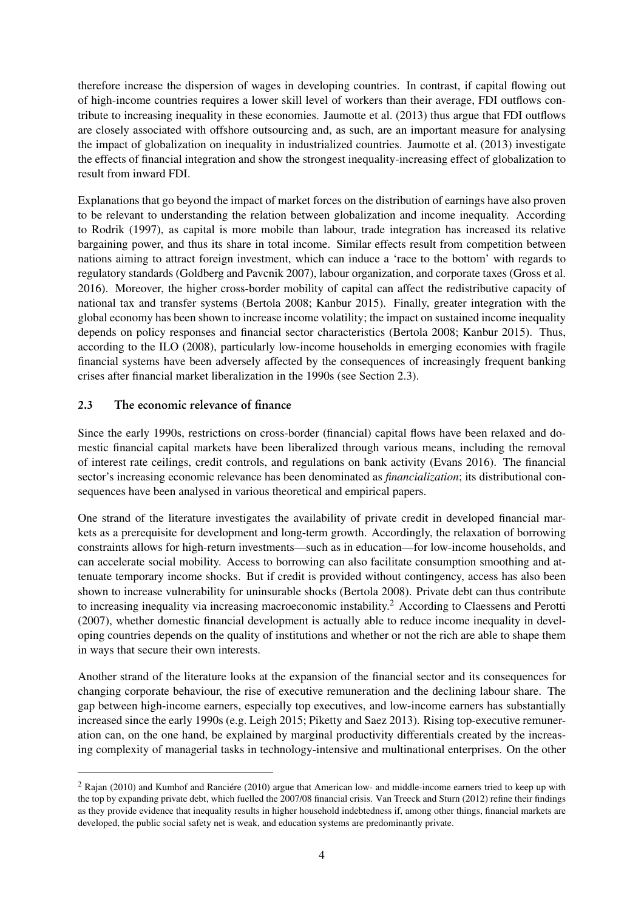therefore increase the dispersion of wages in developing countries. In contrast, if capital flowing out of high-income countries requires a lower skill level of workers than their average, FDI outflows contribute to increasing inequality in these economies. Jaumotte et al. (2013) thus argue that FDI outflows are closely associated with offshore outsourcing and, as such, are an important measure for analysing the impact of globalization on inequality in industrialized countries. Jaumotte et al. (2013) investigate the effects of financial integration and show the strongest inequality-increasing effect of globalization to result from inward FDI.

Explanations that go beyond the impact of market forces on the distribution of earnings have also proven to be relevant to understanding the relation between globalization and income inequality. According to Rodrik (1997), as capital is more mobile than labour, trade integration has increased its relative bargaining power, and thus its share in total income. Similar effects result from competition between nations aiming to attract foreign investment, which can induce a 'race to the bottom' with regards to regulatory standards (Goldberg and Pavcnik 2007), labour organization, and corporate taxes (Gross et al. 2016). Moreover, the higher cross-border mobility of capital can affect the redistributive capacity of national tax and transfer systems (Bertola 2008; Kanbur 2015). Finally, greater integration with the global economy has been shown to increase income volatility; the impact on sustained income inequality depends on policy responses and financial sector characteristics (Bertola 2008; Kanbur 2015). Thus, according to the ILO (2008), particularly low-income households in emerging economies with fragile financial systems have been adversely affected by the consequences of increasingly frequent banking crises after financial market liberalization in the 1990s (see Section 2.3).

### 2.3 The economic relevance of finance

Since the early 1990s, restrictions on cross-border (financial) capital flows have been relaxed and domestic financial capital markets have been liberalized through various means, including the removal of interest rate ceilings, credit controls, and regulations on bank activity (Evans 2016). The financial sector's increasing economic relevance has been denominated as *financialization*; its distributional consequences have been analysed in various theoretical and empirical papers.

One strand of the literature investigates the availability of private credit in developed financial markets as a prerequisite for development and long-term growth. Accordingly, the relaxation of borrowing constraints allows for high-return investments—such as in education—for low-income households, and can accelerate social mobility. Access to borrowing can also facilitate consumption smoothing and attenuate temporary income shocks. But if credit is provided without contingency, access has also been shown to increase vulnerability for uninsurable shocks (Bertola 2008). Private debt can thus contribute to increasing inequality via increasing macroeconomic instability.[2] According to Claessens and Perotti (2007), whether domestic financial development is actually able to reduce income inequality in developing countries depends on the quality of institutions and whether or not the rich are able to shape them in ways that secure their own interests.

Another strand of the literature looks at the expansion of the financial sector and its consequences for changing corporate behaviour, the rise of executive remuneration and the declining labour share. The gap between high-income earners, especially top executives, and low-income earners has substantially increased since the early 1990s (e.g. Leigh 2015; Piketty and Saez 2013). Rising top-executive remuneration can, on the one hand, be explained by marginal productivity differentials created by the increasing complexity of managerial tasks in technology-intensive and multinational enterprises. On the other

[2] Rajan (2010) and Kumhof andRanciére (2010) argue that American low- and middle-income earners tried to keep up with the top by expanding private debt, which fuelled the 2007/08 financial crisis. Van Treeck and Sturn (2012) refine their findings as they provide evidence that inequality results in higher household indebtedness if, among other things, financial markets are developed, the public social safety net is weak, and education systems are predominantly private.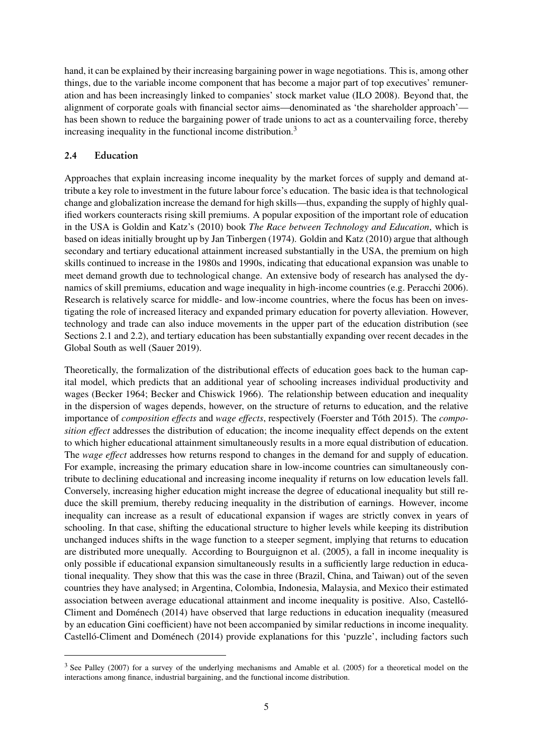hand, it can be explained by their increasing bargaining power in wage negotiations. This is, among other things, due to the variable income component that has become a major part of top executives' remuneration and has been increasingly linked to companies' stock market value (ILO 2008). Beyond that, the alignment of corporate goals with financial sector aims—denominated as 'the shareholder approach'—has been shown to reduce the bargaining power of trade unions to act as a countervailing force, thereby increasing inequality in the functional income distribution.[3]

### 2.4 Education

Approaches that explain increasing income inequality by the market forces of supply and demand attribute a key role to investment in the future labour force's education. The basic idea is that technological change and globalization increase the demand for high skills—thus, expanding the supply of highly qualified workers counteracts rising skill premiums. A popular exposition of the important role of education in the USA is Goldin and Katz's (2010) book *The Race between Technology and Education*, which is based on ideas initially brought up by Jan Tinbergen (1974). Goldin and Katz (2010) argue that although secondary and tertiary educational attainment increased substantially in the USA, the premium on high skills continued to increase in the 1980s and 1990s, indicating that educational expansion was unable to meet demand growth due to technological change. An extensive body of research has analysed the dynamics of skill premiums, education and wage inequality in high-income countries (e.g. Peracchi 2006). Research is relatively scarce for middle- and low-income countries, where the focus has been on investigating the role of increased literacy and expanded primary education for poverty alleviation. However, technology and trade can also induce movements in the upper part of the education distribution (see Sections 2.1 and 2.2), and tertiary education has been substantially expanding over recent decades in the Global South as well (Sauer 2019).

Theoretically, the formalization of the distributional effects of education goes back to the human capital model, which predicts that an additional year of schooling increases individual productivity and wages (Becker 1964; Becker and Chiswick 1966). The relationship between education and inequality in the dispersion of wages depends, however, on the structure of returns to education, and the relative importance of *composition effects* and *wage effects*, respectively (Foerster and Tóth 2015). The *composition effect* addresses the distribution of education; the income inequality effect depends on the extent to which higher educational attainment simultaneously results in a more equal distribution of education. The *wage effect* addresses how returns respond to changes in the demand for and supply of education. For example, increasing the primary education share in low-income countries can simultaneously contribute to declining educational and increasing income inequality if returns on low education levels fall. Conversely, increasing higher education might increase the degree of educational inequality but still reduce the skill premium, thereby reducing inequality in the distribution of earnings. However, income inequality can increase as a result of educational expansion if wages are strictly convex in years of schooling. In that case, shifting the educational structure to higher levels while keeping its distribution unchanged induces shifts in the wage function to a steeper segment, implying that returns to education are distributed more unequally. According to Bourguignon et al. (2005), a fall in income inequality is only possible if educational expansion simultaneously results in a sufficiently large reduction in educational inequality. They show that this was the case in three (Brazil, China, and Taiwan) out of the seven countries they have analysed; in Argentina, Colombia, Indonesia, Malaysia, and Mexico their estimated association between average educational attainment and income inequality is positive. Also, Castelló-Climent and Doménech (2014) have observed that large reductions in education inequality (measured by an education Gini coefficient) have not been accompanied by similar reductions in income inequality. Castelló-Climent and Doménech (2014) provide explanations for this 'puzzle', including factors such

[3] See Palley (2007) for a survey of the underlying mechanisms and Amable et al. (2005) for a theoretical model on the interactions among finance, industrial bargaining, and the functional income distribution.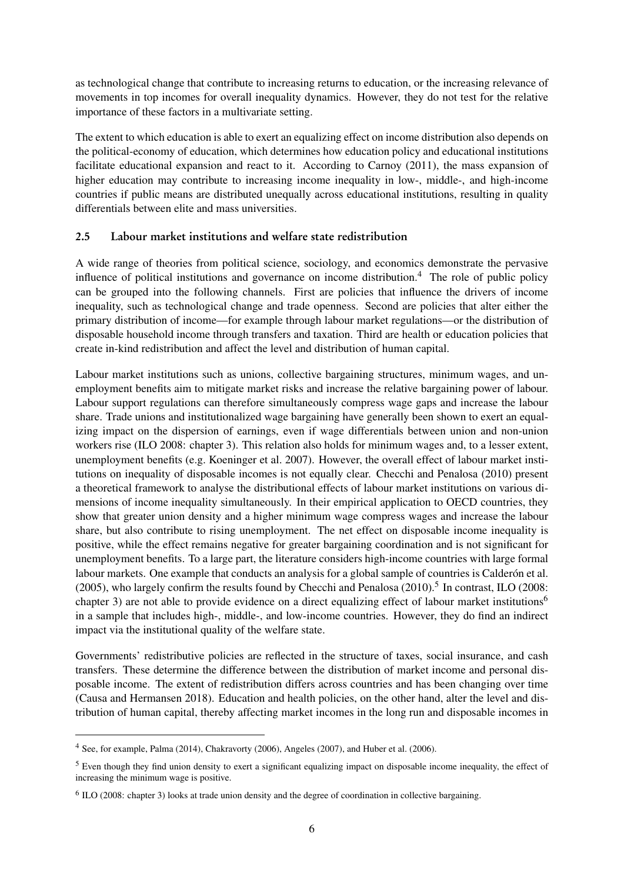as technological change that contribute to increasing returns to education, or the increasing relevance of movements in top incomes for overall inequality dynamics. However, they do not test for the relative importance of these factors in a multivariate setting.

The extent to which education is able to exert an equalizing effect on income distribution also depends on the political-economy of education, which determines how education policy and educational institutions facilitate educational expansion and react to it. According to Carnoy (2011), the mass expansion of higher education may contribute to increasing income inequality in low-, middle-, and high-income countries if public means are distributed unequally across educational institutions, resulting in quality differentials between elite and mass universities.

### 2.5 Labour market institutions and welfare state redistribution

A wide range of theories from political science, sociology, and economics demonstrate the pervasive influence of political institutions and governance on income distribution.[4] The role of public policy can be grouped into the following channels. First are policies that influence the drivers of income inequality, such as technological change and trade openness. Second are policies that alter either the primary distribution of income—for example through labour market regulations—or the distribution of disposable household income through transfers and taxation. Third are health or education policies that create in-kind redistribution and affect the level and distribution of human capital.

Labour market institutions such as unions, collective bargaining structures, minimum wages, and unemployment benefits aim to mitigate market risks and increase the relative bargaining power of labour. Labour support regulations can therefore simultaneously compress wage gaps and increase the labour share. Trade unions and institutionalized wage bargaining have generally been shown to exert an equalizing impact on the dispersion of earnings, even if wage differentials between union and non-union workers rise (ILO 2008: chapter 3). This relation also holds for minimum wages and, to a lesser extent, unemployment benefits (e.g. Koeninger et al. 2007). However, the overall effect of labour market institutions on inequality of disposable incomes is not equally clear. Checchi and Penalosa (2010) present a theoretical framework to analyse the distributional effects of labour market institutions on various dimensions of income inequality simultaneously. In their empirical application to OECD countries, they show that greater union density and a higher minimum wage compress wages and increase the labour share, but also contribute to rising unemployment. The net effect on disposable income inequality is positive, while the effect remains negative for greater bargaining coordination and is not significant for unemployment benefits. To a large part, the literature considers high-income countries with large formal labour markets. One example that conducts an analysis for a global sample of countries is Calderón et al. (2005), who largely confirm the results found by Checchi and Penalosa (2010).[5] In contrast, ILO (2008: chapter 3) are not able to provide evidence on a direct equalizing effect of labour market institutions[6] in a sample that includes high-, middle-, and low-income countries. However, they do find an indirect impact via the institutional quality of the welfare state.

Governments' redistributive policies are reflected in the structure of taxes, social insurance, and cash transfers. These determine the difference between the distribution of market income and personal disposable income. The extent of redistribution differs across countries and has been changing over time (Causa and Hermansen 2018). Education and health policies, on the other hand, alter the level and distribution of human capital, thereby affecting market incomes in the long run and disposable incomes in

---

[4] See, for example, Palma (2014), Chakravorty (2006), Angeles (2007), and Huber et al. (2006).

[5] Even though they find union density to exert a significant equalizing impact on disposable income inequality, the effect of increasing the minimum wage is positive.

[6] ILO (2008: chapter 3) looks at trade union density and the degree of coordination in collective bargaining.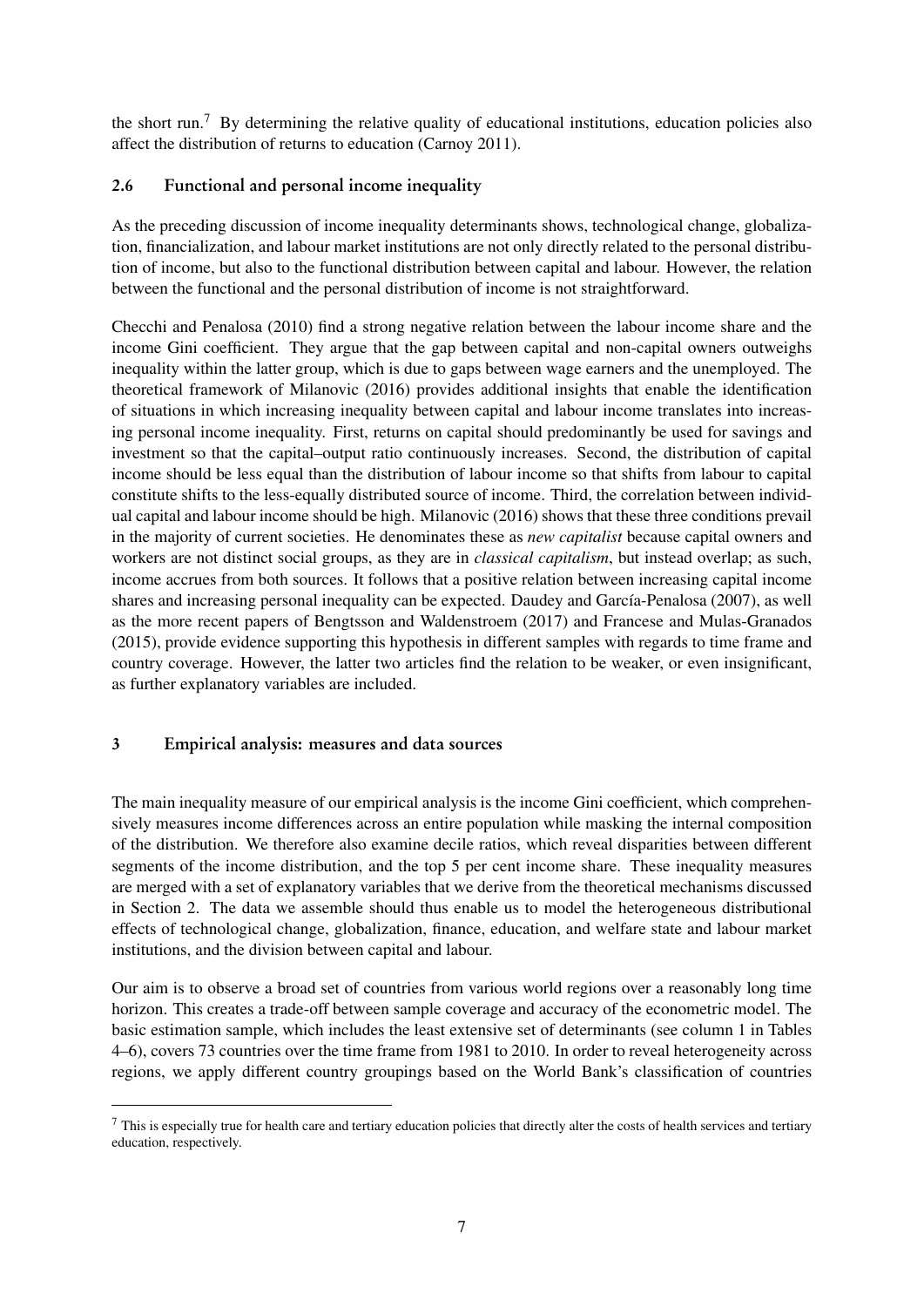the short run.[7] By determining the relative quality of educational institutions, education policies also affect the distribution of returns to education (Carnoy 2011).

### 2.6 Functional and personal income inequality

As the preceding discussion of income inequality determinants shows, technological change, globalization, financialization, and labour market institutions are not only directly related to the personal distribution of income, but also to the functional distribution between capital and labour. However, the relation between the functional and the personal distribution of income is not straightforward.

Checchi and Penalosa (2010) find a strong negative relation between the labour income share and the income Gini coefficient. They argue that the gap between capital and non-capital owners outweighs inequality within the latter group, which is due to gaps between wage earners and the unemployed. The theoretical framework of Milanovic (2016) provides additional insights that enable the identification of situations in which increasing inequality between capital and labour income translates into increasing personal income inequality. First, returns on capital should predominantly be used for savings and investment so that the capital–output ratio continuously increases. Second, the distribution of capital income should be less equal than the distribution of labour income so that shifts from labour to capital constitute shifts to the less-equally distributed source of income. Third, the correlation between individual capital and labour income should be high. Milanovic (2016) shows that these three conditions prevail in the majority of current societies. He denominates these as *new capitalist* because capital owners and workers are not distinct social groups, as they are in *classical capitalism*, but instead overlap; as such, income accrues from both sources. It follows that a positive relation between increasing capital income shares and increasing personal inequality can be expected. Daudey and García-Penalosa (2007), as well as the more recent papers of Bengtsson and Waldenstroem (2017) and Francese and Mulas-Granados (2015), provide evidence supporting this hypothesis in different samples with regards to time frame and country coverage. However, the latter two articles find the relation to be weaker, or even insignificant, as further explanatory variables are included.

## 3 Empirical analysis: measures and data sources

The main inequality measure of our empirical analysis is the income Gini coefficient, which comprehensively measures income differences across an entire population while masking the internal composition of the distribution. We therefore also examine decile ratios, which reveal disparities between different segments of the income distribution, and the top 5 per cent income share. These inequality measures are merged with a set of explanatory variables that we derive from the theoretical mechanisms discussed in Section 2. The data we assemble should thus enable us to model the heterogeneous distributional effects of technological change, globalization, finance, education, and welfare state and labour market institutions, and the division between capital and labour.

Our aim is to observe a broad set of countries from various world regions over a reasonably long time horizon. This creates a trade-off between sample coverage and accuracy of the econometric model. The basic estimation sample, which includes the least extensive set of determinants (see column 1 in Tables 4–6), covers 73 countries over the time frame from 1981 to 2010. In order to reveal heterogeneity across regions, we apply different country groupings based on the World Bank's classification of countries

[7] This is especially true for health care and tertiary education policies that directly alter the costs of health services and tertiary education, respectively.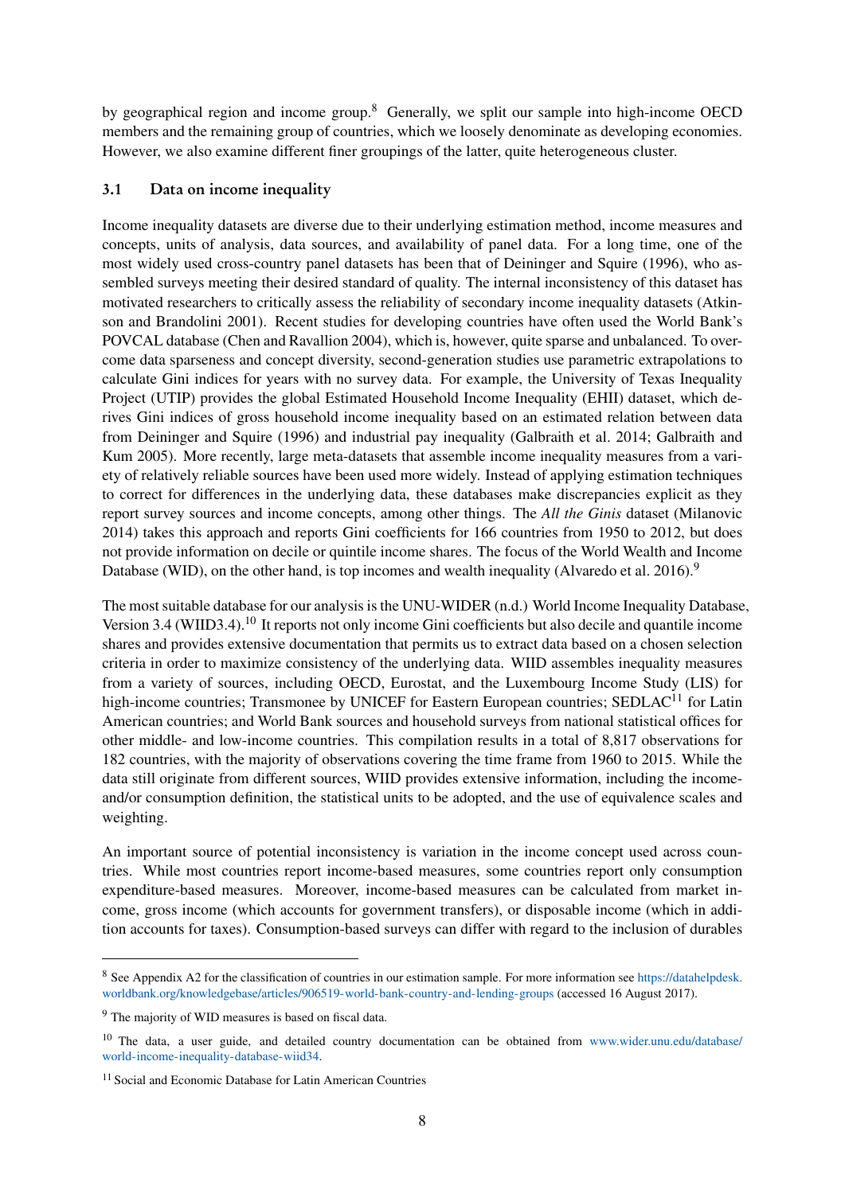by geographical region and income group.[8] Generally, we split our sample into high-income OECD members and the remaining group of countries, which we loosely denominate as developing economies. However, we also examine different finer groupings of the latter, quite heterogeneous cluster.

### 3.1 Data on income inequality

Income inequality datasets are diverse due to their underlying estimation method, income measures and concepts, units of analysis, data sources, and availability of panel data. For a long time, one of the most widely used cross-country panel datasets has been that of Deininger and Squire (1996), who assembled surveys meeting their desired standard of quality. The internal inconsistency of this dataset has motivated researchers to critically assess the reliability of secondary income inequality datasets (Atkinson and Brandolini 2001). Recent studies for developing countries have often used the World Bank's POVCAL database (Chen and Ravallion 2004), which is, however, quite sparse and unbalanced. To overcome data sparseness and concept diversity, second-generation studies use parametric extrapolations to calculate Gini indices for years with no survey data. For example, the University of Texas Inequality Project (UTIP) provides the global Estimated Household Income Inequality (EHII) dataset, which derives Gini indices of gross household income inequality based on an estimated relation between data from Deininger and Squire (1996) and industrial pay inequality (Galbraith et al. 2014; Galbraith and Kum 2005). More recently, large meta-datasets that assemble income inequality measures from a variety of relatively reliable sources have been used more widely. Instead of applying estimation techniques to correct for differences in the underlying data, these databases make discrepancies explicit as they report survey sources and income concepts, among other things. The *All the Ginis* dataset (Milanovic 2014) takes this approach and reports Gini coefficients for 166 countries from 1950 to 2012, but does not provide information on decile or quintile income shares. The focus of the World Wealth and Income Database (WID), on the other hand, is top incomes and wealth inequality (Alvaredo et al. 2016).[9]

The most suitable database for our analysis is the UNU-WIDER (n.d.) World Income Inequality Database, Version 3.4 (WIID3.4).[10] It reports not only income Gini coefficients but also decile and quantile income shares and provides extensive documentation that permits us to extract data based on a chosen selection criteria in order to maximize consistency of the underlying data. WIID assembles inequality measures from a variety of sources, including OECD, Eurostat, and the Luxembourg Income Study (LIS) for high-income countries; Transmonee by UNICEF for Eastern European countries; SEDLAC[11] for Latin American countries; and World Bank sources and household surveys from national statistical offices for other middle- and low-income countries. This compilation results in a total of 8,817 observations for 182 countries, with the majority of observations covering the time frame from 1960 to 2015. While the data still originate from different sources, WIID provides extensive information, including the income-and/or consumption definition, the statistical units to be adopted, and the use of equivalence scales and weighting.

An important source of potential inconsistency is variation in the income concept used across countries. While most countries report income-based measures, some countries report only consumption expenditure-based measures. Moreover, income-based measures can be calculated from market income, gross income (which accounts for government transfers), or disposable income (which in addition accounts for taxes). Consumption-based surveys can differ with regard to the inclusion of durables

---

[8] See Appendix A2 for the classification of countries in our estimation sample. For more information see https://datahelpdesk.worldbank.org/knowledgebase/articles/906519-world-bank-country-and-lending-groups (accessed 16 August 2017).

[9] The majority of WID measures is based on fiscal data.

[10] The data, a user guide, and detailed country documentation can be obtained from www.wider.unu.edu/database/world-income-inequality-database-wiid34.

[11] Social and Economic Database for Latin American Countries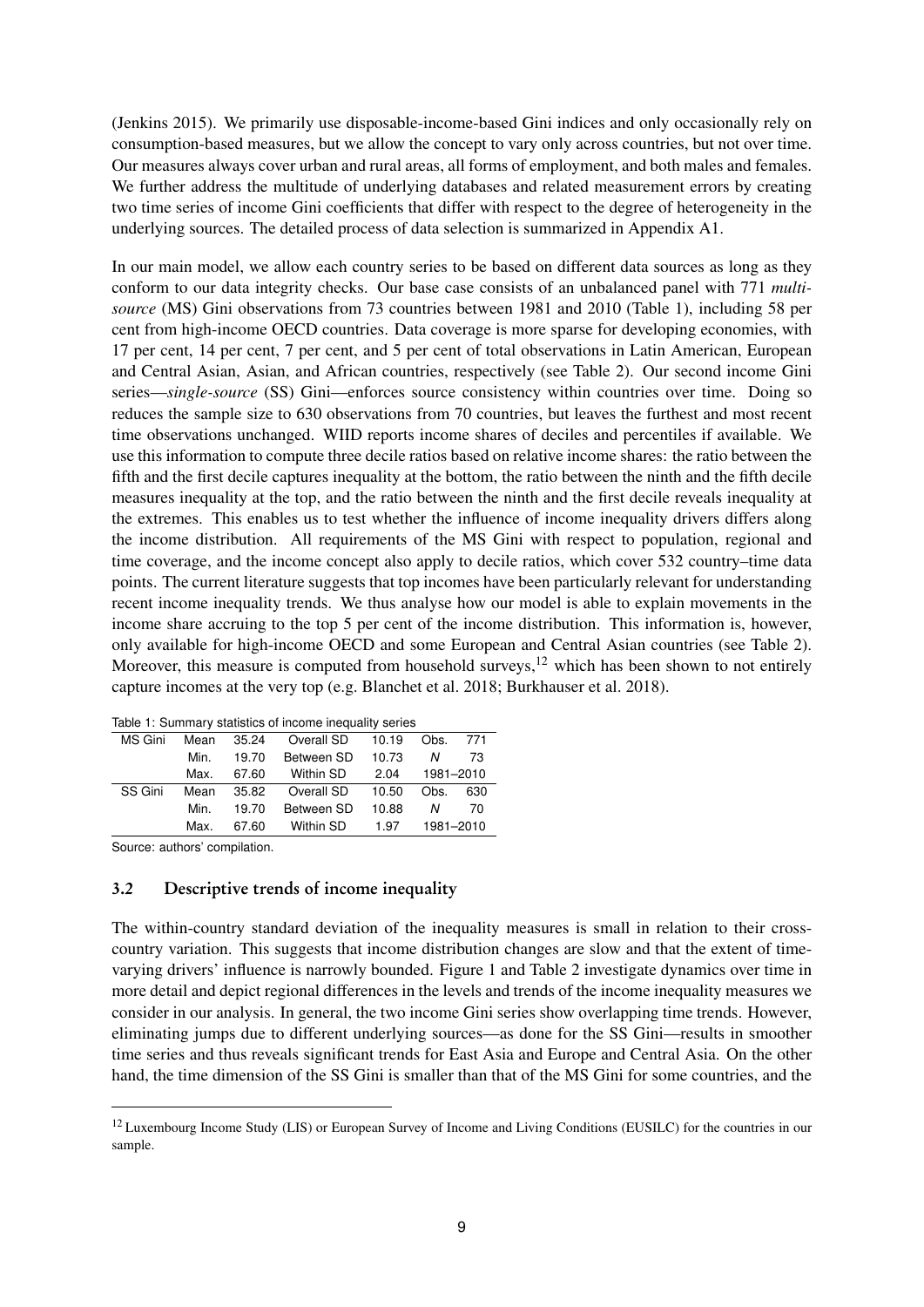(Jenkins 2015). We primarily use disposable-income-based Gini indices and only occasionally rely on consumption-based measures, but we allow the concept to vary only across countries, but not over time. Our measures always cover urban and rural areas, all forms of employment, and both males and females. We further address the multitude of underlying databases and related measurement errors by creating two time series of income Gini coefficients that differ with respect to the degree of heterogeneity in the underlying sources. The detailed process of data selection is summarized in Appendix A1.

In our main model, we allow each country series to be based on different data sources as long as they conform to our data integrity checks. Our base case consists of an unbalanced panel with 771 *multi-source* (MS) Gini observations from 73 countries between 1981 and 2010 (Table 1), including 58 per cent from high-income OECD countries. Data coverage is more sparse for developing economies, with 17 per cent, 14 per cent, 7 per cent, and 5 per cent of total observations in Latin American, European and Central Asian, Asian, and African countries, respectively (see Table 2). Our second income Gini series—*single-source* (SS) Gini—enforces source consistency within countries over time. Doing so reduces the sample size to 630 observations from 70 countries, but leaves the furthest and most recent time observations unchanged. WIID reports income shares of deciles and percentiles if available. We use this information to compute three decile ratios based on relative income shares: the ratio between the fifth and the first decile captures inequality at the bottom, the ratio between the ninth and the fifth decile measures inequality at the top, and the ratio between the ninth and the first decile reveals inequality at the extremes. This enables us to test whether the influence of income inequality drivers differs along the income distribution. All requirements of the MS Gini with respect to population, regional and time coverage, and the income concept also apply to decile ratios, which cover 532 country–time data points. The current literature suggests that top incomes have been particularly relevant for understanding recent income inequality trends. We thus analyse how our model is able to explain movements in the income share accruing to the top 5 per cent of the income distribution. This information is, however, only available for high-income OECD and some European and Central Asian countries (see Table 2). Moreover, this measure is computed from household surveys,[12] which has been shown to not entirely capture incomes at the very top (e.g. Blanchet et al. 2018; Burkhauser et al. 2018).

Table 1: Summary statistics of income inequality series

| | | | | | | |
|---|---|---|---|---|---|---|
| MS Gini | Mean | 35.24 | Overall SD | 10.19 | Obs. | 771 |
| | Min. | 19.70 | Between SD | 10.73 | *N* | 73 |
| | Max. | 67.60 | Within SD | 2.04 | 1981–2010 | |
| SS Gini | Mean | 35.82 | Overall SD | 10.50 | Obs. | 630 |
| | Min. | 19.70 | Between SD | 10.88 | *N* | 70 |
| | Max. | 67.60 | Within SD | 1.97 | 1981–2010 | |

Source: authors' compilation.

### 3.2 Descriptive trends of income inequality

The within-country standard deviation of the inequality measures is small in relation to their cross-country variation. This suggests that income distribution changes are slow and that the extent of time-varying drivers' influence is narrowly bounded. Figure 1 and Table 2 investigate dynamics over time in more detail and depict regional differences in the levels and trends of the income inequality measures we consider in our analysis. In general, the two income Gini series show overlapping time trends. However, eliminating jumps due to different underlying sources—as done for the SS Gini—results in smoother time series and thus reveals significant trends for East Asia and Europe and Central Asia. On the other hand, the time dimension of the SS Gini is smaller than that of the MS Gini for some countries, and the

[12] Luxembourg Income Study (LIS) or European Survey of Income and Living Conditions (EUSILC) for the countries in our sample.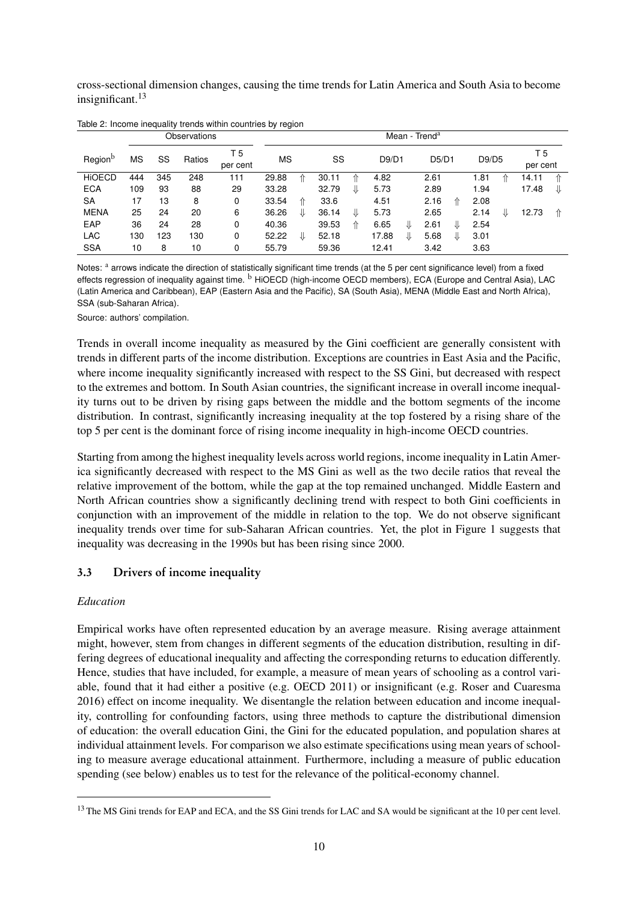cross-sectional dimension changes, causing the time trends for Latin America and South Asia to become insignificant.[13]

Table 2: Income inequality trends within countries by region

| Region[b] | Observations | | | | Mean - Trend[a] | | | | | |
|---|---|---|---|---|---|---|---|---|---|---|
| | MS | SS | Ratios | T 5 per cent | MS | SS | D9/D1 | D5/D1 | D9/D5 | T 5 per cent |
| HiOECD | 444 | 345 | 248 | 111 | 29.88 ⇑ | 30.11 ⇑ | 4.82 | 2.61 | 1.81 ⇑ | 14.11 ⇑ |
| ECA | 109 | 93 | 88 | 29 | 33.28 | 32.79 ⇓ | 5.73 | 2.89 | 1.94 | 17.48 ⇓ |
| SA | 17 | 13 | 8 | 0 | 33.54 ⇑ | 33.6 | 4.51 | 2.16 ⇑ | 2.08 | |
| MENA | 25 | 24 | 20 | 6 | 36.26 ⇓ | 36.14 ⇓ | 5.73 | 2.65 | 2.14 ⇓ | 12.73 ⇑ |
| EAP | 36 | 24 | 28 | 0 | 40.36 | 39.53 ⇑ | 6.65 ⇓ | 2.61 ⇓ | 2.54 | |
| LAC | 130 | 123 | 130 | 0 | 52.22 ⇓ | 52.18 | 17.88 ⇓ | 5.68 ⇓ | 3.01 | |
| SSA | 10 | 8 | 10 | 0 | 55.79 | 59.36 | 12.41 | 3.42 | 3.63 | |

Notes: [a] arrows indicate the direction of statistically significant time trends (at the 5 per cent significance level) from a fixed effects regression of inequality against time. [b] HiOECD (high-income OECD members), ECA (Europe and Central Asia), LAC (Latin America and Caribbean), EAP (Eastern Asia and the Pacific), SA (South Asia), MENA (Middle East and North Africa), SSA (sub-Saharan Africa).

Source: authors' compilation.

Trends in overall income inequality as measured by the Gini coefficient are generally consistent with trends in different parts of the income distribution. Exceptions are countries in East Asia and the Pacific, where income inequality significantly increased with respect to the SS Gini, but decreased with respect to the extremes and bottom. In South Asian countries, the significant increase in overall income inequality turns out to be driven by rising gaps between the middle and the bottom segments of the income distribution. In contrast, significantly increasing inequality at the top fostered by a rising share of the top 5 per cent is the dominant force of rising income inequality in high-income OECD countries.

Starting from among the highest inequality levels across world regions, income inequality in Latin America significantly decreased with respect to the MS Gini as well as the two decile ratios that reveal the relative improvement of the bottom, while the gap at the top remained unchanged. Middle Eastern and North African countries show a significantly declining trend with respect to both Gini coefficients in conjunction with an improvement of the middle in relation to the top. We do not observe significant inequality trends over time for sub-Saharan African countries. Yet, the plot in Figure 1 suggests that inequality was decreasing in the 1990s but has been rising since 2000.

### 3.3 Drivers of income inequality

*Education*

Empirical works have often represented education by an average measure. Rising average attainment might, however, stem from changes in different segments of the education distribution, resulting in differing degrees of educational inequality and affecting the corresponding returns to education differently. Hence, studies that have included, for example, a measure of mean years of schooling as a control variable, found that it had either a positive (e.g. OECD 2011) or insignificant (e.g. Roser and Cuaresma 2016) effect on income inequality. We disentangle the relation between education and income inequality, controlling for confounding factors, using three methods to capture the distributional dimension of education: the overall education Gini, the Gini for the educated population, and population shares at individual attainment levels. For comparison we also estimate specifications using mean years of schooling to measure average educational attainment. Furthermore, including a measure of public education spending (see below) enables us to test for the relevance of the political-economy channel.

[13] The MS Gini trends for EAP and ECA, and the SS Gini trends for LAC and SA would be significant at the 10 per cent level.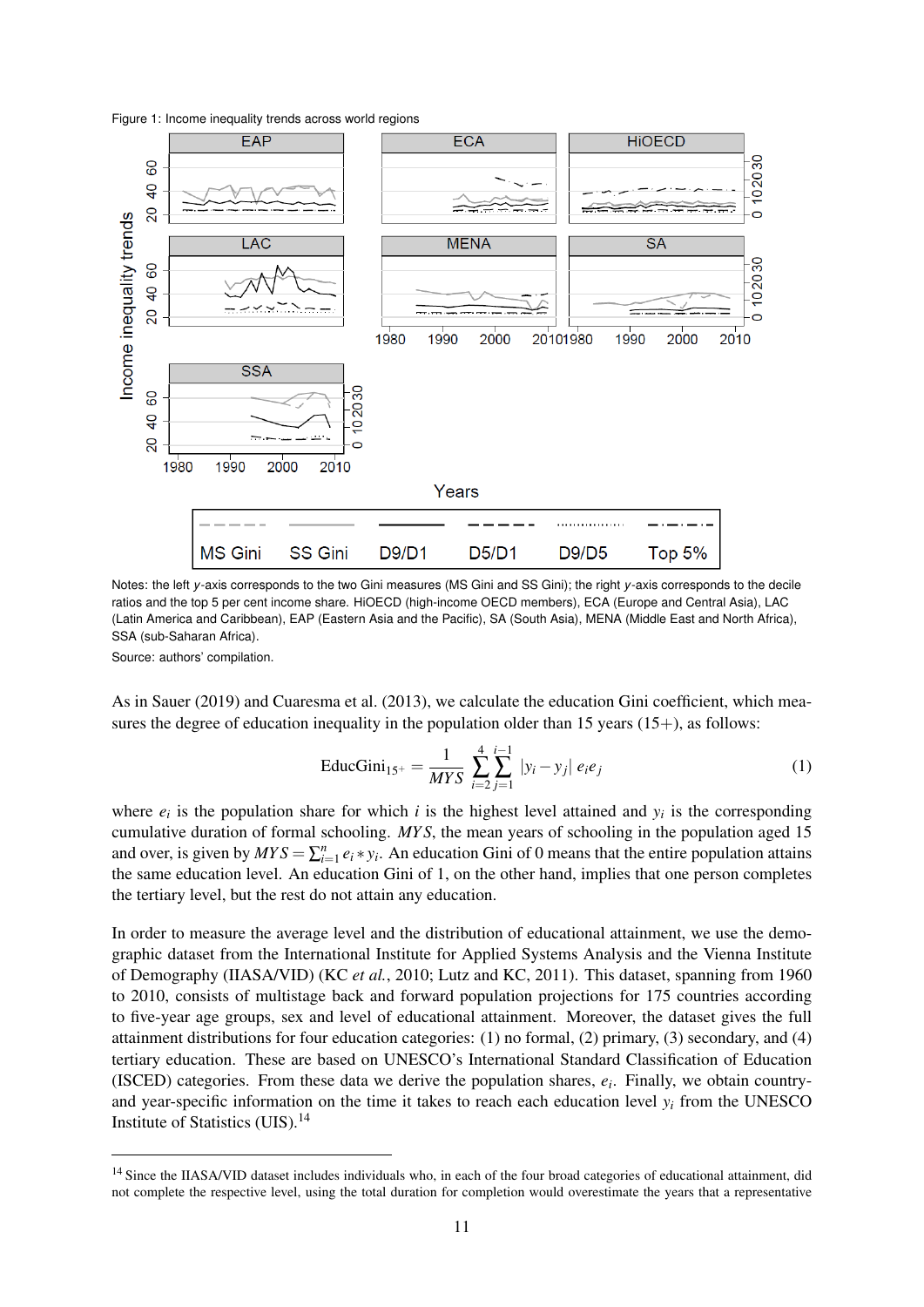Figure 1: Income inequality trends across world regions

Notes: the left $y$-axis corresponds to the two Gini measures (MS Gini and SS Gini); the right $y$-axis corresponds to the decile ratios and the top 5 per cent income share. HiOECD (high-income OECD members), ECA (Europe and Central Asia), LAC (Latin America and Caribbean), EAP (Eastern Asia and the Pacific), SA (South Asia), MENA (Middle East and North Africa), SSA (sub-Saharan Africa).

Source: authors' compilation.

As in Sauer (2019) and Cuaresma et al. (2013), we calculate the education Gini coefficient, which measures the degree of education inequality in the population older than 15 years (15+), as follows:

$$\text{EducGini}_{15^+} = \frac{1}{MYS} \sum_{i=2}^{4} \sum_{j=1}^{i-1} |y_i - y_j| \, e_i e_j \tag{1}$$

where $e_i$ is the population share for which $i$ is the highest level attained and $y_i$ is the corresponding cumulative duration of formal schooling. $MYS$, the mean years of schooling in the population aged 15 and over, is given by $MYS = \sum_{i=1}^{n} e_i * y_i$. An education Gini of 0 means that the entire population attains the same education level. An education Gini of 1, on the other hand, implies that one person completes the tertiary level, but the rest do not attain any education.

In order to measure the average level and the distribution of educational attainment, we use the demographic dataset from the International Institute for Applied Systems Analysis and the Vienna Institute of Demography (IIASA/VID) (KC *et al.*, 2010; Lutz and KC, 2011). This dataset, spanning from 1960 to 2010, consists of multistage back and forward population projections for 175 countries according to five-year age groups, sex and level of educational attainment. Moreover, the dataset gives the full attainment distributions for four education categories: (1) no formal, (2) primary, (3) secondary, and (4) tertiary education. These are based on UNESCO's International Standard Classification of Education (ISCED) categories. From these data we derive the population shares, $e_i$. Finally, we obtain country- and year-specific information on the time it takes to reach each education level $y_i$ from the UNESCO Institute of Statistics (UIS).[14]

[14] Since the IIASA/VID dataset includes individuals who, in each of the four broad categories of educational attainment, did not complete the respective level, using the total duration for completion would overestimate the years that a representative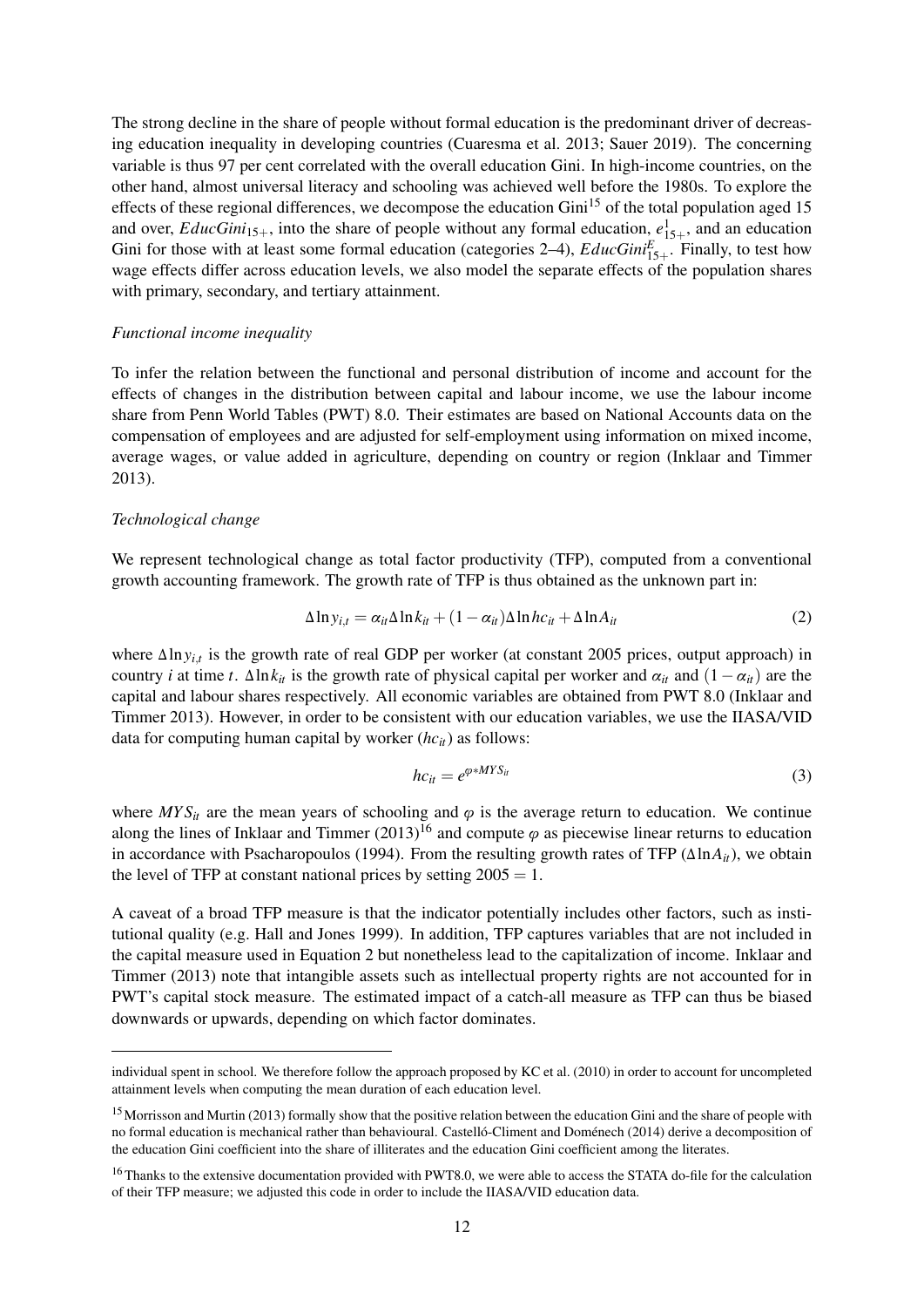The strong decline in the share of people without formal education is the predominant driver of decreasing education inequality in developing countries (Cuaresma et al. 2013; Sauer 2019). The concerning variable is thus 97 per cent correlated with the overall education Gini. In high-income countries, on the other hand, almost universal literacy and schooling was achieved well before the 1980s. To explore the effects of these regional differences, we decompose the education Gini[15] of the total population aged 15 and over, $EducGini_{15+}$, into the share of people without any formal education, $e^{1}_{15+}$, and an education Gini for those with at least some formal education (categories 2–4), $EducGini^{E}_{15+}$. Finally, to test how wage effects differ across education levels, we also model the separate effects of the population shares with primary, secondary, and tertiary attainment.

*Functional income inequality*

To infer the relation between the functional and personal distribution of income and account for the effects of changes in the distribution between capital and labour income, we use the labour income share from Penn World Tables (PWT) 8.0. Their estimates are based on National Accounts data on the compensation of employees and are adjusted for self-employment using information on mixed income, average wages, or value added in agriculture, depending on country or region (Inklaar and Timmer 2013).

*Technological change*

We represent technological change as total factor productivity (TFP), computed from a conventional growth accounting framework. The growth rate of TFP is thus obtained as the unknown part in:

$$\Delta \ln y_{i,t} = \alpha_{it} \Delta \ln k_{it} + (1 - \alpha_{it}) \Delta \ln hc_{it} + \Delta \ln A_{it} \tag{2}$$

where $\Delta \ln y_{i,t}$ is the growth rate of real GDP per worker (at constant 2005 prices, output approach) in country $i$ at time $t$. $\Delta \ln k_{it}$ is the growth rate of physical capital per worker and $\alpha_{it}$ and $(1 - \alpha_{it})$ are the capital and labour shares respectively. All economic variables are obtained from PWT 8.0 (Inklaar and Timmer 2013). However, in order to be consistent with our education variables, we use the IIASA/VID data for computing human capital by worker ($hc_{it}$) as follows:

$$hc_{it} = e^{\varphi * MYS_{it}} \tag{3}$$

where $MYS_{it}$ are the mean years of schooling and $\varphi$ is the average return to education. We continue along the lines of Inklaar and Timmer (2013)[16] and compute $\varphi$ as piecewise linear returns to education in accordance with Psacharopoulos (1994). From the resulting growth rates of TFP ($\Delta \ln A_{it}$), we obtain the level of TFP at constant national prices by setting $2005 = 1$.

A caveat of a broad TFP measure is that the indicator potentially includes other factors, such as institutional quality (e.g. Hall and Jones 1999). In addition, TFP captures variables that are not included in the capital measure used in Equation 2 but nonetheless lead to the capitalization of income. Inklaar and Timmer (2013) note that intangible assets such as intellectual property rights are not accounted for in PWT's capital stock measure. The estimated impact of a catch-all measure as TFP can thus be biased downwards or upwards, depending on which factor dominates.

---

individual spent in school. We therefore follow the approach proposed by KC et al. (2010) in order to account for uncompleted attainment levels when computing the mean duration of each education level.

[15] Morrisson and Murtin (2013) formally show that the positive relation between the education Gini and the share of people with no formal education is mechanical rather than behavioural. Castelló-Climent and Doménech (2014) derive a decomposition of the education Gini coefficient into the share of illiterates and the education Gini coefficient among the literates.

[16] Thanks to the extensive documentation provided with PWT8.0, we were able to access the STATA do-file for the calculation of their TFP measure; we adjusted this code in order to include the IIASA/VID education data.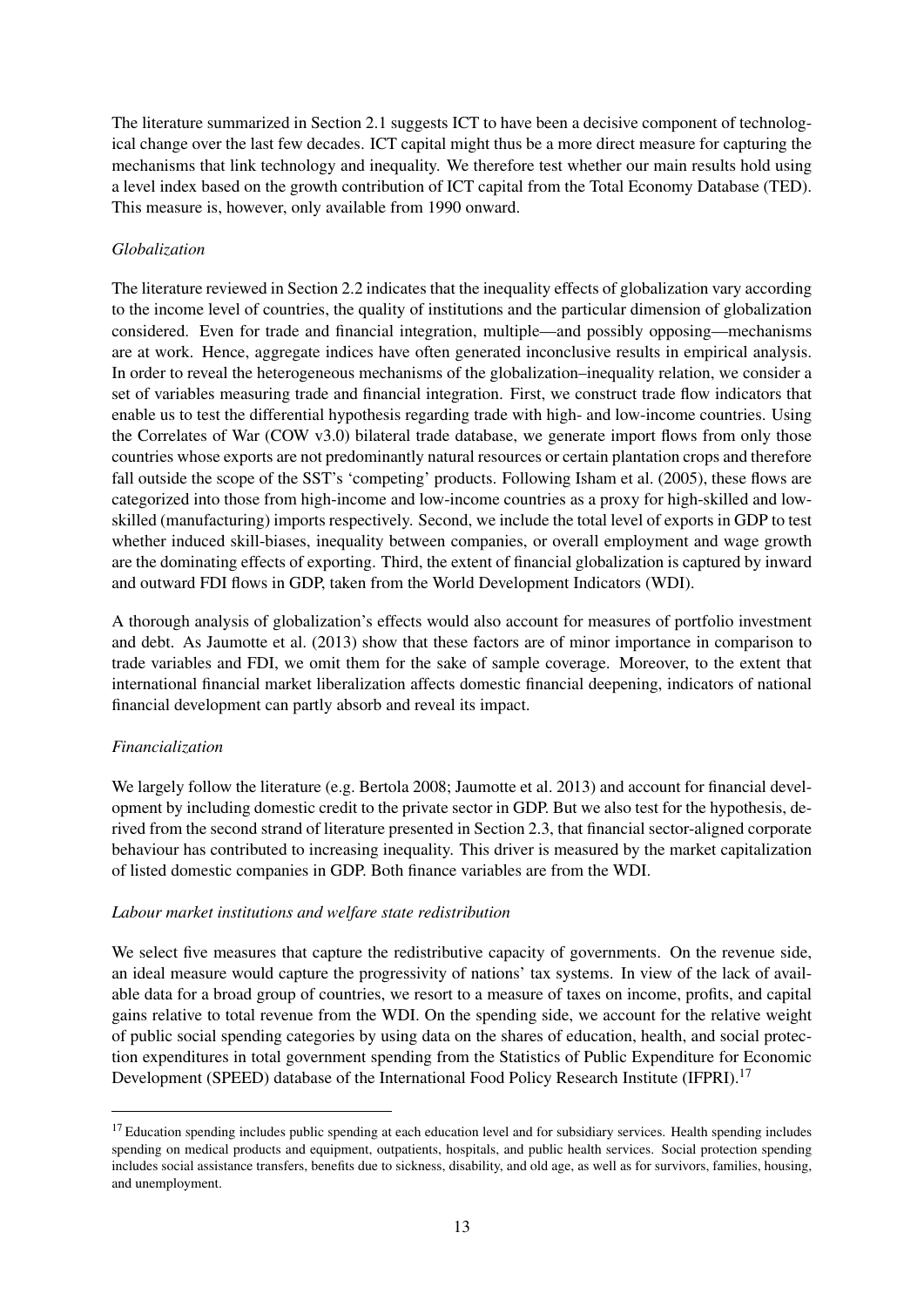The literature summarized in Section 2.1 suggests ICT to have been a decisive component of technological change over the last few decades. ICT capital might thus be a more direct measure for capturing the mechanisms that link technology and inequality. We therefore test whether our main results hold using a level index based on the growth contribution of ICT capital from the Total Economy Database (TED). This measure is, however, only available from 1990 onward.

*Globalization*

The literature reviewed in Section 2.2 indicates that the inequality effects of globalization vary according to the income level of countries, the quality of institutions and the particular dimension of globalization considered. Even for trade and financial integration, multiple—and possibly opposing—mechanisms are at work. Hence, aggregate indices have often generated inconclusive results in empirical analysis. In order to reveal the heterogeneous mechanisms of the globalization–inequality relation, we consider a set of variables measuring trade and financial integration. First, we construct trade flow indicators that enable us to test the differential hypothesis regarding trade with high- and low-income countries. Using the Correlates of War (COW v3.0) bilateral trade database, we generate import flows from only those countries whose exports are not predominantly natural resources or certain plantation crops and therefore fall outside the scope of the SST's 'competing' products. Following Isham et al. (2005), these flows are categorized into those from high-income and low-income countries as a proxy for high-skilled and low-skilled (manufacturing) imports respectively. Second, we include the total level of exports in GDP to test whether induced skill-biases, inequality between companies, or overall employment and wage growth are the dominating effects of exporting. Third, the extent of financial globalization is captured by inward and outward FDI flows in GDP, taken from the World Development Indicators (WDI).

A thorough analysis of globalization's effects would also account for measures of portfolio investment and debt. As Jaumotte et al. (2013) show that these factors are of minor importance in comparison to trade variables and FDI, we omit them for the sake of sample coverage. Moreover, to the extent that international financial market liberalization affects domestic financial deepening, indicators of national financial development can partly absorb and reveal its impact.

*Financialization*

We largely follow the literature (e.g. Bertola 2008; Jaumotte et al. 2013) and account for financial development by including domestic credit to the private sector in GDP. But we also test for the hypothesis, derived from the second strand of literature presented in Section 2.3, that financial sector-aligned corporate behaviour has contributed to increasing inequality. This driver is measured by the market capitalization of listed domestic companies in GDP. Both finance variables are from the WDI.

*Labour market institutions and welfare state redistribution*

We select five measures that capture the redistributive capacity of governments. On the revenue side, an ideal measure would capture the progressivity of nations' tax systems. In view of the lack of available data for a broad group of countries, we resort to a measure of taxes on income, profits, and capital gains relative to total revenue from the WDI. On the spending side, we account for the relative weight of public social spending categories by using data on the shares of education, health, and social protection expenditures in total government spending from the Statistics of Public Expenditure for Economic Development (SPEED) database of the International Food Policy Research Institute (IFPRI).[17]

[17] Education spending includes public spending at each education level and for subsidiary services. Health spending includes spending on medical products and equipment, outpatients, hospitals, and public health services. Social protection spending includes social assistance transfers, benefits due to sickness, disability, and old age, as well as for survivors, families, housing, and unemployment.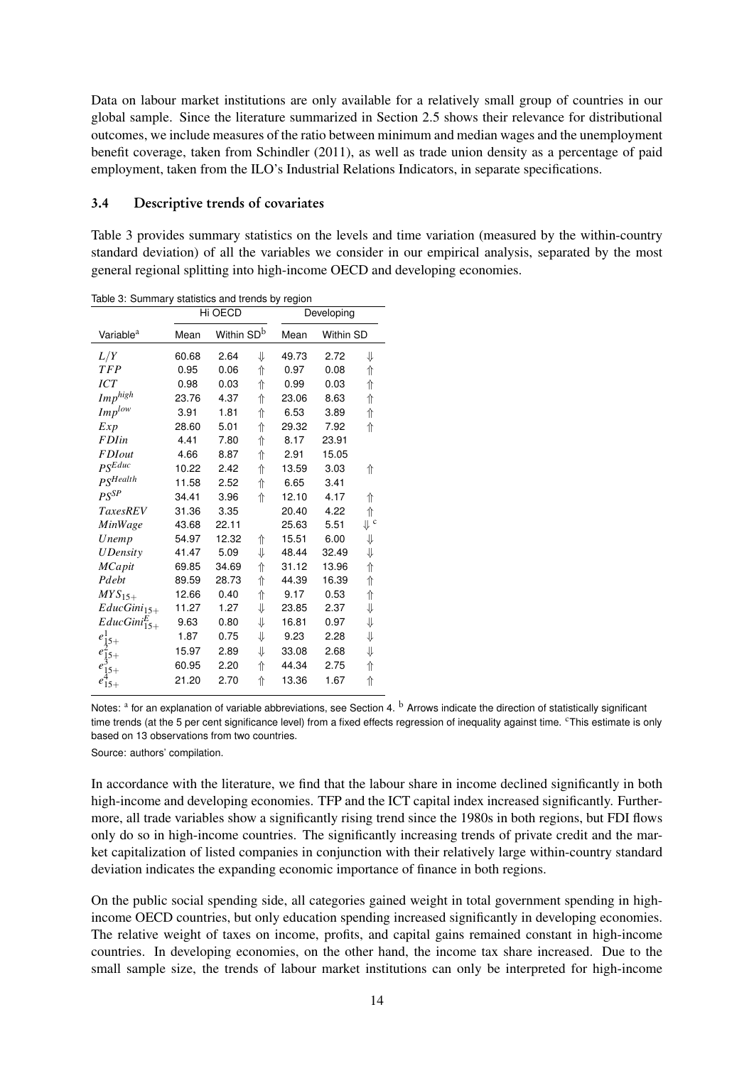Data on labour market institutions are only available for a relatively small group of countries in our global sample. Since the literature summarized in Section 2.5 shows their relevance for distributional outcomes, we include measures of the ratio between minimum and median wages and the unemployment benefit coverage, taken from Schindler (2011), as well as trade union density as a percentage of paid employment, taken from the ILO's Industrial Relations Indicators, in separate specifications.

### 3.4 Descriptive trends of covariates

Table 3 provides summary statistics on the levels and time variation (measured by the within-country standard deviation) of all the variables we consider in our empirical analysis, separated by the most general regional splitting into high-income OECD and developing economies.

Table 3: Summary statistics and trends by region

| | Hi OECD | | | Developing | | |
|---|---|---|---|---|---|---|
| Variable[a] | Mean | Within SD[b] | | Mean | Within SD | |
| $L/Y$ | 60.68 | 2.64 | ⇓ | 49.73 | 2.72 | ⇓ |
| $TFP$ | 0.95 | 0.06 | ⇑ | 0.97 | 0.08 | ⇑ |
| $ICT$ | 0.98 | 0.03 | ⇑ | 0.99 | 0.03 | ⇑ |
| $Imp^{high}$ | 23.76 | 4.37 | ⇑ | 23.06 | 8.63 | ⇑ |
| $Imp^{low}$ | 3.91 | 1.81 | ⇑ | 6.53 | 3.89 | ⇑ |
| $Exp$ | 28.60 | 5.01 | ⇑ | 29.32 | 7.92 | ⇑ |
| $FDIin$ | 4.41 | 7.80 | ⇑ | 8.17 | 23.91 | |
| $FDIout$ | 4.66 | 8.87 | ⇑ | 2.91 | 15.05 | |
| $PS^{Educ}$ | 10.22 | 2.42 | ⇑ | 13.59 | 3.03 | ⇑ |
| $PS^{Health}$ | 11.58 | 2.52 | ⇑ | 6.65 | 3.41 | |
| $PS^{SP}$ | 34.41 | 3.96 | ⇑ | 12.10 | 4.17 | ⇑ |
| $TaxesREV$ | 31.36 | 3.35 | | 20.40 | 4.22 | ⇑ |
| $MinWage$ | 43.68 | 22.11 | | 25.63 | 5.51 | ⇓[c] |
| $Unemp$ | 54.97 | 12.32 | ⇑ | 15.51 | 6.00 | ⇓ |
| $UDensity$ | 41.47 | 5.09 | ⇓ | 48.44 | 32.49 | ⇓ |
| $MCapit$ | 69.85 | 34.69 | ⇑ | 31.12 | 13.96 | ⇑ |
| $Pdebt$ | 89.59 | 28.73 | ⇑ | 44.39 | 16.39 | ⇑ |
| $MYS_{15+}$ | 12.66 | 0.40 | ⇑ | 9.17 | 0.53 | ⇑ |
| $EducGini_{15+}$ | 11.27 | 1.27 | ⇓ | 23.85 | 2.37 | ⇓ |
| $EducGini^{E}_{15+}$ | 9.63 | 0.80 | ⇓ | 16.81 | 0.97 | ⇓ |
| $e^{1}_{15+}$ | 1.87 | 0.75 | ⇓ | 9.23 | 2.28 | ⇓ |
| $e^{2}_{15+}$ | 15.97 | 2.89 | ⇓ | 33.08 | 2.68 | ⇓ |
| $e^{3}_{15+}$ | 60.95 | 2.20 | ⇑ | 44.34 | 2.75 | ⇑ |
| $e^{4}_{15+}$ | 21.20 | 2.70 | ⇑ | 13.36 | 1.67 | ⇑ |

Notes: [a] for an explanation of variable abbreviations, see Section 4. [b] Arrows indicate the direction of statistically significant time trends (at the 5 per cent significance level) from a fixed effects regression of inequality against time. [c] This estimate is only based on 13 observations from two countries.

Source: authors' compilation.

In accordance with the literature, we find that the labour share in income declined significantly in both high-income and developing economies. TFP and the ICT capital index increased significantly. Furthermore, all trade variables show a significantly rising trend since the 1980s in both regions, but FDI flows only do so in high-income countries. The significantly increasing trends of private credit and the market capitalization of listed companies in conjunction with their relatively large within-country standard deviation indicates the expanding economic importance of finance in both regions.

On the public social spending side, all categories gained weight in total government spending in high-income OECD countries, but only education spending increased significantly in developing economies. The relative weight of taxes on income, profits, and capital gains remained constant in high-income countries. In developing economies, on the other hand, the income tax share increased. Due to the small sample size, the trends of labour market institutions can only be interpreted for high-income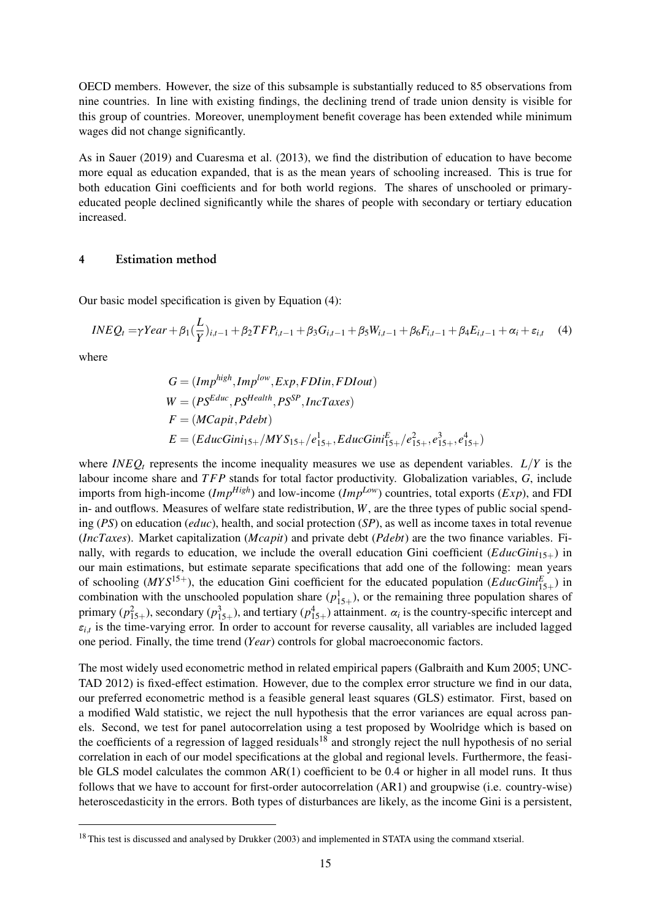OECD members. However, the size of this subsample is substantially reduced to 85 observations from nine countries. In line with existing findings, the declining trend of trade union density is visible for this group of countries. Moreover, unemployment benefit coverage has been extended while minimum wages did not change significantly.

As in Sauer (2019) and Cuaresma et al. (2013), we find the distribution of education to have become more equal as education expanded, that is as the mean years of schooling increased. This is true for both education Gini coefficients and for both world regions. The shares of unschooled or primary-educated people declined significantly while the shares of people with secondary or tertiary education increased.

## 4 Estimation method

Our basic model specification is given by Equation (4):

$$INEQ_t = \gamma Year + \beta_1 (\frac{L}{Y})_{i,t-1} + \beta_2 TFP_{i,t-1} + \beta_3 G_{i,t-1} + \beta_5 W_{i,t-1} + \beta_6 F_{i,t-1} + \beta_4 E_{i,t-1} + \alpha_i + \varepsilon_{i,t} \quad (4)$$

where

$$G = (Imp^{high}, Imp^{low}, Exp, FDIin, FDIout)$$
$$W = (PS^{Educ}, PS^{Health}, PS^{SP}, IncTaxes)$$
$$F = (MCapit, Pdebt)$$
$$E = (EducGini_{15+}/MYS_{15+}/e^1_{15+}, EducGini^E_{15+}/e^2_{15+}, e^3_{15+}, e^4_{15+})$$

where $INEQ_t$ represents the income inequality measures we use as dependent variables. $L/Y$ is the labour income share and $TFP$ stands for total factor productivity. Globalization variables, $G$, include imports from high-income ($Imp^{High}$) and low-income ($Imp^{Low}$) countries, total exports ($Exp$), and FDI in- and outflows. Measures of welfare state redistribution, $W$, are the three types of public social spending ($PS$) on education ($educ$), health, and social protection ($SP$), as well as income taxes in total revenue ($IncTaxes$). Market capitalization ($Mcapit$) and private debt ($Pdebt$) are the two finance variables. Finally, with regards to education, we include the overall education Gini coefficient ($EducGini_{15+}$) in our main estimations, but estimate separate specifications that add one of the following: mean years of schooling ($MYS^{15+}$), the education Gini coefficient for the educated population ($EducGini^E_{15+}$) in combination with the unschooled population share ($p^1_{15+}$), or the remaining three population shares of primary ($p^2_{15+}$), secondary ($p^3_{15+}$), and tertiary ($p^4_{15+}$) attainment. $\alpha_i$ is the country-specific intercept and $\varepsilon_{i,t}$ is the time-varying error. In order to account for reverse causality, all variables are included lagged one period. Finally, the time trend ($Year$) controls for global macroeconomic factors.

The most widely used econometric method in related empirical papers (Galbraith and Kum 2005; UNCTAD 2012) is fixed-effect estimation. However, due to the complex error structure we find in our data, our preferred econometric method is a feasible general least squares (GLS) estimator. First, based on a modified Wald statistic, we reject the null hypothesis that the error variances are equal across panels. Second, we test for panel autocorrelation using a test proposed by Woolridge which is based on the coefficients of a regression of lagged residuals[18] and strongly reject the null hypothesis of no serial correlation in each of our model specifications at the global and regional levels. Furthermore, the feasible GLS model calculates the common AR(1) coefficient to be 0.4 or higher in all model runs. It thus follows that we have to account for first-order autocorrelation (AR1) and groupwise (i.e. country-wise) heteroscedasticity in the errors. Both types of disturbances are likely, as the income Gini is a persistent,

[18] This test is discussed and analysed by Drukker (2003) and implemented in STATA using the command xtserial.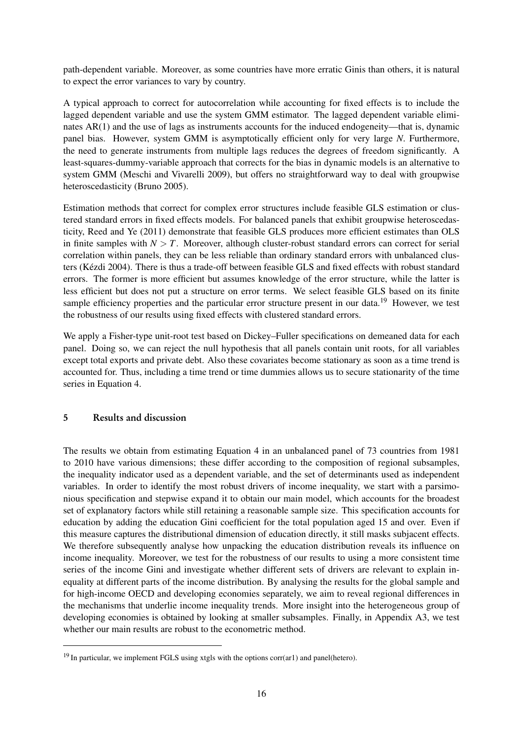path-dependent variable. Moreover, as some countries have more erratic Ginis than others, it is natural to expect the error variances to vary by country.

A typical approach to correct for autocorrelation while accounting for fixed effects is to include the lagged dependent variable and use the system GMM estimator. The lagged dependent variable eliminates AR(1) and the use of lags as instruments accounts for the induced endogeneity—that is, dynamic panel bias. However, system GMM is asymptotically efficient only for very large $N$. Furthermore, the need to generate instruments from multiple lags reduces the degrees of freedom significantly. A least-squares-dummy-variable approach that corrects for the bias in dynamic models is an alternative to system GMM (Meschi and Vivarelli 2009), but offers no straightforward way to deal with groupwise heteroscedasticity (Bruno 2005).

Estimation methods that correct for complex error structures include feasible GLS estimation or clustered standard errors in fixed effects models. For balanced panels that exhibit groupwise heteroscedasticity, Reed and Ye (2011) demonstrate that feasible GLS produces more efficient estimates than OLS in finite samples with $N > T$. Moreover, although cluster-robust standard errors can correct for serial correlation within panels, they can be less reliable than ordinary standard errors with unbalanced clusters (Kézdi 2004). There is thus a trade-off between feasible GLS and fixed effects with robust standard errors. The former is more efficient but assumes knowledge of the error structure, while the latter is less efficient but does not put a structure on error terms. We select feasible GLS based on its finite sample efficiency properties and the particular error structure present in our data.[19] However, we test the robustness of our results using fixed effects with clustered standard errors.

We apply a Fisher-type unit-root test based on Dickey–Fuller specifications on demeaned data for each panel. Doing so, we can reject the null hypothesis that all panels contain unit roots, for all variables except total exports and private debt. Also these covariates become stationary as soon as a time trend is accounted for. Thus, including a time trend or time dummies allows us to secure stationarity of the time series in Equation 4.

## 5 Results and discussion

The results we obtain from estimating Equation 4 in an unbalanced panel of 73 countries from 1981 to 2010 have various dimensions; these differ according to the composition of regional subsamples, the inequality indicator used as a dependent variable, and the set of determinants used as independent variables. In order to identify the most robust drivers of income inequality, we start with a parsimonious specification and stepwise expand it to obtain our main model, which accounts for the broadest set of explanatory factors while still retaining a reasonable sample size. This specification accounts for education by adding the education Gini coefficient for the total population aged 15 and over. Even if this measure captures the distributional dimension of education directly, it still masks subjacent effects. We therefore subsequently analyse how unpacking the education distribution reveals its influence on income inequality. Moreover, we test for the robustness of our results to using a more consistent time series of the income Gini and investigate whether different sets of drivers are relevant to explain inequality at different parts of the income distribution. By analysing the results for the global sample and for high-income OECD and developing economies separately, we aim to reveal regional differences in the mechanisms that underlie income inequality trends. More insight into the heterogeneous group of developing economies is obtained by looking at smaller subsamples. Finally, in Appendix A3, we test whether our main results are robust to the econometric method.

---

[19] In particular, we implement FGLS using xtgls with the options corr(ar1) and panel(hetero).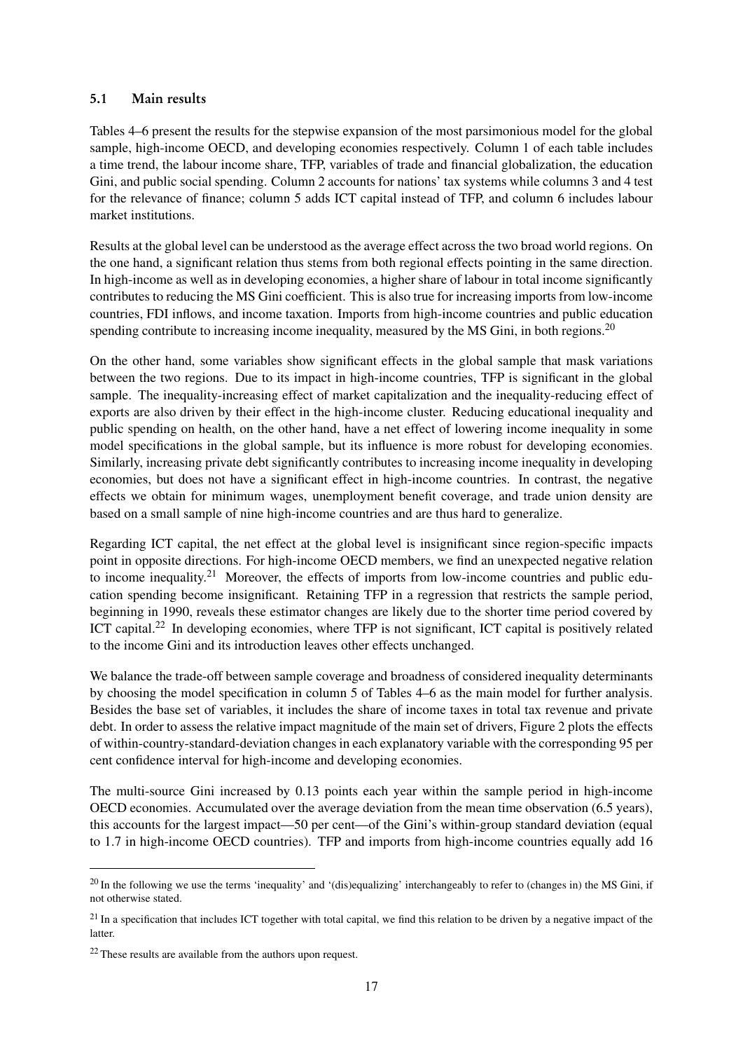### 5.1 Main results

Tables 4–6 present the results for the stepwise expansion of the most parsimonious model for the global sample, high-income OECD, and developing economies respectively. Column 1 of each table includes a time trend, the labour income share, TFP, variables of trade and financial globalization, the education Gini, and public social spending. Column 2 accounts for nations' tax systems while columns 3 and 4 test for the relevance of finance; column 5 adds ICT capital instead of TFP, and column 6 includes labour market institutions.

Results at the global level can be understood as the average effect across the two broad world regions. On the one hand, a significant relation thus stems from both regional effects pointing in the same direction. In high-income as well as in developing economies, a higher share of labour in total income significantly contributes to reducing the MS Gini coefficient. This is also true for increasing imports from low-income countries, FDI inflows, and income taxation. Imports from high-income countries and public education spending contribute to increasing income inequality, measured by the MS Gini, in both regions.[20]

On the other hand, some variables show significant effects in the global sample that mask variations between the two regions. Due to its impact in high-income countries, TFP is significant in the global sample. The inequality-increasing effect of market capitalization and the inequality-reducing effect of exports are also driven by their effect in the high-income cluster. Reducing educational inequality and public spending on health, on the other hand, have a net effect of lowering income inequality in some model specifications in the global sample, but its influence is more robust for developing economies. Similarly, increasing private debt significantly contributes to increasing income inequality in developing economies, but does not have a significant effect in high-income countries. In contrast, the negative effects we obtain for minimum wages, unemployment benefit coverage, and trade union density are based on a small sample of nine high-income countries and are thus hard to generalize.

Regarding ICT capital, the net effect at the global level is insignificant since region-specific impacts point in opposite directions. For high-income OECD members, we find an unexpected negative relation to income inequality.[21] Moreover, the effects of imports from low-income countries and public education spending become insignificant. Retaining TFP in a regression that restricts the sample period, beginning in 1990, reveals these estimator changes are likely due to the shorter time period covered by ICT capital.[22] In developing economies, where TFP is not significant, ICT capital is positively related to the income Gini and its introduction leaves other effects unchanged.

We balance the trade-off between sample coverage and broadness of considered inequality determinants by choosing the model specification in column 5 of Tables 4–6 as the main model for further analysis. Besides the base set of variables, it includes the share of income taxes in total tax revenue and private debt. In order to assess the relative impact magnitude of the main set of drivers, Figure 2 plots the effects of within-country-standard-deviation changes in each explanatory variable with the corresponding 95 per cent confidence interval for high-income and developing economies.

The multi-source Gini increased by 0.13 points each year within the sample period in high-income OECD economies. Accumulated over the average deviation from the mean time observation (6.5 years), this accounts for the largest impact—50 per cent—of the Gini's within-group standard deviation (equal to 1.7 in high-income OECD countries). TFP and imports from high-income countries equally add 16

---

[20] In the following we use the terms 'inequality' and '(dis)equalizing' interchangeably to refer to (changes in) the MS Gini, if not otherwise stated.

[21] In a specification that includes ICT together with total capital, we find this relation to be driven by a negative impact of the latter.

[22] These results are available from the authors upon request.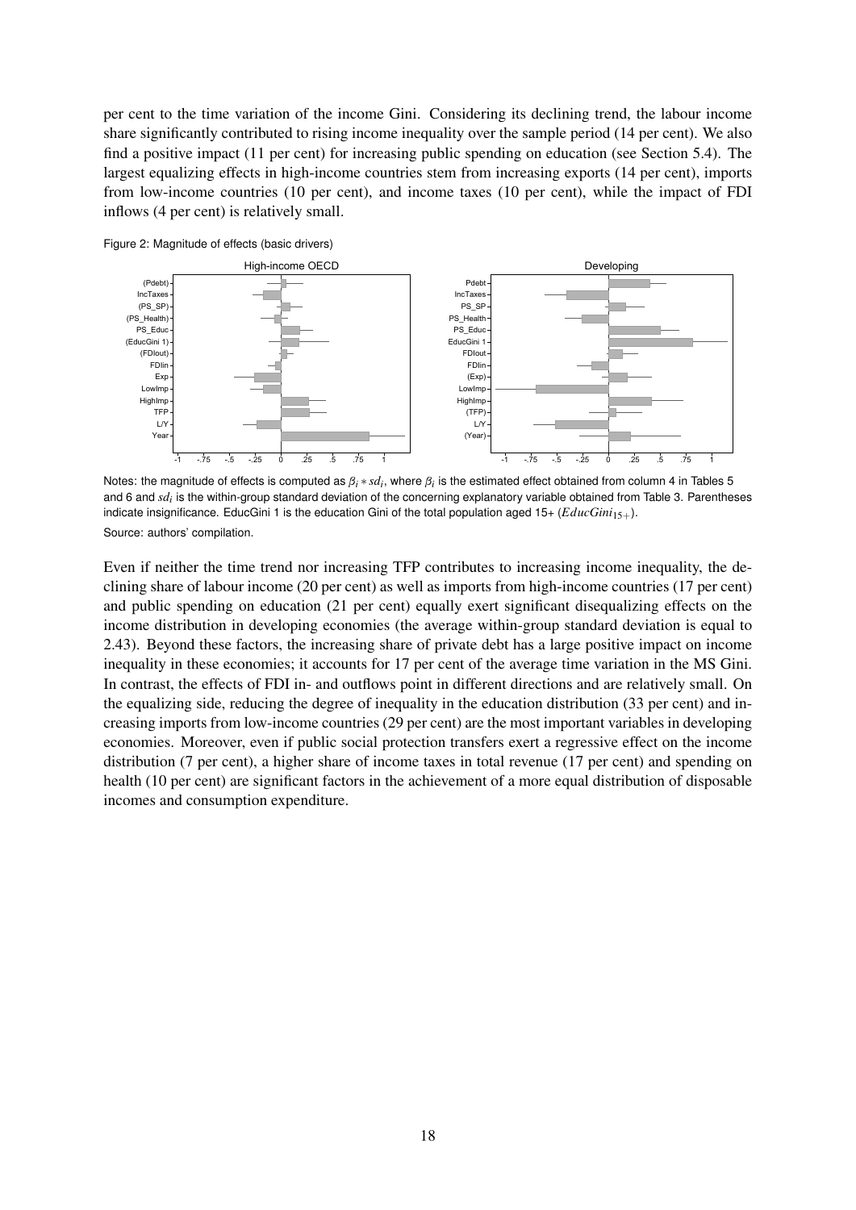per cent to the time variation of the income Gini. Considering its declining trend, the labour income share significantly contributed to rising income inequality over the sample period (14 per cent). We also find a positive impact (11 per cent) for increasing public spending on education (see Section 5.4). The largest equalizing effects in high-income countries stem from increasing exports (14 per cent), imports from low-income countries (10 per cent), and income taxes (10 per cent), while the impact of FDI inflows (4 per cent) is relatively small.

Figure 2: Magnitude of effects (basic drivers)

Notes: the magnitude of effects is computed as $\beta_i * sd_i$, where $\beta_i$ is the estimated effect obtained from column 4 in Tables 5 and 6 and $sd_i$ is the within-group standard deviation of the concerning explanatory variable obtained from Table 3. Parentheses indicate insignificance. EducGini 1 is the education Gini of the total population aged 15+ ($EducGini_{15+}$).

Source: authors' compilation.

Even if neither the time trend nor increasing TFP contributes to increasing income inequality, the declining share of labour income (20 per cent) as well as imports from high-income countries (17 per cent) and public spending on education (21 per cent) equally exert significant disequalizing effects on the income distribution in developing economies (the average within-group standard deviation is equal to 2.43). Beyond these factors, the increasing share of private debt has a large positive impact on income inequality in these economies; it accounts for 17 per cent of the average time variation in the MS Gini. In contrast, the effects of FDI in- and outflows point in different directions and are relatively small. On the equalizing side, reducing the degree of inequality in the education distribution (33 per cent) and increasing imports from low-income countries (29 per cent) are the most important variables in developing economies. Moreover, even if public social protection transfers exert a regressive effect on the income distribution (7 per cent), a higher share of income taxes in total revenue (17 per cent) and spending on health (10 per cent) are significant factors in the achievement of a more equal distribution of disposable incomes and consumption expenditure.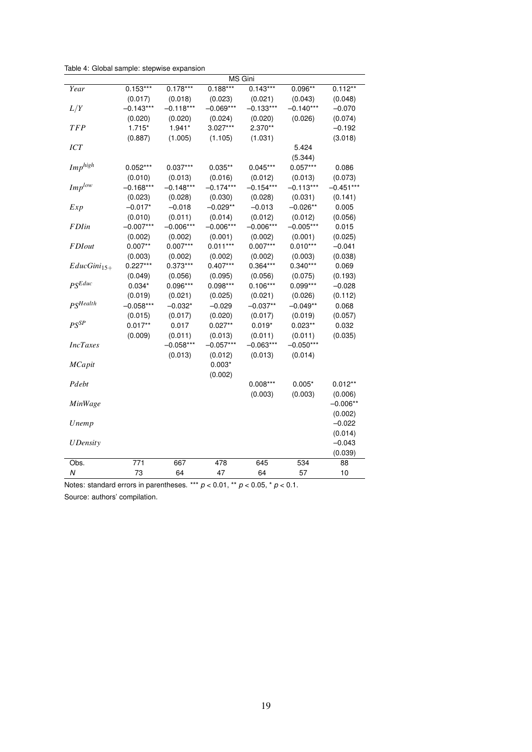Table 4: Global sample: stepwise expansion

| | MS Gini | | | | | |
|---|---|---|---|---|---|---|
| *Year* | 0.153*** | 0.178*** | 0.188*** | 0.143*** | 0.096** | 0.112** |
| | (0.017) | (0.018) | (0.023) | (0.021) | (0.043) | (0.048) |
| *L/Y* | −0.143*** | −0.118*** | −0.069*** | −0.133*** | −0.140*** | −0.070 |
| | (0.020) | (0.020) | (0.024) | (0.020) | (0.026) | (0.074) |
| *TFP* | 1.715* | 1.941* | 3.027*** | 2.370** | | −0.192 |
| | (0.887) | (1.005) | (1.105) | (1.031) | | (3.018) |
| *ICT* | | | | | 5.424 | |
| | | | | | (5.344) | |
| $Imp^{high}$ | 0.052*** | 0.037*** | 0.035** | 0.045*** | 0.057*** | 0.086 |
| | (0.010) | (0.013) | (0.016) | (0.012) | (0.013) | (0.073) |
| $Imp^{low}$ | −0.168*** | −0.148*** | −0.174*** | −0.154*** | −0.113*** | −0.451*** |
| | (0.023) | (0.028) | (0.030) | (0.028) | (0.031) | (0.141) |
| *Exp* | −0.017* | −0.018 | −0.029** | −0.013 | −0.026** | 0.005 |
| | (0.010) | (0.011) | (0.014) | (0.012) | (0.012) | (0.056) |
| *FDIin* | −0.007*** | −0.006*** | −0.006*** | −0.006*** | −0.005*** | 0.015 |
| | (0.002) | (0.002) | (0.001) | (0.002) | (0.001) | (0.025) |
| *FDIout* | 0.007** | 0.007*** | 0.011*** | 0.007*** | 0.010*** | −0.041 |
| | (0.003) | (0.002) | (0.002) | (0.002) | (0.003) | (0.038) |
| $EducGini_{15+}$ | 0.227*** | 0.373*** | 0.407*** | 0.364*** | 0.340*** | 0.069 |
| | (0.049) | (0.056) | (0.095) | (0.056) | (0.075) | (0.193) |
| $PS^{Educ}$ | 0.034* | 0.096*** | 0.098*** | 0.106*** | 0.099*** | −0.028 |
| | (0.019) | (0.021) | (0.025) | (0.021) | (0.026) | (0.112) |
| $PS^{Health}$ | −0.058*** | −0.032* | −0.029 | −0.037** | −0.049** | 0.068 |
| | (0.015) | (0.017) | (0.020) | (0.017) | (0.019) | (0.057) |
| $PS^{SP}$ | 0.017** | 0.017 | 0.027** | 0.019* | 0.023** | 0.032 |
| | (0.009) | (0.011) | (0.013) | (0.011) | (0.011) | (0.035) |
| *IncTaxes* | | −0.058*** | −0.057*** | −0.063*** | −0.050*** | |
| | | (0.013) | (0.012) | (0.013) | (0.014) | |
| *MCapit* | | | 0.003* | | | |
| | | | (0.002) | | | |
| *Pdebt* | | | | 0.008*** | 0.005* | 0.012** |
| | | | | (0.003) | (0.003) | (0.006) |
| *MinWage* | | | | | | −0.006** |
| | | | | | | (0.002) |
| *Unemp* | | | | | | −0.022 |
| | | | | | | (0.014) |
| *UDensity* | | | | | | −0.043 |
| | | | | | | (0.039) |
| Obs. | 771 | 667 | 478 | 645 | 534 | 88 |
| *N* | 73 | 64 | 47 | 64 | 57 | 10 |

Notes: standard errors in parentheses. *** $p < 0.01$, ** $p < 0.05$, * $p < 0.1$.

Source: authors' compilation.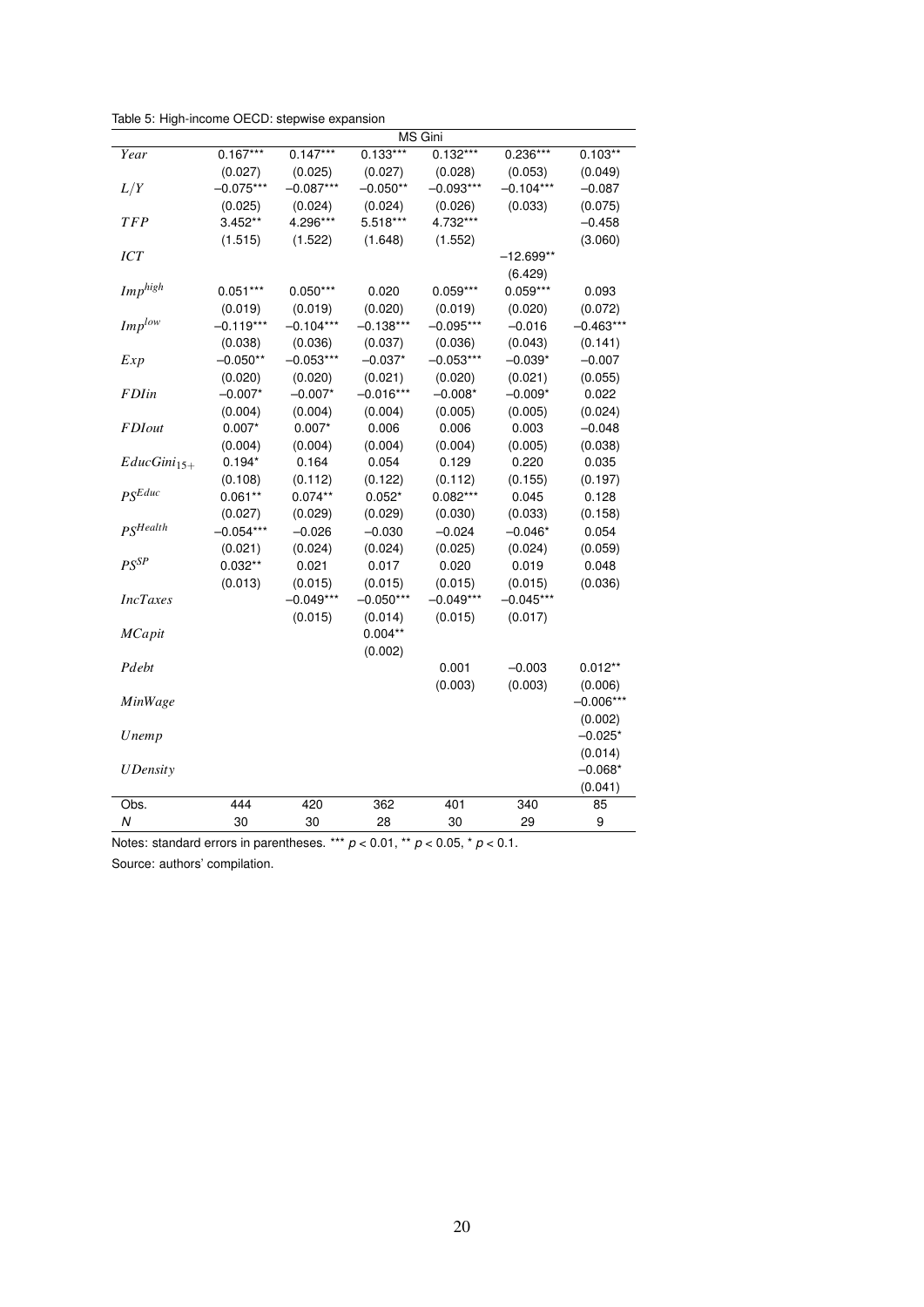Table 5: High-income OECD: stepwise expansion

| | MS Gini | | | | | |
|---|---|---|---|---|---|---|
| *Year* | 0.167*** | 0.147*** | 0.133*** | 0.132*** | 0.236*** | 0.103** |
| | (0.027) | (0.025) | (0.027) | (0.028) | (0.053) | (0.049) |
| $L/Y$ | −0.075*** | −0.087*** | −0.050** | −0.093*** | −0.104*** | −0.087 |
| | (0.025) | (0.024) | (0.024) | (0.026) | (0.033) | (0.075) |
| $TFP$ | 3.452** | 4.296*** | 5.518*** | 4.732*** | | −0.458 |
| | (1.515) | (1.522) | (1.648) | (1.552) | | (3.060) |
| $ICT$ | | | | | −12.699** | |
| | | | | | (6.429) | |
| $Imp^{high}$ | 0.051*** | 0.050*** | 0.020 | 0.059*** | 0.059*** | 0.093 |
| | (0.019) | (0.019) | (0.020) | (0.019) | (0.020) | (0.072) |
| $Imp^{low}$ | −0.119*** | −0.104*** | −0.138*** | −0.095*** | −0.016 | −0.463*** |
| | (0.038) | (0.036) | (0.037) | (0.036) | (0.043) | (0.141) |
| $Exp$ | −0.050** | −0.053*** | −0.037* | −0.053*** | −0.039* | −0.007 |
| | (0.020) | (0.020) | (0.021) | (0.020) | (0.021) | (0.055) |
| $FDIin$ | −0.007* | −0.007* | −0.016*** | −0.008* | −0.009* | 0.022 |
| | (0.004) | (0.004) | (0.004) | (0.005) | (0.005) | (0.024) |
| $FDIout$ | 0.007* | 0.007* | 0.006 | 0.006 | 0.003 | −0.048 |
| | (0.004) | (0.004) | (0.004) | (0.004) | (0.005) | (0.038) |
| $EducGini_{15+}$ | 0.194* | 0.164 | 0.054 | 0.129 | 0.220 | 0.035 |
| | (0.108) | (0.112) | (0.122) | (0.112) | (0.155) | (0.197) |
| $PS^{Educ}$ | 0.061** | 0.074** | 0.052* | 0.082*** | 0.045 | 0.128 |
| | (0.027) | (0.029) | (0.029) | (0.030) | (0.033) | (0.158) |
| $PS^{Health}$ | −0.054*** | −0.026 | −0.030 | −0.024 | −0.046* | 0.054 |
| | (0.021) | (0.024) | (0.024) | (0.025) | (0.024) | (0.059) |
| $PS^{SP}$ | 0.032** | 0.021 | 0.017 | 0.020 | 0.019 | 0.048 |
| | (0.013) | (0.015) | (0.015) | (0.015) | (0.015) | (0.036) |
| $IncTaxes$ | | −0.049*** | −0.050*** | −0.049*** | −0.045*** | |
| | | (0.015) | (0.014) | (0.015) | (0.017) | |
| $MCapit$ | | | 0.004** | | | |
| | | | (0.002) | | | |
| $Pdebt$ | | | | 0.001 | −0.003 | 0.012** |
| | | | | (0.003) | (0.003) | (0.006) |
| $MinWage$ | | | | | | −0.006*** |
| | | | | | | (0.002) |
| $Unemp$ | | | | | | −0.025* |
| | | | | | | (0.014) |
| $UDensity$ | | | | | | −0.068* |
| | | | | | | (0.041) |
| Obs. | 444 | 420 | 362 | 401 | 340 | 85 |
| $N$ | 30 | 30 | 28 | 30 | 29 | 9 |

Notes: standard errors in parentheses. *** $p < 0.01$, ** $p < 0.05$, * $p < 0.1$.

Source: authors' compilation.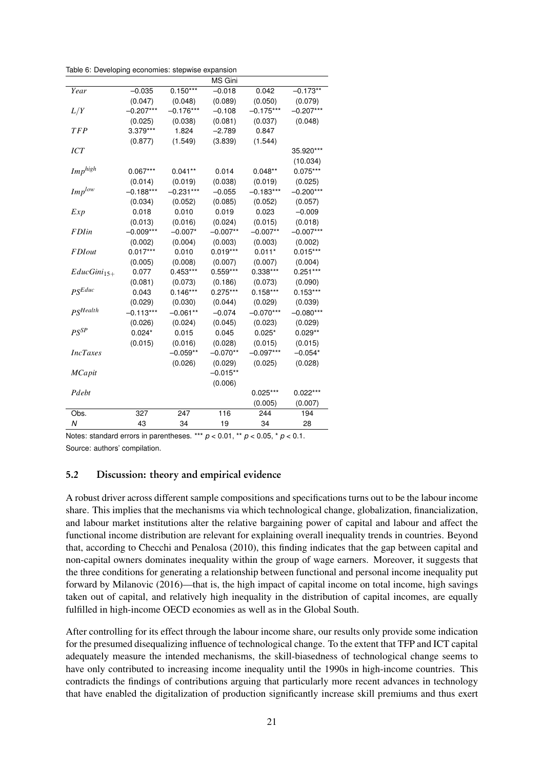Table 6: Developing economies: stepwise expansion

| | MS Gini | | | | |
|---|---|---|---|---|---|
| *Year* | −0.035 | 0.150*** | −0.018 | 0.042 | −0.173** |
| | (0.047) | (0.048) | (0.089) | (0.050) | (0.079) |
| *L/Y* | −0.207*** | −0.176*** | −0.108 | −0.175*** | −0.207*** |
| | (0.025) | (0.038) | (0.081) | (0.037) | (0.048) |
| *TFP* | 3.379*** | 1.824 | −2.789 | 0.847 | |
| | (0.877) | (1.549) | (3.839) | (1.544) | |
| *ICT* | | | | | 35.920*** |
| | | | | | (10.034) |
| $Imp^{high}$ | 0.067*** | 0.041** | 0.014 | 0.048** | 0.075*** |
| | (0.014) | (0.019) | (0.038) | (0.019) | (0.025) |
| $Imp^{low}$ | −0.188*** | −0.231*** | −0.055 | −0.183*** | −0.200*** |
| | (0.034) | (0.052) | (0.085) | (0.052) | (0.057) |
| *Exp* | 0.018 | 0.010 | 0.019 | 0.023 | −0.009 |
| | (0.013) | (0.016) | (0.024) | (0.015) | (0.018) |
| *FDIin* | −0.009*** | −0.007* | −0.007** | −0.007** | −0.007*** |
| | (0.002) | (0.004) | (0.003) | (0.003) | (0.002) |
| *FDIout* | 0.017*** | 0.010 | 0.019*** | 0.011* | 0.015*** |
| | (0.005) | (0.008) | (0.007) | (0.007) | (0.004) |
| $EducGini_{15+}$ | 0.077 | 0.453*** | 0.559*** | 0.338*** | 0.251*** |
| | (0.081) | (0.073) | (0.186) | (0.073) | (0.090) |
| $PS^{Educ}$ | 0.043 | 0.146*** | 0.275*** | 0.158*** | 0.153*** |
| | (0.029) | (0.030) | (0.044) | (0.029) | (0.039) |
| $PS^{Health}$ | −0.113*** | −0.061** | −0.074 | −0.070*** | −0.080*** |
| | (0.026) | (0.024) | (0.045) | (0.023) | (0.029) |
| $PS^{SP}$ | 0.024* | 0.015 | 0.045 | 0.025* | 0.029** |
| | (0.015) | (0.016) | (0.028) | (0.015) | (0.015) |
| *IncTaxes* | | −0.059** | −0.070** | −0.097*** | −0.054* |
| | | (0.026) | (0.029) | (0.025) | (0.028) |
| *MCapit* | | | −0.015** | | |
| | | | (0.006) | | |
| *Pdebt* | | | | 0.025*** | 0.022*** |
| | | | | (0.005) | (0.007) |
| Obs. | 327 | 247 | 116 | 244 | 194 |
| *N* | 43 | 34 | 19 | 34 | 28 |

Notes: standard errors in parentheses. *** $p < 0.01$, ** $p < 0.05$, * $p < 0.1$.
Source: authors' compilation.

### 5.2 Discussion: theory and empirical evidence

A robust driver across different sample compositions and specifications turns out to be the labour income share. This implies that the mechanisms via which technological change, globalization, financialization, and labour market institutions alter the relative bargaining power of capital and labour and affect the functional income distribution are relevant for explaining overall inequality trends in countries. Beyond that, according to Checchi and Penalosa (2010), this finding indicates that the gap between capital and non-capital owners dominates inequality within the group of wage earners. Moreover, it suggests that the three conditions for generating a relationship between functional and personal income inequality put forward by Milanovic (2016)—that is, the high impact of capital income on total income, high savings taken out of capital, and relatively high inequality in the distribution of capital incomes, are equally fulfilled in high-income OECD economies as well as in the Global South.

After controlling for its effect through the labour income share, our results only provide some indication for the presumed disequalizing influence of technological change. To the extent that TFP and ICT capital adequately measure the intended mechanisms, the skill-biasedness of technological change seems to have only contributed to increasing income inequality until the 1990s in high-income countries. This contradicts the findings of contributions arguing that particularly more recent advances in technology that have enabled the digitalization of production significantly increase skill premiums and thus exert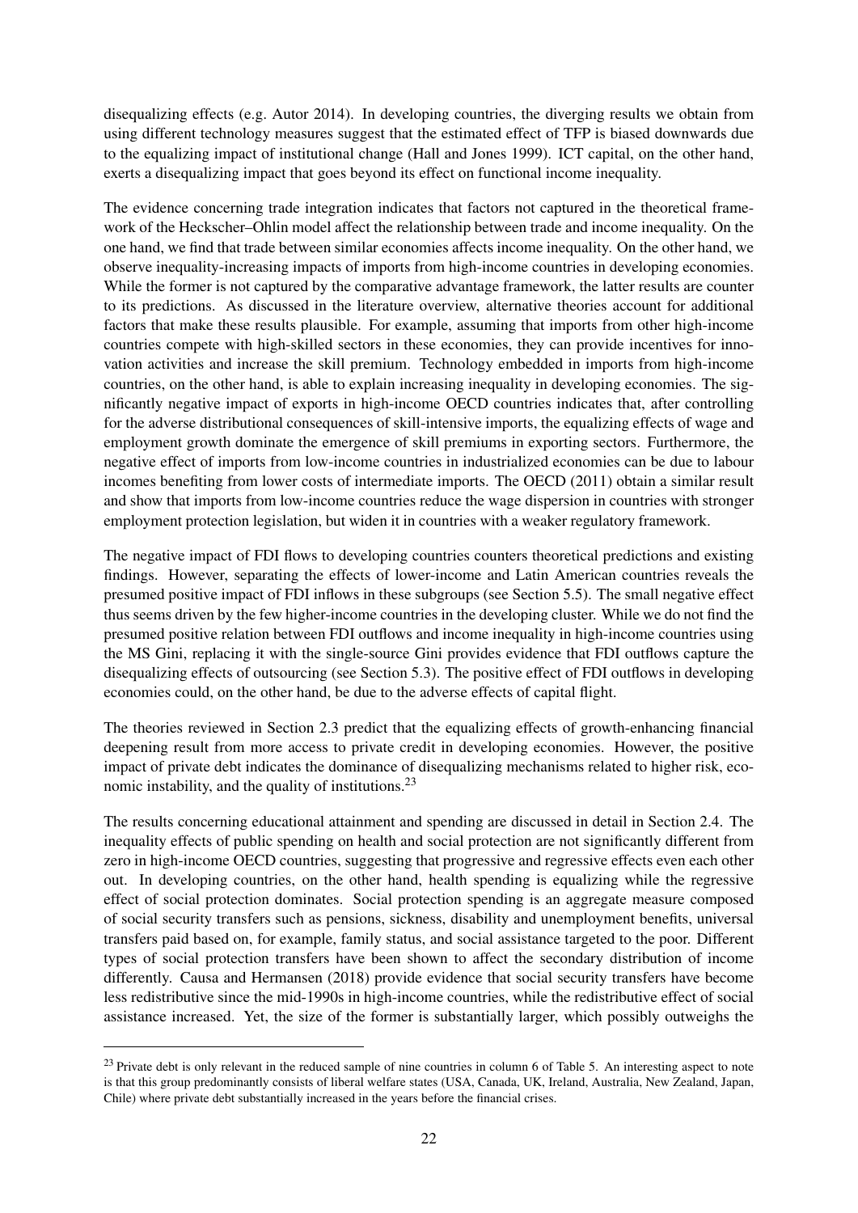disequalizing effects (e.g. Autor 2014). In developing countries, the diverging results we obtain from using different technology measures suggest that the estimated effect of TFP is biased downwards due to the equalizing impact of institutional change (Hall and Jones 1999). ICT capital, on the other hand, exerts a disequalizing impact that goes beyond its effect on functional income inequality.

The evidence concerning trade integration indicates that factors not captured in the theoretical framework of the Heckscher–Ohlin model affect the relationship between trade and income inequality. On the one hand, we find that trade between similar economies affects income inequality. On the other hand, we observe inequality-increasing impacts of imports from high-income countries in developing economies. While the former is not captured by the comparative advantage framework, the latter results are counter to its predictions. As discussed in the literature overview, alternative theories account for additional factors that make these results plausible. For example, assuming that imports from other high-income countries compete with high-skilled sectors in these economies, they can provide incentives for innovation activities and increase the skill premium. Technology embedded in imports from high-income countries, on the other hand, is able to explain increasing inequality in developing economies. The significantly negative impact of exports in high-income OECD countries indicates that, after controlling for the adverse distributional consequences of skill-intensive imports, the equalizing effects of wage and employment growth dominate the emergence of skill premiums in exporting sectors. Furthermore, the negative effect of imports from low-income countries in industrialized economies can be due to labour incomes benefiting from lower costs of intermediate imports. The OECD (2011) obtain a similar result and show that imports from low-income countries reduce the wage dispersion in countries with stronger employment protection legislation, but widen it in countries with a weaker regulatory framework.

The negative impact of FDI flows to developing countries counters theoretical predictions and existing findings. However, separating the effects of lower-income and Latin American countries reveals the presumed positive impact of FDI inflows in these subgroups (see Section 5.5). The small negative effect thus seems driven by the few higher-income countries in the developing cluster. While we do not find the presumed positive relation between FDI outflows and income inequality in high-income countries using the MS Gini, replacing it with the single-source Gini provides evidence that FDI outflows capture the disequalizing effects of outsourcing (see Section 5.3). The positive effect of FDI outflows in developing economies could, on the other hand, be due to the adverse effects of capital flight.

The theories reviewed in Section 2.3 predict that the equalizing effects of growth-enhancing financial deepening result from more access to private credit in developing economies. However, the positive impact of private debt indicates the dominance of disequalizing mechanisms related to higher risk, economic instability, and the quality of institutions.[23]

The results concerning educational attainment and spending are discussed in detail in Section 2.4. The inequality effects of public spending on health and social protection are not significantly different from zero in high-income OECD countries, suggesting that progressive and regressive effects even each other out. In developing countries, on the other hand, health spending is equalizing while the regressive effect of social protection dominates. Social protection spending is an aggregate measure composed of social security transfers such as pensions, sickness, disability and unemployment benefits, universal transfers paid based on, for example, family status, and social assistance targeted to the poor. Different types of social protection transfers have been shown to affect the secondary distribution of income differently. Causa and Hermansen (2018) provide evidence that social security transfers have become less redistributive since the mid-1990s in high-income countries, while the redistributive effect of social assistance increased. Yet, the size of the former is substantially larger, which possibly outweighs the

[23] Private debt is only relevant in the reduced sample of nine countries in column 6 of Table 5. An interesting aspect to note is that this group predominantly consists of liberal welfare states (USA, Canada, UK, Ireland, Australia, New Zealand, Japan, Chile) where private debt substantially increased in the years before the financial crises.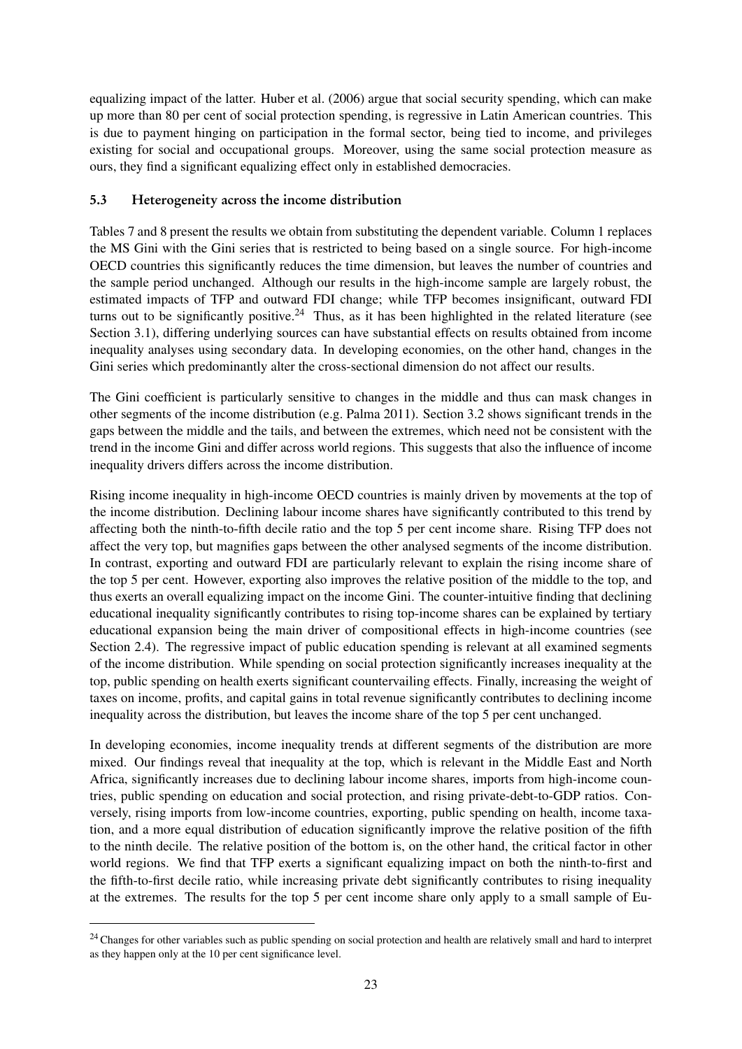equalizing impact of the latter. Huber et al. (2006) argue that social security spending, which can make up more than 80 per cent of social protection spending, is regressive in Latin American countries. This is due to payment hinging on participation in the formal sector, being tied to income, and privileges existing for social and occupational groups. Moreover, using the same social protection measure as ours, they find a significant equalizing effect only in established democracies.

### 5.3 Heterogeneity across the income distribution

Tables 7 and 8 present the results we obtain from substituting the dependent variable. Column 1 replaces the MS Gini with the Gini series that is restricted to being based on a single source. For high-income OECD countries this significantly reduces the time dimension, but leaves the number of countries and the sample period unchanged. Although our results in the high-income sample are largely robust, the estimated impacts of TFP and outward FDI change; while TFP becomes insignificant, outward FDI turns out to be significantly positive.[24] Thus, as it has been highlighted in the related literature (see Section 3.1), differing underlying sources can have substantial effects on results obtained from income inequality analyses using secondary data. In developing economies, on the other hand, changes in the Gini series which predominantly alter the cross-sectional dimension do not affect our results.

The Gini coefficient is particularly sensitive to changes in the middle and thus can mask changes in other segments of the income distribution (e.g. Palma 2011). Section 3.2 shows significant trends in the gaps between the middle and the tails, and between the extremes, which need not be consistent with the trend in the income Gini and differ across world regions. This suggests that also the influence of income inequality drivers differs across the income distribution.

Rising income inequality in high-income OECD countries is mainly driven by movements at the top of the income distribution. Declining labour income shares have significantly contributed to this trend by affecting both the ninth-to-fifth decile ratio and the top 5 per cent income share. Rising TFP does not affect the very top, but magnifies gaps between the other analysed segments of the income distribution. In contrast, exporting and outward FDI are particularly relevant to explain the rising income share of the top 5 per cent. However, exporting also improves the relative position of the middle to the top, and thus exerts an overall equalizing impact on the income Gini. The counter-intuitive finding that declining educational inequality significantly contributes to rising top-income shares can be explained by tertiary educational expansion being the main driver of compositional effects in high-income countries (see Section 2.4). The regressive impact of public education spending is relevant at all examined segments of the income distribution. While spending on social protection significantly increases inequality at the top, public spending on health exerts significant countervailing effects. Finally, increasing the weight of taxes on income, profits, and capital gains in total revenue significantly contributes to declining income inequality across the distribution, but leaves the income share of the top 5 per cent unchanged.

In developing economies, income inequality trends at different segments of the distribution are more mixed. Our findings reveal that inequality at the top, which is relevant in the Middle East and North Africa, significantly increases due to declining labour income shares, imports from high-income countries, public spending on education and social protection, and rising private-debt-to-GDP ratios. Conversely, rising imports from low-income countries, exporting, public spending on health, income taxation, and a more equal distribution of education significantly improve the relative position of the fifth to the ninth decile. The relative position of the bottom is, on the other hand, the critical factor in other world regions. We find that TFP exerts a significant equalizing impact on both the ninth-to-first and the fifth-to-first decile ratio, while increasing private debt significantly contributes to rising inequality at the extremes. The results for the top 5 per cent income share only apply to a small sample of Eu-

[24] Changes for other variables such as public spending on social protection and health are relatively small and hard to interpret as they happen only at the 10 per cent significance level.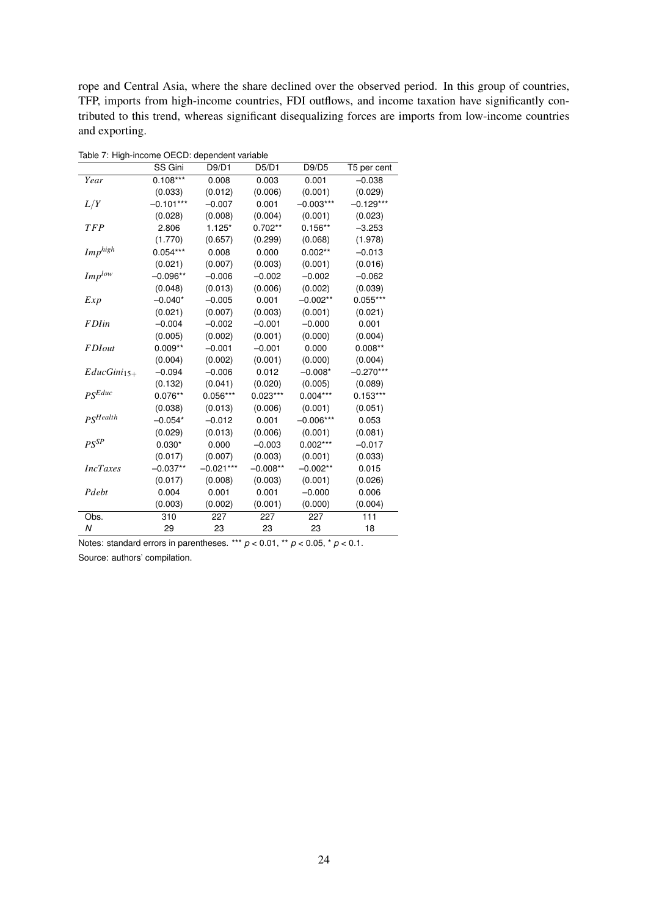rope and Central Asia, where the share declined over the observed period. In this group of countries, TFP, imports from high-income countries, FDI outflows, and income taxation have significantly contributed to this trend, whereas significant disequalizing forces are imports from low-income countries and exporting.

Table 7: High-income OECD: dependent variable

| | SS Gini | D9/D1 | D5/D1 | D9/D5 | T5 per cent |
|---|---|---|---|---|---|
| $Year$ | 0.108*** | 0.008 | 0.003 | 0.001 | −0.038 |
| | (0.033) | (0.012) | (0.006) | (0.001) | (0.029) |
| $L/Y$ | −0.101*** | −0.007 | 0.001 | −0.003*** | −0.129*** |
| | (0.028) | (0.008) | (0.004) | (0.001) | (0.023) |
| $TFP$ | 2.806 | 1.125* | 0.702** | 0.156** | −3.253 |
| | (1.770) | (0.657) | (0.299) | (0.068) | (1.978) |
| $Imp^{high}$ | 0.054*** | 0.008 | 0.000 | 0.002** | −0.013 |
| | (0.021) | (0.007) | (0.003) | (0.001) | (0.016) |
| $Imp^{low}$ | −0.096** | −0.006 | −0.002 | −0.002 | −0.062 |
| | (0.048) | (0.013) | (0.006) | (0.002) | (0.039) |
| $Exp$ | −0.040* | −0.005 | 0.001 | −0.002** | 0.055*** |
| | (0.021) | (0.007) | (0.003) | (0.001) | (0.021) |
| $FDIin$ | −0.004 | −0.002 | −0.001 | −0.000 | 0.001 |
| | (0.005) | (0.002) | (0.001) | (0.000) | (0.004) |
| $FDIout$ | 0.009** | −0.001 | −0.001 | 0.000 | 0.008** |
| | (0.004) | (0.002) | (0.001) | (0.000) | (0.004) |
| $EducGini_{15+}$ | −0.094 | −0.006 | 0.012 | −0.008* | −0.270*** |
| | (0.132) | (0.041) | (0.020) | (0.005) | (0.089) |
| $PS^{Educ}$ | 0.076** | 0.056*** | 0.023*** | 0.004*** | 0.153*** |
| | (0.038) | (0.013) | (0.006) | (0.001) | (0.051) |
| $PS^{Health}$ | −0.054* | −0.012 | 0.001 | −0.006*** | 0.053 |
| | (0.029) | (0.013) | (0.006) | (0.001) | (0.081) |
| $PS^{SP}$ | 0.030* | 0.000 | −0.003 | 0.002*** | −0.017 |
| | (0.017) | (0.007) | (0.003) | (0.001) | (0.033) |
| $IncTaxes$ | −0.037** | −0.021*** | −0.008** | −0.002** | 0.015 |
| | (0.017) | (0.008) | (0.003) | (0.001) | (0.026) |
| $Pdebt$ | 0.004 | 0.001 | 0.001 | −0.000 | 0.006 |
| | (0.003) | (0.002) | (0.001) | (0.000) | (0.004) |
| Obs. | 310 | 227 | 227 | 227 | 111 |
| $N$ | 29 | 23 | 23 | 23 | 18 |

Notes: standard errors in parentheses. *** $p < 0.01$, ** $p < 0.05$, * $p < 0.1$.

Source: authors' compilation.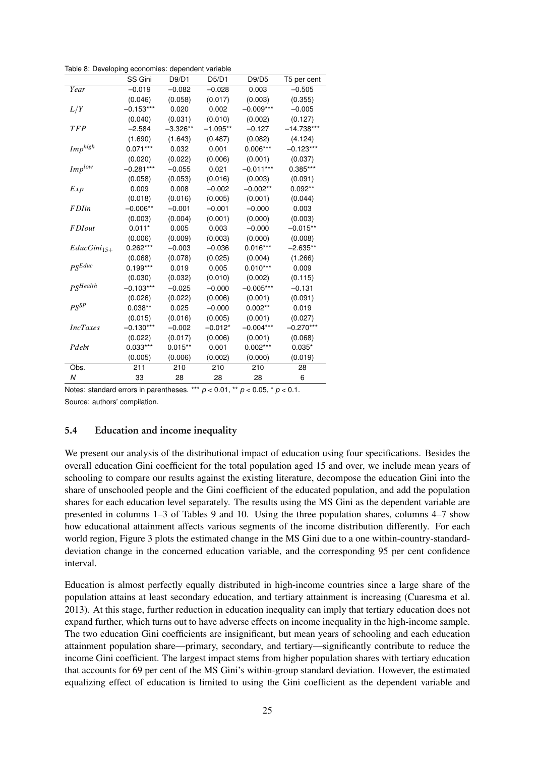Table 8: Developing economies: dependent variable

| | SS Gini | D9/D1 | D5/D1 | D9/D5 | T5 per cent |
|---|---|---|---|---|---|
| $Year$ | −0.019 | −0.082 | −0.028 | 0.003 | −0.505 |
| | (0.046) | (0.058) | (0.017) | (0.003) | (0.355) |
| $L/Y$ | −0.153*** | 0.020 | 0.002 | −0.009*** | −0.005 |
| | (0.040) | (0.031) | (0.010) | (0.002) | (0.127) |
| $TFP$ | −2.584 | −3.326** | −1.095** | −0.127 | −14.738*** |
| | (1.690) | (1.643) | (0.487) | (0.082) | (4.124) |
| $Imp^{high}$ | 0.071*** | 0.032 | 0.001 | 0.006*** | −0.123*** |
| | (0.020) | (0.022) | (0.006) | (0.001) | (0.037) |
| $Imp^{low}$ | −0.281*** | −0.055 | 0.021 | −0.011*** | 0.385*** |
| | (0.058) | (0.053) | (0.016) | (0.003) | (0.091) |
| $Exp$ | 0.009 | 0.008 | −0.002 | −0.002** | 0.092** |
| | (0.018) | (0.016) | (0.005) | (0.001) | (0.044) |
| $FDIin$ | −0.006** | −0.001 | −0.001 | −0.000 | 0.003 |
| | (0.003) | (0.004) | (0.001) | (0.000) | (0.003) |
| $FDIout$ | 0.011* | 0.005 | 0.003 | −0.000 | −0.015** |
| | (0.006) | (0.009) | (0.003) | (0.000) | (0.008) |
| $EducGini_{15+}$ | 0.262*** | −0.003 | −0.036 | 0.016*** | −2.635** |
| | (0.068) | (0.078) | (0.025) | (0.004) | (1.266) |
| $PS^{Educ}$ | 0.199*** | 0.019 | 0.005 | 0.010*** | 0.009 |
| | (0.030) | (0.032) | (0.010) | (0.002) | (0.115) |
| $PS^{Health}$ | −0.103*** | −0.025 | −0.000 | −0.005*** | −0.131 |
| | (0.026) | (0.022) | (0.006) | (0.001) | (0.091) |
| $PS^{SP}$ | 0.038** | 0.025 | −0.000 | 0.002** | 0.019 |
| | (0.015) | (0.016) | (0.005) | (0.001) | (0.027) |
| $IncTaxes$ | −0.130*** | −0.002 | −0.012* | −0.004*** | −0.270*** |
| | (0.022) | (0.017) | (0.006) | (0.001) | (0.068) |
| $Pdebt$ | 0.033*** | 0.015** | 0.001 | 0.002*** | 0.035* |
| | (0.005) | (0.006) | (0.002) | (0.000) | (0.019) |
| Obs. | 211 | 210 | 210 | 210 | 28 |
| $N$ | 33 | 28 | 28 | 28 | 6 |

Notes: standard errors in parentheses. *** $p < 0.01$, ** $p < 0.05$, * $p < 0.1$.

Source: authors' compilation.

### 5.4 Education and income inequality

We present our analysis of the distributional impact of education using four specifications. Besides the overall education Gini coefficient for the total population aged 15 and over, we include mean years of schooling to compare our results against the existing literature, decompose the education Gini into the share of unschooled people and the Gini coefficient of the educated population, and add the population shares for each education level separately. The results using the MS Gini as the dependent variable are presented in columns 1–3 of Tables 9 and 10. Using the three population shares, columns 4–7 show how educational attainment affects various segments of the income distribution differently. For each world region, Figure 3 plots the estimated change in the MS Gini due to a one within-country-standard-deviation change in the concerned education variable, and the corresponding 95 per cent confidence interval.

Education is almost perfectly equally distributed in high-income countries since a large share of the population attains at least secondary education, and tertiary attainment is increasing (Cuaresma et al. 2013). At this stage, further reduction in education inequality can imply that tertiary education does not expand further, which turns out to have adverse effects on income inequality in the high-income sample. The two education Gini coefficients are insignificant, but mean years of schooling and each education attainment population share—primary, secondary, and tertiary—significantly contribute to reduce the income Gini coefficient. The largest impact stems from higher population shares with tertiary education that accounts for 69 per cent of the MS Gini's within-group standard deviation. However, the estimated equalizing effect of education is limited to using the Gini coefficient as the dependent variable and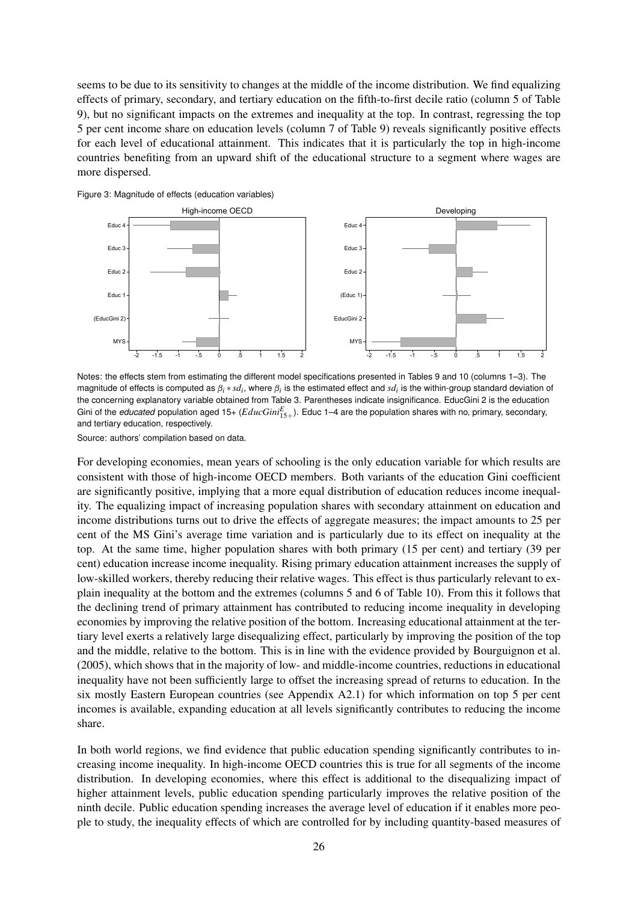seems to be due to its sensitivity to changes at the middle of the income distribution. We find equalizing effects of primary, secondary, and tertiary education on the fifth-to-first decile ratio (column 5 of Table 9), but no significant impacts on the extremes and inequality at the top. In contrast, regressing the top 5 per cent income share on education levels (column 7 of Table 9) reveals significantly positive effects for each level of educational attainment. This indicates that it is particularly the top in high-income countries benefiting from an upward shift of the educational structure to a segment where wages are more dispersed.

Figure 3: Magnitude of effects (education variables)

Notes: the effects stem from estimating the different model specifications presented in Tables 9 and 10 (columns 1–3). The magnitude of effects is computed as $\beta_i * sd_i$, where $\beta_i$ is the estimated effect and $sd_i$ is the within-group standard deviation of the concerning explanatory variable obtained from Table 3. Parentheses indicate insignificance. EducGini 2 is the education Gini of the *educated* population aged 15+ ($EducGini^E_{15+}$). Educ 1–4 are the population shares with no, primary, secondary, and tertiary education, respectively.

Source: authors' compilation based on data.

For developing economies, mean years of schooling is the only education variable for which results are consistent with those of high-income OECD members. Both variants of the education Gini coefficient are significantly positive, implying that a more equal distribution of education reduces income inequality. The equalizing impact of increasing population shares with secondary attainment on education and income distributions turns out to drive the effects of aggregate measures; the impact amounts to 25 per cent of the MS Gini's average time variation and is particularly due to its effect on inequality at the top. At the same time, higher population shares with both primary (15 per cent) and tertiary (39 per cent) education increase income inequality. Rising primary education attainment increases the supply of low-skilled workers, thereby reducing their relative wages. This effect is thus particularly relevant to explain inequality at the bottom and the extremes (columns 5 and 6 of Table 10). From this it follows that the declining trend of primary attainment has contributed to reducing income inequality in developing economies by improving the relative position of the bottom. Increasing educational attainment at the tertiary level exerts a relatively large disequalizing effect, particularly by improving the position of the top and the middle, relative to the bottom. This is in line with the evidence provided by Bourguignon et al. (2005), which shows that in the majority of low- and middle-income countries, reductions in educational inequality have not been sufficiently large to offset the increasing spread of returns to education. In the six mostly Eastern European countries (see Appendix A2.1) for which information on top 5 per cent incomes is available, expanding education at all levels significantly contributes to reducing the income share.

In both world regions, we find evidence that public education spending significantly contributes to increasing income inequality. In high-income OECD countries this is true for all segments of the income distribution. In developing economies, where this effect is additional to the disequalizing impact of higher attainment levels, public education spending particularly improves the relative position of the ninth decile. Public education spending increases the average level of education if it enables more people to study, the inequality effects of which are controlled for by including quantity-based measures of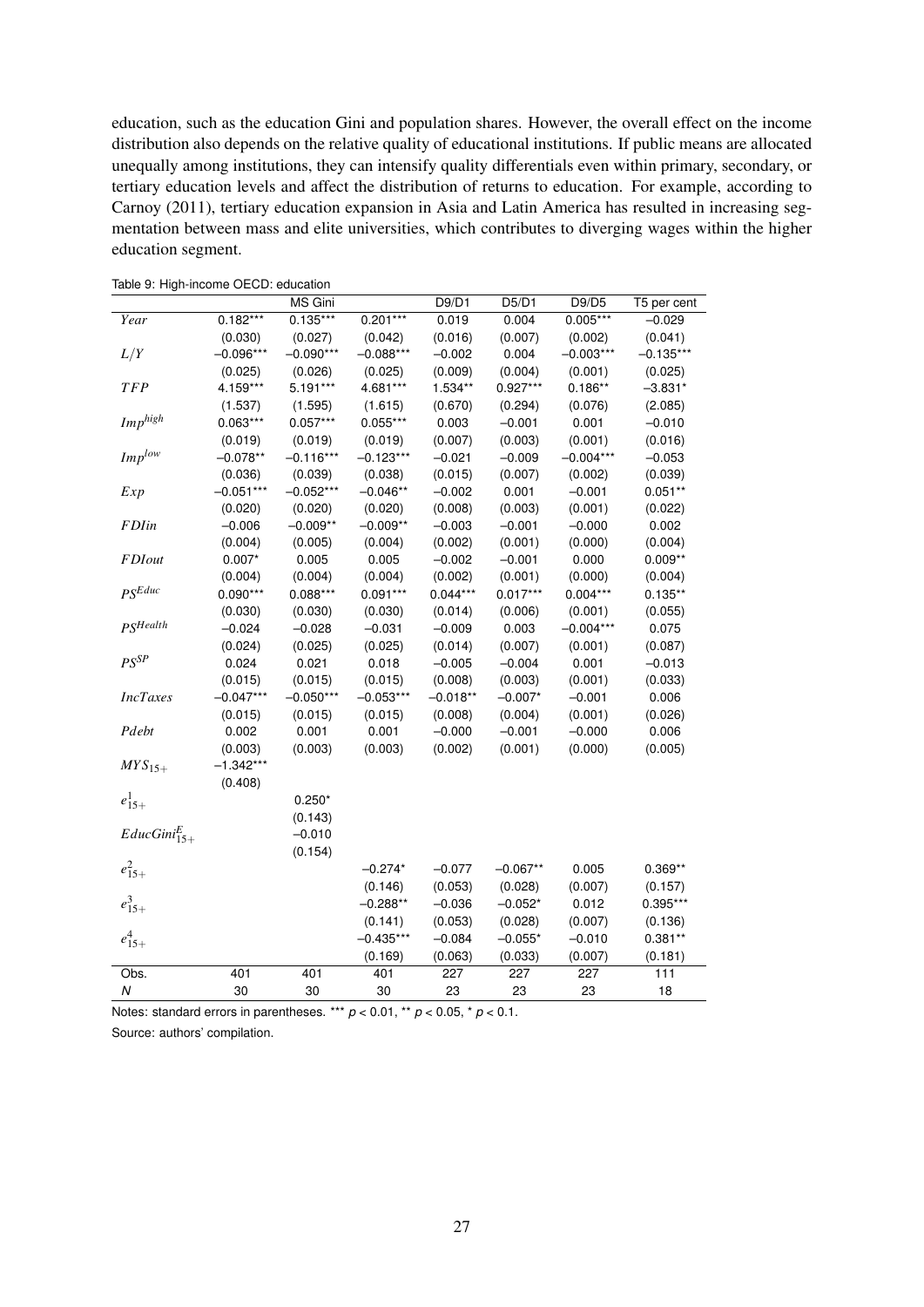education, such as the education Gini and population shares. However, the overall effect on the income distribution also depends on the relative quality of educational institutions. If public means are allocated unequally among institutions, they can intensify quality differentials even within primary, secondary, or tertiary education levels and affect the distribution of returns to education. For example, according to Carnoy (2011), tertiary education expansion in Asia and Latin America has resulted in increasing segmentation between mass and elite universities, which contributes to diverging wages within the higher education segment.

Table 9: High-income OECD: education

| | | MS Gini | | D9/D1 | D5/D1 | D9/D5 | T5 per cent |
|---|---|---|---|---|---|---|---|
| $Year$ | 0.182*** | 0.135*** | 0.201*** | 0.019 | 0.004 | 0.005*** | −0.029 |
| | (0.030) | (0.027) | (0.042) | (0.016) | (0.007) | (0.002) | (0.041) |
| $L/Y$ | −0.096*** | −0.090*** | −0.088*** | −0.002 | 0.004 | −0.003*** | −0.135*** |
| | (0.025) | (0.026) | (0.025) | (0.009) | (0.004) | (0.001) | (0.025) |
| $TFP$ | 4.159*** | 5.191*** | 4.681*** | 1.534** | 0.927*** | 0.186** | −3.831* |
| | (1.537) | (1.595) | (1.615) | (0.670) | (0.294) | (0.076) | (2.085) |
| $Imp^{high}$ | 0.063*** | 0.057*** | 0.055*** | 0.003 | −0.001 | 0.001 | −0.010 |
| | (0.019) | (0.019) | (0.019) | (0.007) | (0.003) | (0.001) | (0.016) |
| $Imp^{low}$ | −0.078** | −0.116*** | −0.123*** | −0.021 | −0.009 | −0.004*** | −0.053 |
| | (0.036) | (0.039) | (0.038) | (0.015) | (0.007) | (0.002) | (0.039) |
| $Exp$ | −0.051*** | −0.052*** | −0.046** | −0.002 | 0.001 | −0.001 | 0.051** |
| | (0.020) | (0.020) | (0.020) | (0.008) | (0.003) | (0.001) | (0.022) |
| $FDIin$ | −0.006 | −0.009** | −0.009** | −0.003 | −0.001 | −0.000 | 0.002 |
| | (0.004) | (0.005) | (0.004) | (0.002) | (0.001) | (0.000) | (0.004) |
| $FDIout$ | 0.007* | 0.005 | 0.005 | −0.002 | −0.001 | 0.000 | 0.009** |
| | (0.004) | (0.004) | (0.004) | (0.002) | (0.001) | (0.000) | (0.004) |
| $PS^{Educ}$ | 0.090*** | 0.088*** | 0.091*** | 0.044*** | 0.017*** | 0.004*** | 0.135** |
| | (0.030) | (0.030) | (0.030) | (0.014) | (0.006) | (0.001) | (0.055) |
| $PS^{Health}$ | −0.024 | −0.028 | −0.031 | −0.009 | 0.003 | −0.004*** | 0.075 |
| | (0.024) | (0.025) | (0.025) | (0.014) | (0.007) | (0.001) | (0.087) |
| $PS^{SP}$ | 0.024 | 0.021 | 0.018 | −0.005 | −0.004 | 0.001 | −0.013 |
| | (0.015) | (0.015) | (0.015) | (0.008) | (0.003) | (0.001) | (0.033) |
| $IncTaxes$ | −0.047*** | −0.050*** | −0.053*** | −0.018** | −0.007* | −0.001 | 0.006 |
| | (0.015) | (0.015) | (0.015) | (0.008) | (0.004) | (0.001) | (0.026) |
| $Pdebt$ | 0.002 | 0.001 | 0.001 | −0.000 | −0.001 | −0.000 | 0.006 |
| | (0.003) | (0.003) | (0.003) | (0.002) | (0.001) | (0.000) | (0.005) |
| $MYS_{15+}$ | −1.342*** | | | | | | |
| | (0.408) | | | | | | |
| $e^1_{15+}$ | | 0.250* | | | | | |
| | | (0.143) | | | | | |
| $EducGini^E_{15+}$ | | −0.010 | | | | | |
| | | (0.154) | | | | | |
| $e^2_{15+}$ | | | −0.274* | −0.077 | −0.067** | 0.005 | 0.369** |
| | | | (0.146) | (0.053) | (0.028) | (0.007) | (0.157) |
| $e^3_{15+}$ | | | −0.288** | −0.036 | −0.052* | 0.012 | 0.395*** |
| | | | (0.141) | (0.053) | (0.028) | (0.007) | (0.136) |
| $e^4_{15+}$ | | | −0.435*** | −0.084 | −0.055* | −0.010 | 0.381** |
| | | | (0.169) | (0.063) | (0.033) | (0.007) | (0.181) |
| Obs. | 401 | 401 | 401 | 227 | 227 | 227 | 111 |
| N | 30 | 30 | 30 | 23 | 23 | 23 | 18 |

Notes: standard errors in parentheses. *** $p < 0.01$, ** $p < 0.05$, * $p < 0.1$.

Source: authors' compilation.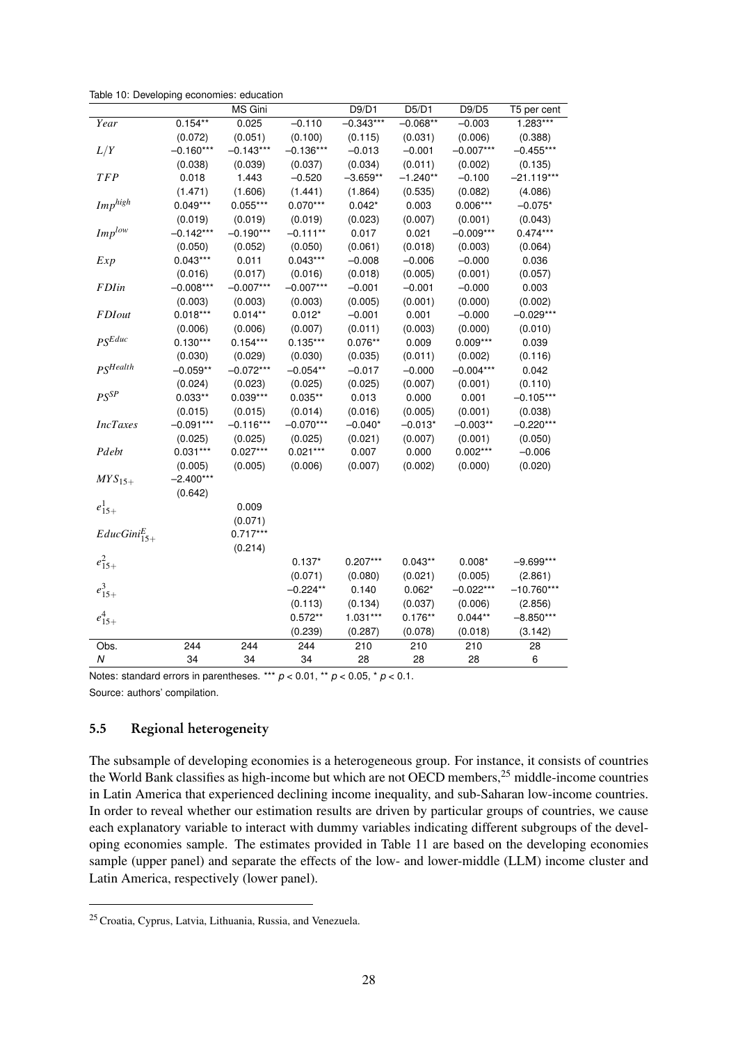Table 10: Developing economies: education

| | MS Gini | | | D9/D1 | D5/D1 | D9/D5 | T5 per cent |
|---|---|---|---|---|---|---|---|
| $Year$ | 0.154** | 0.025 | −0.110 | −0.343*** | −0.068** | −0.003 | 1.283*** |
| | (0.072) | (0.051) | (0.100) | (0.115) | (0.031) | (0.006) | (0.388) |
| $L/Y$ | −0.160*** | −0.143*** | −0.136*** | −0.013 | −0.001 | −0.007*** | −0.455*** |
| | (0.038) | (0.039) | (0.037) | (0.034) | (0.011) | (0.002) | (0.135) |
| $TFP$ | 0.018 | 1.443 | −0.520 | −3.659** | −1.240** | −0.100 | −21.119*** |
| | (1.471) | (1.606) | (1.441) | (1.864) | (0.535) | (0.082) | (4.086) |
| $Imp^{high}$ | 0.049*** | 0.055*** | 0.070*** | 0.042* | 0.003 | 0.006*** | −0.075* |
| | (0.019) | (0.019) | (0.019) | (0.023) | (0.007) | (0.001) | (0.043) |
| $Imp^{low}$ | −0.142*** | −0.190*** | −0.111** | 0.017 | 0.021 | −0.009*** | 0.474*** |
| | (0.050) | (0.052) | (0.050) | (0.061) | (0.018) | (0.003) | (0.064) |
| $Exp$ | 0.043*** | 0.011 | 0.043*** | −0.008 | −0.006 | −0.000 | 0.036 |
| | (0.016) | (0.017) | (0.016) | (0.018) | (0.005) | (0.001) | (0.057) |
| $FDIin$ | −0.008*** | −0.007*** | −0.007*** | −0.001 | −0.001 | −0.000 | 0.003 |
| | (0.003) | (0.003) | (0.003) | (0.005) | (0.001) | (0.000) | (0.002) |
| $FDIout$ | 0.018*** | 0.014** | 0.012* | −0.001 | 0.001 | −0.000 | −0.029*** |
| | (0.006) | (0.006) | (0.007) | (0.011) | (0.003) | (0.000) | (0.010) |
| $PS^{Educ}$ | 0.130*** | 0.154*** | 0.135*** | 0.076** | 0.009 | 0.009*** | 0.039 |
| | (0.030) | (0.029) | (0.030) | (0.035) | (0.011) | (0.002) | (0.116) |
| $PS^{Health}$ | −0.059** | −0.072*** | −0.054** | −0.017 | −0.000 | −0.004*** | 0.042 |
| | (0.024) | (0.023) | (0.025) | (0.025) | (0.007) | (0.001) | (0.110) |
| $PS^{SP}$ | 0.033** | 0.039*** | 0.035** | 0.013 | 0.000 | 0.001 | −0.105*** |
| | (0.015) | (0.015) | (0.014) | (0.016) | (0.005) | (0.001) | (0.038) |
| $IncTaxes$ | −0.091*** | −0.116*** | −0.070*** | −0.040* | −0.013* | −0.003** | −0.220*** |
| | (0.025) | (0.025) | (0.025) | (0.021) | (0.007) | (0.001) | (0.050) |
| $Pdebt$ | 0.031*** | 0.027*** | 0.021*** | 0.007 | 0.000 | 0.002*** | −0.006 |
| | (0.005) | (0.005) | (0.006) | (0.007) | (0.002) | (0.000) | (0.020) |
| $MYS_{15+}$ | −2.400*** | | | | | | |
| | (0.642) | | | | | | |
| $e^1_{15+}$ | | 0.009 | | | | | |
| | | (0.071) | | | | | |
| $EducGini^E_{15+}$ | | 0.717*** | | | | | |
| | | (0.214) | | | | | |
| $e^2_{15+}$ | | | 0.137* | 0.207*** | 0.043** | 0.008* | −9.699*** |
| | | | (0.071) | (0.080) | (0.021) | (0.005) | (2.861) |
| $e^3_{15+}$ | | | −0.224** | 0.140 | 0.062* | −0.022*** | −10.760*** |
| | | | (0.113) | (0.134) | (0.037) | (0.006) | (2.856) |
| $e^4_{15+}$ | | | 0.572** | 1.031*** | 0.176** | 0.044** | −8.850*** |
| | | | (0.239) | (0.287) | (0.078) | (0.018) | (3.142) |
| Obs. | 244 | 244 | 244 | 210 | 210 | 210 | 28 |
| $N$ | 34 | 34 | 34 | 28 | 28 | 28 | 6 |

Notes: standard errors in parentheses. *** $p < 0.01$, ** $p < 0.05$, * $p < 0.1$.

Source: authors' compilation.

### 5.5 Regional heterogeneity

The subsample of developing economies is a heterogeneous group. For instance, it consists of countries the World Bank classifies as high-income but which are not OECD members,[25] middle-income countries in Latin America that experienced declining income inequality, and sub-Saharan low-income countries. In order to reveal whether our estimation results are driven by particular groups of countries, we cause each explanatory variable to interact with dummy variables indicating different subgroups of the developing economies sample. The estimates provided in Table 11 are based on the developing economies sample (upper panel) and separate the effects of the low- and lower-middle (LLM) income cluster and Latin America, respectively (lower panel).

[25] Croatia, Cyprus, Latvia, Lithuania, Russia, and Venezuela.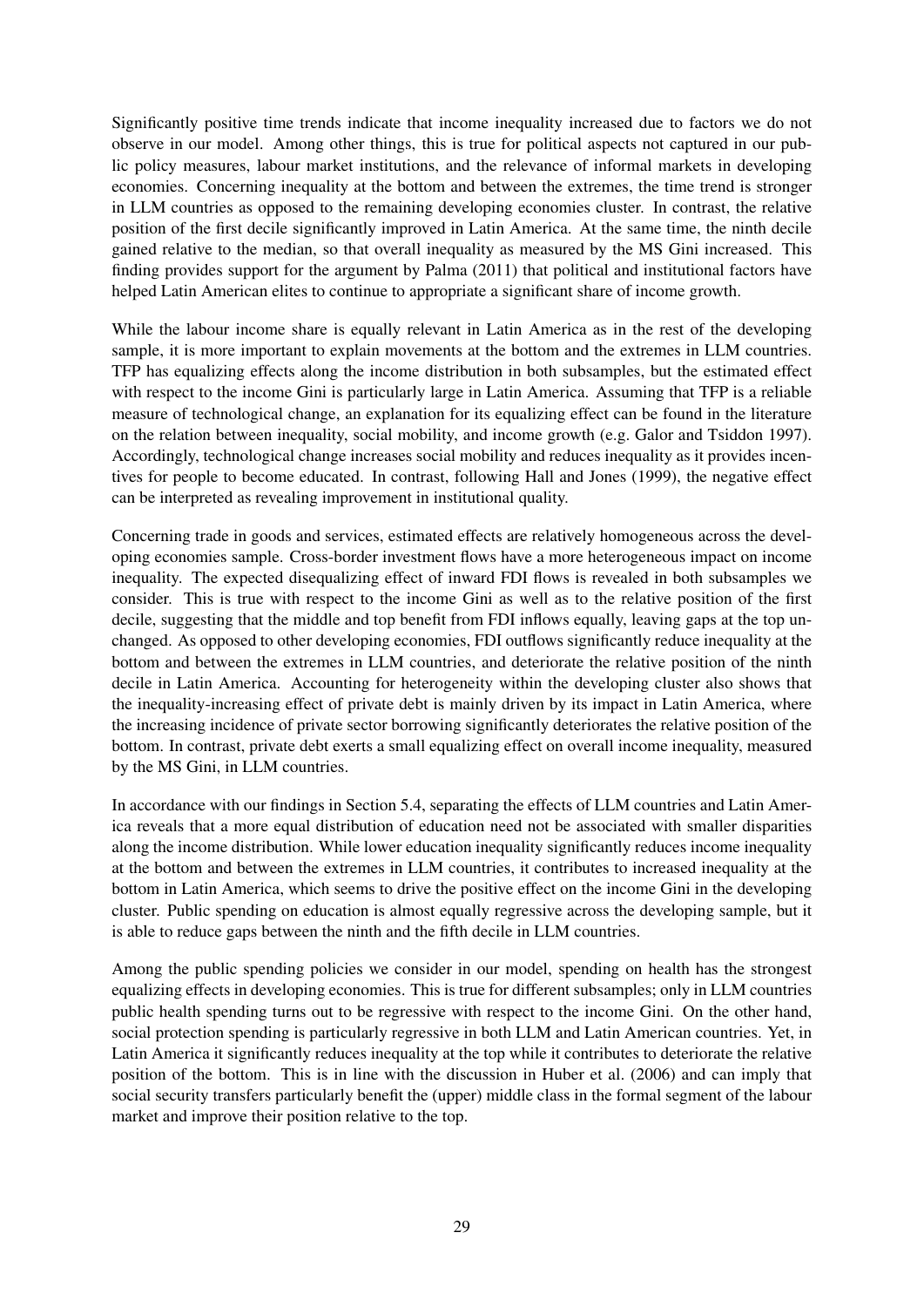Significantly positive time trends indicate that income inequality increased due to factors we do not observe in our model. Among other things, this is true for political aspects not captured in our public policy measures, labour market institutions, and the relevance of informal markets in developing economies. Concerning inequality at the bottom and between the extremes, the time trend is stronger in LLM countries as opposed to the remaining developing economies cluster. In contrast, the relative position of the first decile significantly improved in Latin America. At the same time, the ninth decile gained relative to the median, so that overall inequality as measured by the MS Gini increased. This finding provides support for the argument by Palma (2011) that political and institutional factors have helped Latin American elites to continue to appropriate a significant share of income growth.

While the labour income share is equally relevant in Latin America as in the rest of the developing sample, it is more important to explain movements at the bottom and the extremes in LLM countries. TFP has equalizing effects along the income distribution in both subsamples, but the estimated effect with respect to the income Gini is particularly large in Latin America. Assuming that TFP is a reliable measure of technological change, an explanation for its equalizing effect can be found in the literature on the relation between inequality, social mobility, and income growth (e.g. Galor and Tsiddon 1997). Accordingly, technological change increases social mobility and reduces inequality as it provides incentives for people to become educated. In contrast, following Hall and Jones (1999), the negative effect can be interpreted as revealing improvement in institutional quality.

Concerning trade in goods and services, estimated effects are relatively homogeneous across the developing economies sample. Cross-border investment flows have a more heterogeneous impact on income inequality. The expected disequalizing effect of inward FDI flows is revealed in both subsamples we consider. This is true with respect to the income Gini as well as to the relative position of the first decile, suggesting that the middle and top benefit from FDI inflows equally, leaving gaps at the top unchanged. As opposed to other developing economies, FDI outflows significantly reduce inequality at the bottom and between the extremes in LLM countries, and deteriorate the relative position of the ninth decile in Latin America. Accounting for heterogeneity within the developing cluster also shows that the inequality-increasing effect of private debt is mainly driven by its impact in Latin America, where the increasing incidence of private sector borrowing significantly deteriorates the relative position of the bottom. In contrast, private debt exerts a small equalizing effect on overall income inequality, measured by the MS Gini, in LLM countries.

In accordance with our findings in Section 5.4, separating the effects of LLM countries and Latin America reveals that a more equal distribution of education need not be associated with smaller disparities along the income distribution. While lower education inequality significantly reduces income inequality at the bottom and between the extremes in LLM countries, it contributes to increased inequality at the bottom in Latin America, which seems to drive the positive effect on the income Gini in the developing cluster. Public spending on education is almost equally regressive across the developing sample, but it is able to reduce gaps between the ninth and the fifth decile in LLM countries.

Among the public spending policies we consider in our model, spending on health has the strongest equalizing effects in developing economies. This is true for different subsamples; only in LLM countries public health spending turns out to be regressive with respect to the income Gini. On the other hand, social protection spending is particularly regressive in both LLM and Latin American countries. Yet, in Latin America it significantly reduces inequality at the top while it contributes to deteriorate the relative position of the bottom. This is in line with the discussion in Huber et al. (2006) and can imply that social security transfers particularly benefit the (upper) middle class in the formal segment of the labour market and improve their position relative to the top.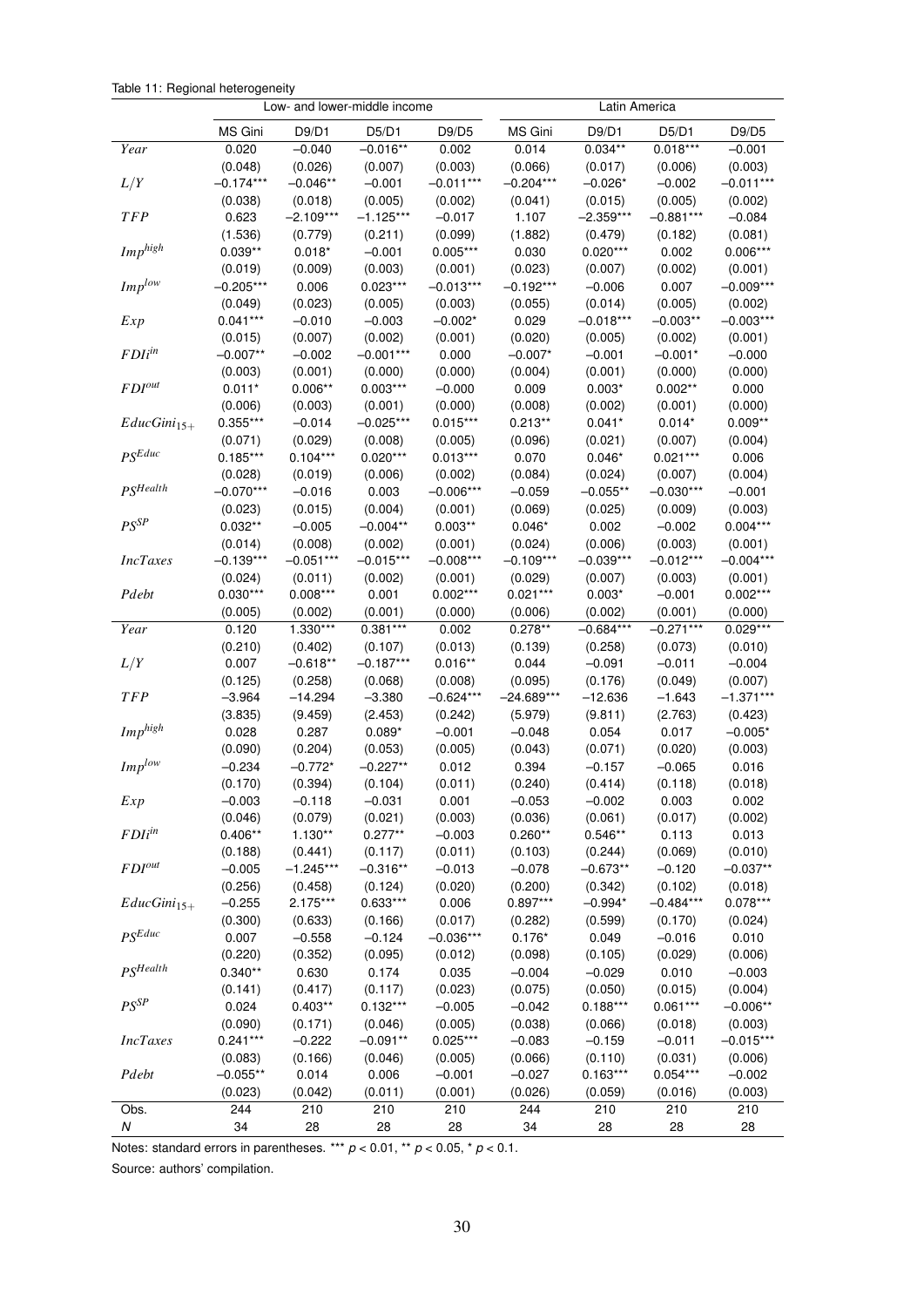Table 11: Regional heterogeneity

| | Low- and lower-middle income | | | | Latin America | | | |
|---|---|---|---|---|---|---|---|---|
| | MS Gini | D9/D1 | D5/D1 | D9/D5 | MS Gini | D9/D1 | D5/D1 | D9/D5 |
| $Year$ | 0.020 | −0.040 | −0.016** | 0.002 | 0.014 | 0.034** | 0.018*** | −0.001 |
| | (0.048) | (0.026) | (0.007) | (0.003) | (0.066) | (0.017) | (0.006) | (0.003) |
| $L/Y$ | −0.174*** | −0.046** | −0.001 | −0.011*** | −0.204*** | −0.026* | −0.002 | −0.011*** |
| | (0.038) | (0.018) | (0.005) | (0.002) | (0.041) | (0.015) | (0.005) | (0.002) |
| $TFP$ | 0.623 | −2.109*** | −1.125*** | −0.017 | 1.107 | −2.359*** | −0.881*** | −0.084 |
| | (1.536) | (0.779) | (0.211) | (0.099) | (1.882) | (0.479) | (0.182) | (0.081) |
| $Imp^{high}$ | 0.039** | 0.018* | −0.001 | 0.005*** | 0.030 | 0.020*** | 0.002 | 0.006*** |
| | (0.019) | (0.009) | (0.003) | (0.001) | (0.023) | (0.007) | (0.002) | (0.001) |
| $Imp^{low}$ | −0.205*** | 0.006 | 0.023*** | −0.013*** | −0.192*** | −0.006 | 0.007 | −0.009*** |
| | (0.049) | (0.023) | (0.005) | (0.003) | (0.055) | (0.014) | (0.005) | (0.002) |
| $Exp$ | 0.041*** | −0.010 | −0.003 | −0.002* | 0.029 | −0.018*** | −0.003** | −0.003*** |
| | (0.015) | (0.007) | (0.002) | (0.001) | (0.020) | (0.005) | (0.002) | (0.001) |
| $FDI^{in}$ | −0.007** | −0.002 | −0.001*** | 0.000 | −0.007* | −0.001 | −0.001* | −0.000 |
| | (0.003) | (0.001) | (0.000) | (0.000) | (0.004) | (0.001) | (0.000) | (0.000) |
| $FDI^{out}$ | 0.011* | 0.006** | 0.003*** | −0.000 | 0.009 | 0.003* | 0.002** | 0.000 |
| | (0.006) | (0.003) | (0.001) | (0.000) | (0.008) | (0.002) | (0.001) | (0.000) |
| $EducGini_{15+}$ | 0.355*** | −0.014 | −0.025*** | 0.015*** | 0.213** | 0.041* | 0.014* | 0.009** |
| | (0.071) | (0.029) | (0.008) | (0.005) | (0.096) | (0.021) | (0.007) | (0.004) |
| $PS^{Educ}$ | 0.185*** | 0.104*** | 0.020*** | 0.013*** | 0.070 | 0.046* | 0.021*** | 0.006 |
| | (0.028) | (0.019) | (0.006) | (0.002) | (0.084) | (0.024) | (0.007) | (0.004) |
| $PS^{Health}$ | −0.070*** | −0.016 | 0.003 | −0.006*** | −0.059 | −0.055** | −0.030*** | −0.001 |
| | (0.023) | (0.015) | (0.004) | (0.001) | (0.069) | (0.025) | (0.009) | (0.003) |
| $PS^{SP}$ | 0.032** | −0.005 | −0.004** | 0.003** | 0.046* | 0.002 | −0.002 | 0.004*** |
| | (0.014) | (0.008) | (0.002) | (0.001) | (0.024) | (0.006) | (0.003) | (0.001) |
| $IncTaxes$ | −0.139*** | −0.051*** | −0.015*** | −0.008*** | −0.109*** | −0.039*** | −0.012*** | −0.004*** |
| | (0.024) | (0.011) | (0.002) | (0.001) | (0.029) | (0.007) | (0.003) | (0.001) |
| $Pdebt$ | 0.030*** | 0.008*** | 0.001 | 0.002*** | 0.021*** | 0.003* | −0.001 | 0.002*** |
| | (0.005) | (0.002) | (0.001) | (0.000) | (0.006) | (0.002) | (0.001) | (0.000) |
| $Year$ | 0.120 | 1.330*** | 0.381*** | 0.002 | 0.278** | −0.684*** | −0.271*** | 0.029*** |
| | (0.210) | (0.402) | (0.107) | (0.013) | (0.139) | (0.258) | (0.073) | (0.010) |
| $L/Y$ | 0.007 | −0.618** | −0.187*** | 0.016** | 0.044 | −0.091 | −0.011 | −0.004 |
| | (0.125) | (0.258) | (0.068) | (0.008) | (0.095) | (0.176) | (0.049) | (0.007) |
| $TFP$ | −3.964 | −14.294 | −3.380 | −0.624*** | −24.689*** | −12.636 | −1.643 | −1.371*** |
| | (3.835) | (9.459) | (2.453) | (0.242) | (5.979) | (9.811) | (2.763) | (0.423) |
| $Imp^{high}$ | 0.028 | 0.287 | 0.089* | −0.001 | −0.048 | 0.054 | 0.017 | −0.005* |
| | (0.090) | (0.204) | (0.053) | (0.005) | (0.043) | (0.071) | (0.020) | (0.003) |
| $Imp^{low}$ | −0.234 | −0.772* | −0.227** | 0.012 | 0.394 | −0.157 | −0.065 | 0.016 |
| | (0.170) | (0.394) | (0.104) | (0.011) | (0.240) | (0.414) | (0.118) | (0.018) |
| $Exp$ | −0.003 | −0.118 | −0.031 | 0.001 | −0.053 | −0.002 | 0.003 | 0.002 |
| | (0.046) | (0.079) | (0.021) | (0.003) | (0.036) | (0.061) | (0.017) | (0.002) |
| $FDI^{in}$ | 0.406** | 1.130** | 0.277** | −0.003 | 0.260** | 0.546** | 0.113 | 0.013 |
| | (0.188) | (0.441) | (0.117) | (0.011) | (0.103) | (0.244) | (0.069) | (0.010) |
| $FDI^{out}$ | −0.005 | −1.245*** | −0.316** | −0.013 | −0.078 | −0.673** | −0.120 | −0.037** |
| | (0.256) | (0.458) | (0.124) | (0.020) | (0.200) | (0.342) | (0.102) | (0.018) |
| $EducGini_{15+}$ | −0.255 | 2.175*** | 0.633*** | 0.006 | 0.897*** | −0.994* | −0.484*** | 0.078*** |
| | (0.300) | (0.633) | (0.166) | (0.017) | (0.282) | (0.599) | (0.170) | (0.024) |
| $PS^{Educ}$ | 0.007 | −0.558 | −0.124 | −0.036*** | 0.176* | 0.049 | −0.016 | 0.010 |
| | (0.220) | (0.352) | (0.095) | (0.012) | (0.098) | (0.105) | (0.029) | (0.006) |
| $PS^{Health}$ | 0.340** | 0.630 | 0.174 | 0.035 | −0.004 | −0.029 | 0.010 | −0.003 |
| | (0.141) | (0.417) | (0.117) | (0.023) | (0.075) | (0.050) | (0.015) | (0.004) |
| $PS^{SP}$ | 0.024 | 0.403** | 0.132*** | −0.005 | −0.042 | 0.188*** | 0.061*** | −0.006** |
| | (0.090) | (0.171) | (0.046) | (0.005) | (0.038) | (0.066) | (0.018) | (0.003) |
| $IncTaxes$ | 0.241*** | −0.222 | −0.091** | 0.025*** | −0.083 | −0.159 | −0.011 | −0.015*** |
| | (0.083) | (0.166) | (0.046) | (0.005) | (0.066) | (0.110) | (0.031) | (0.006) |
| $Pdebt$ | −0.055** | 0.014 | 0.006 | −0.001 | −0.027 | 0.163*** | 0.054*** | −0.002 |
| | (0.023) | (0.042) | (0.011) | (0.001) | (0.026) | (0.059) | (0.016) | (0.003) |
| Obs. | 244 | 210 | 210 | 210 | 244 | 210 | 210 | 210 |
| $N$ | 34 | 28 | 28 | 28 | 34 | 28 | 28 | 28 |

Notes: standard errors in parentheses. *** $p < 0.01$, ** $p < 0.05$, * $p < 0.1$.

Source: authors' compilation.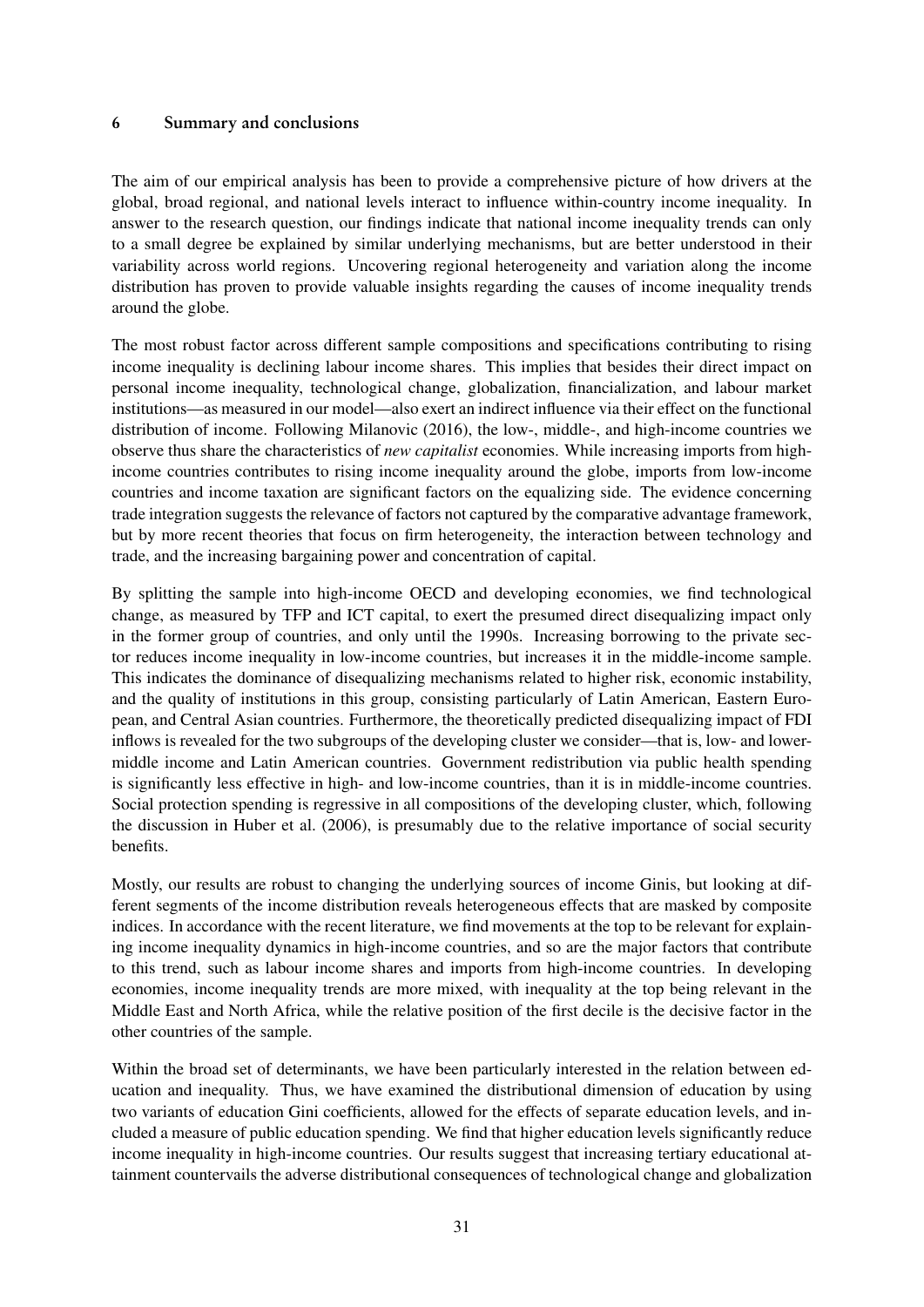## 6 Summary and conclusions

The aim of our empirical analysis has been to provide a comprehensive picture of how drivers at the global, broad regional, and national levels interact to influence within-country income inequality. In answer to the research question, our findings indicate that national income inequality trends can only to a small degree be explained by similar underlying mechanisms, but are better understood in their variability across world regions. Uncovering regional heterogeneity and variation along the income distribution has proven to provide valuable insights regarding the causes of income inequality trends around the globe.

The most robust factor across different sample compositions and specifications contributing to rising income inequality is declining labour income shares. This implies that besides their direct impact on personal income inequality, technological change, globalization, financialization, and labour market institutions—as measured in our model—also exert an indirect influence via their effect on the functional distribution of income. Following Milanovic (2016), the low-, middle-, and high-income countries we observe thus share the characteristics of *new capitalist* economies. While increasing imports from high-income countries contributes to rising income inequality around the globe, imports from low-income countries and income taxation are significant factors on the equalizing side. The evidence concerning trade integration suggests the relevance of factors not captured by the comparative advantage framework, but by more recent theories that focus on firm heterogeneity, the interaction between technology and trade, and the increasing bargaining power and concentration of capital.

By splitting the sample into high-income OECD and developing economies, we find technological change, as measured by TFP and ICT capital, to exert the presumed direct disequalizing impact only in the former group of countries, and only until the 1990s. Increasing borrowing to the private sector reduces income inequality in low-income countries, but increases it in the middle-income sample. This indicates the dominance of disequalizing mechanisms related to higher risk, economic instability, and the quality of institutions in this group, consisting particularly of Latin American, Eastern European, and Central Asian countries. Furthermore, the theoretically predicted disequalizing impact of FDI inflows is revealed for the two subgroups of the developing cluster we consider—that is, low- and lower-middle income and Latin American countries. Government redistribution via public health spending is significantly less effective in high- and low-income countries, than it is in middle-income countries. Social protection spending is regressive in all compositions of the developing cluster, which, following the discussion in Huber et al. (2006), is presumably due to the relative importance of social security benefits.

Mostly, our results are robust to changing the underlying sources of income Ginis, but looking at different segments of the income distribution reveals heterogeneous effects that are masked by composite indices. In accordance with the recent literature, we find movements at the top to be relevant for explaining income inequality dynamics in high-income countries, and so are the major factors that contribute to this trend, such as labour income shares and imports from high-income countries. In developing economies, income inequality trends are more mixed, with inequality at the top being relevant in the Middle East and North Africa, while the relative position of the first decile is the decisive factor in the other countries of the sample.

Within the broad set of determinants, we have been particularly interested in the relation between education and inequality. Thus, we have examined the distributional dimension of education by using two variants of education Gini coefficients, allowed for the effects of separate education levels, and included a measure of public education spending. We find that higher education levels significantly reduce income inequality in high-income countries. Our results suggest that increasing tertiary educational attainment countervails the adverse distributional consequences of technological change and globalization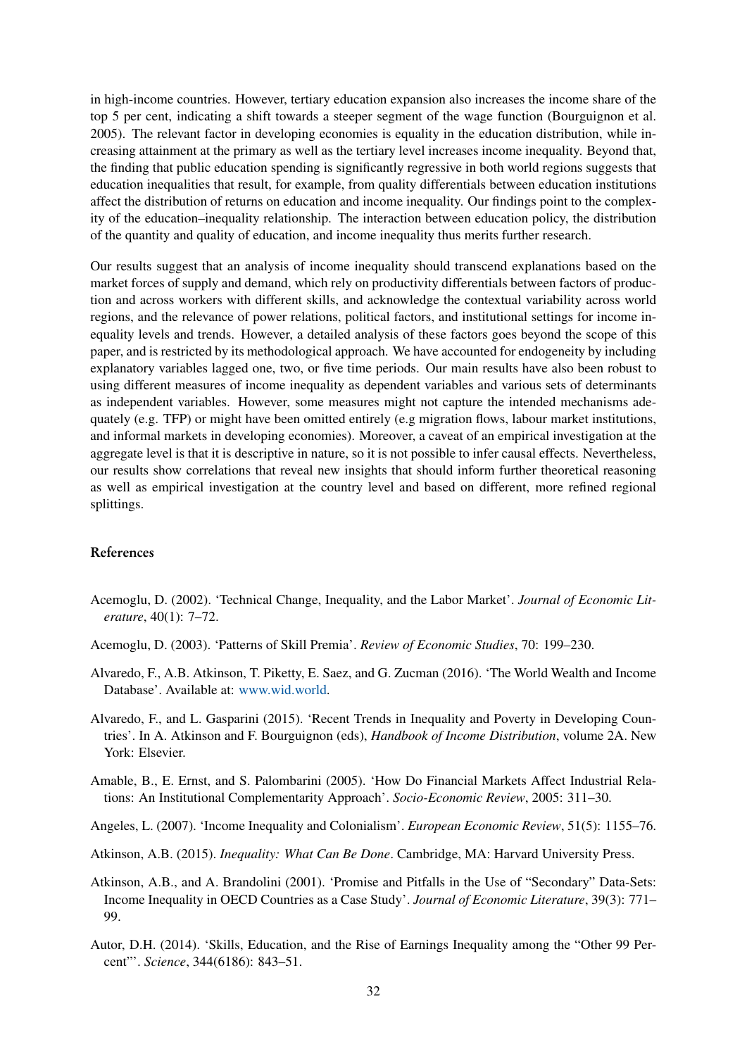in high-income countries. However, tertiary education expansion also increases the income share of the top 5 per cent, indicating a shift towards a steeper segment of the wage function (Bourguignon et al. 2005). The relevant factor in developing economies is equality in the education distribution, while increasing attainment at the primary as well as the tertiary level increases income inequality. Beyond that, the finding that public education spending is significantly regressive in both world regions suggests that education inequalities that result, for example, from quality differentials between education institutions affect the distribution of returns on education and income inequality. Our findings point to the complexity of the education–inequality relationship. The interaction between education policy, the distribution of the quantity and quality of education, and income inequality thus merits further research.

Our results suggest that an analysis of income inequality should transcend explanations based on the market forces of supply and demand, which rely on productivity differentials between factors of production and across workers with different skills, and acknowledge the contextual variability across world regions, and the relevance of power relations, political factors, and institutional settings for income inequality levels and trends. However, a detailed analysis of these factors goes beyond the scope of this paper, and is restricted by its methodological approach. We have accounted for endogeneity by including explanatory variables lagged one, two, or five time periods. Our main results have also been robust to using different measures of income inequality as dependent variables and various sets of determinants as independent variables. However, some measures might not capture the intended mechanisms adequately (e.g. TFP) or might have been omitted entirely (e.g migration flows, labour market institutions, and informal markets in developing economies). Moreover, a caveat of an empirical investigation at the aggregate level is that it is descriptive in nature, so it is not possible to infer causal effects. Nevertheless, our results show correlations that reveal new insights that should inform further theoretical reasoning as well as empirical investigation at the country level and based on different, more refined regional splittings.

## References

Acemoglu, D. (2002). 'Technical Change, Inequality, and the Labor Market'. *Journal of Economic Literature*, 40(1): 7–72.

Acemoglu, D. (2003). 'Patterns of Skill Premia'. *Review of Economic Studies*, 70: 199–230.

Alvaredo, F., A.B. Atkinson, T. Piketty, E. Saez, and G. Zucman (2016). 'The World Wealth and Income Database'. Available at: www.wid.world.

Alvaredo, F., and L. Gasparini (2015). 'Recent Trends in Inequality and Poverty in Developing Countries'. In A. Atkinson and F. Bourguignon (eds), *Handbook of Income Distribution*, volume 2A. New York: Elsevier.

Amable, B., E. Ernst, and S. Palombarini (2005). 'How Do Financial Markets Affect Industrial Relations: An Institutional Complementarity Approach'. *Socio-Economic Review*, 2005: 311–30.

Angeles, L. (2007). 'Income Inequality and Colonialism'. *European Economic Review*, 51(5): 1155–76.

Atkinson, A.B. (2015). *Inequality: What Can Be Done*. Cambridge, MA: Harvard University Press.

Atkinson, A.B., and A. Brandolini (2001). 'Promise and Pitfalls in the Use of "Secondary" Data-Sets: Income Inequality in OECD Countries as a Case Study'. *Journal of Economic Literature*, 39(3): 771–99.

Autor, D.H. (2014). 'Skills, Education, and the Rise of Earnings Inequality among the "Other 99 Percent"'. *Science*, 344(6186): 843–51.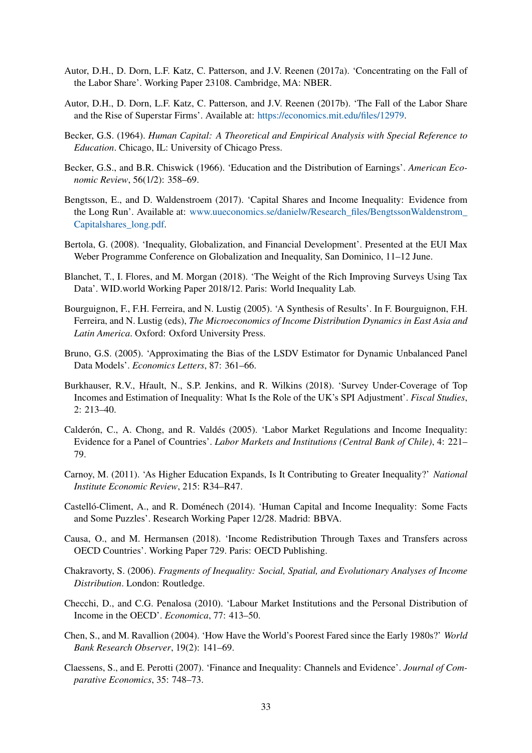Autor, D.H., D. Dorn, L.F. Katz, C. Patterson, and J.V. Reenen (2017a). 'Concentrating on the Fall of the Labor Share'. Working Paper 23108. Cambridge, MA: NBER.

Autor, D.H., D. Dorn, L.F. Katz, C. Patterson, and J.V. Reenen (2017b). 'The Fall of the Labor Share and the Rise of Superstar Firms'. Available at: https://economics.mit.edu/files/12979.

Becker, G.S. (1964). *Human Capital: A Theoretical and Empirical Analysis with Special Reference to Education*. Chicago, IL: University of Chicago Press.

Becker, G.S., and B.R. Chiswick (1966). 'Education and the Distribution of Earnings'. *American Economic Review*, 56(1/2): 358–69.

Bengtsson, E., and D. Waldenstroem (2017). 'Capital Shares and Income Inequality: Evidence from the Long Run'. Available at: www.uueconomics.se/danielw/Research_files/BengtssonWaldenstrom_Capitalshares_long.pdf.

Bertola, G. (2008). 'Inequality, Globalization, and Financial Development'. Presented at the EUI Max Weber Programme Conference on Globalization and Inequality, San Dominico, 11–12 June.

Blanchet, T., I. Flores, and M. Morgan (2018). 'The Weight of the Rich Improving Surveys Using Tax Data'. WID.world Working Paper 2018/12. Paris: World Inequality Lab.

Bourguignon, F., F.H. Ferreira, and N. Lustig (2005). 'A Synthesis of Results'. In F. Bourguignon, F.H. Ferreira, and N. Lustig (eds), *The Microeconomics of Income Distribution Dynamics in East Asia and Latin America*. Oxford: Oxford University Press.

Bruno, G.S. (2005). 'Approximating the Bias of the LSDV Estimator for Dynamic Unbalanced Panel Data Models'. *Economics Letters*, 87: 361–66.

Burkhauser, R.V., Hŕault, N., S.P. Jenkins, and R. Wilkins (2018). 'Survey Under-Coverage of Top Incomes and Estimation of Inequality: What Is the Role of the UK's SPI Adjustment'. *Fiscal Studies*, 2: 213–40.

Calderón, C., A. Chong, and R. Valdés (2005). 'Labor Market Regulations and Income Inequality: Evidence for a Panel of Countries'. *Labor Markets and Institutions (Central Bank of Chile)*, 4: 221–79.

Carnoy, M. (2011). 'As Higher Education Expands, Is It Contributing to Greater Inequality?' *National Institute Economic Review*, 215: R34–R47.

Castelló-Climent, A., and R. Doménech (2014). 'Human Capital and Income Inequality: Some Facts and Some Puzzles'. Research Working Paper 12/28. Madrid: BBVA.

Causa, O., and M. Hermansen (2018). 'Income Redistribution Through Taxes and Transfers across OECD Countries'. Working Paper 729. Paris: OECD Publishing.

Chakravorty, S. (2006). *Fragments of Inequality: Social, Spatial, and Evolutionary Analyses of Income Distribution*. London: Routledge.

Checchi, D., and C.G. Penalosa (2010). 'Labour Market Institutions and the Personal Distribution of Income in the OECD'. *Economica*, 77: 413–50.

Chen, S., and M. Ravallion (2004). 'How Have the World's Poorest Fared since the Early 1980s?' *World Bank Research Observer*, 19(2): 141–69.

Claessens, S., and E. Perotti (2007). 'Finance and Inequality: Channels and Evidence'. *Journal of Comparative Economics*, 35: 748–73.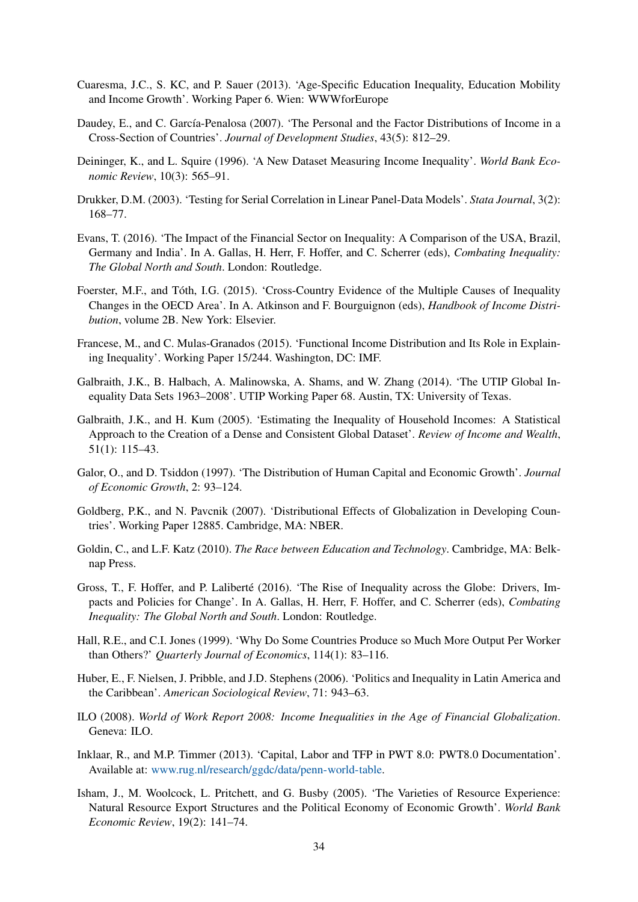Cuaresma, J.C., S. KC, and P. Sauer (2013). 'Age-Specific Education Inequality, Education Mobility and Income Growth'. Working Paper 6. Wien: WWWforEurope

Daudey, E., and C. García-Penalosa (2007). 'The Personal and the Factor Distributions of Income in a Cross-Section of Countries'. *Journal of Development Studies*, 43(5): 812–29.

Deininger, K., and L. Squire (1996). 'A New Dataset Measuring Income Inequality'. *World Bank Economic Review*, 10(3): 565–91.

Drukker, D.M. (2003). 'Testing for Serial Correlation in Linear Panel-Data Models'. *Stata Journal*, 3(2): 168–77.

Evans, T. (2016). 'The Impact of the Financial Sector on Inequality: A Comparison of the USA, Brazil, Germany and India'. In A. Gallas, H. Herr, F. Hoffer, and C. Scherrer (eds), *Combating Inequality: The Global North and South*. London: Routledge.

Foerster, M.F., and Tóth, I.G. (2015). 'Cross-Country Evidence of the Multiple Causes of Inequality Changes in the OECD Area'. In A. Atkinson and F. Bourguignon (eds), *Handbook of Income Distribution*, volume 2B. New York: Elsevier.

Francese, M., and C. Mulas-Granados (2015). 'Functional Income Distribution and Its Role in Explaining Inequality'. Working Paper 15/244. Washington, DC: IMF.

Galbraith, J.K., B. Halbach, A. Malinowska, A. Shams, and W. Zhang (2014). 'The UTIP Global Inequality Data Sets 1963–2008'. UTIP Working Paper 68. Austin, TX: University of Texas.

Galbraith, J.K., and H. Kum (2005). 'Estimating the Inequality of Household Incomes: A Statistical Approach to the Creation of a Dense and Consistent Global Dataset'. *Review of Income and Wealth*, 51(1): 115–43.

Galor, O., and D. Tsiddon (1997). 'The Distribution of Human Capital and Economic Growth'. *Journal of Economic Growth*, 2: 93–124.

Goldberg, P.K., and N. Pavcnik (2007). 'Distributional Effects of Globalization in Developing Countries'. Working Paper 12885. Cambridge, MA: NBER.

Goldin, C., and L.F. Katz (2010). *The Race between Education and Technology*. Cambridge, MA: Belknap Press.

Gross, T., F. Hoffer, and P. Laliberté (2016). 'The Rise of Inequality across the Globe: Drivers, Impacts and Policies for Change'. In A. Gallas, H. Herr, F. Hoffer, and C. Scherrer (eds), *Combating Inequality: The Global North and South*. London: Routledge.

Hall, R.E., and C.I. Jones (1999). 'Why Do Some Countries Produce so Much More Output Per Worker than Others?' *Quarterly Journal of Economics*, 114(1): 83–116.

Huber, E., F. Nielsen, J. Pribble, and J.D. Stephens (2006). 'Politics and Inequality in Latin America and the Caribbean'. *American Sociological Review*, 71: 943–63.

ILO (2008). *World of Work Report 2008: Income Inequalities in the Age of Financial Globalization*. Geneva: ILO.

Inklaar, R., and M.P. Timmer (2013). 'Capital, Labor and TFP in PWT 8.0: PWT8.0 Documentation'. Available at: www.rug.nl/research/ggdc/data/penn-world-table.

Isham, J., M. Woolcock, L. Pritchett, and G. Busby (2005). 'The Varieties of Resource Experience: Natural Resource Export Structures and the Political Economy of Economic Growth'. *World Bank Economic Review*, 19(2): 141–74.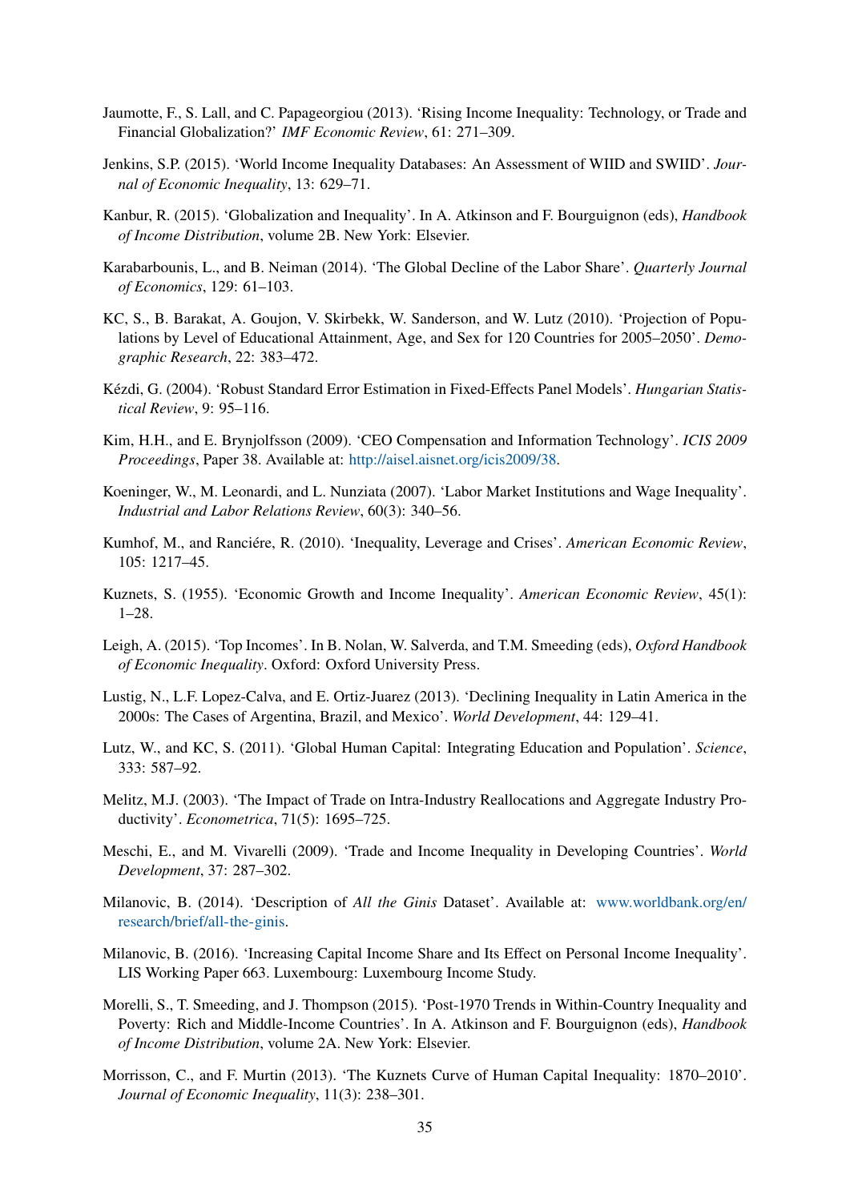Jaumotte, F., S. Lall, and C. Papageorgiou (2013). 'Rising Income Inequality: Technology, or Trade and Financial Globalization?' *IMF Economic Review*, 61: 271–309.

Jenkins, S.P. (2015). 'World Income Inequality Databases: An Assessment of WIID and SWIID'. *Journal of Economic Inequality*, 13: 629–71.

Kanbur, R. (2015). 'Globalization and Inequality'. In A. Atkinson and F. Bourguignon (eds), *Handbook of Income Distribution*, volume 2B. New York: Elsevier.

Karabarbounis, L., and B. Neiman (2014). 'The Global Decline of the Labor Share'. *Quarterly Journal of Economics*, 129: 61–103.

KC, S., B. Barakat, A. Goujon, V. Skirbekk, W. Sanderson, and W. Lutz (2010). 'Projection of Populations by Level of Educational Attainment, Age, and Sex for 120 Countries for 2005–2050'. *Demographic Research*, 22: 383–472.

Kézdi, G. (2004). 'Robust Standard Error Estimation in Fixed-Effects Panel Models'. *Hungarian Statistical Review*, 9: 95–116.

Kim, H.H., and E. Brynjolfsson (2009). 'CEO Compensation and Information Technology'. *ICIS 2009 Proceedings*, Paper 38. Available at: http://aisel.aisnet.org/icis2009/38.

Koeninger, W., M. Leonardi, and L. Nunziata (2007). 'Labor Market Institutions and Wage Inequality'. *Industrial and Labor Relations Review*, 60(3): 340–56.

Kumhof, M., and Renciére, R. (2010). 'Inequality, Leverage and Crises'. *American Economic Review*, 105: 1217–45.

Kuznets, S. (1955). 'Economic Growth and Income Inequality'. *American Economic Review*, 45(1): 1–28.

Leigh, A. (2015). 'Top Incomes'. In B. Nolan, W. Salverda, and T.M. Smeeding (eds), *Oxford Handbook of Economic Inequality*. Oxford: Oxford University Press.

Lustig, N., L.F. Lopez-Calva, and E. Ortiz-Juarez (2013). 'Declining Inequality in Latin America in the 2000s: The Cases of Argentina, Brazil, and Mexico'. *World Development*, 44: 129–41.

Lutz, W., and KC, S. (2011). 'Global Human Capital: Integrating Education and Population'. *Science*, 333: 587–92.

Melitz, M.J. (2003). 'The Impact of Trade on Intra-Industry Reallocations and Aggregate Industry Productivity'. *Econometrica*, 71(5): 1695–725.

Meschi, E., and M. Vivarelli (2009). 'Trade and Income Inequality in Developing Countries'. *World Development*, 37: 287–302.

Milanovic, B. (2014). 'Description of *All the Ginis* Dataset'. Available at: www.worldbank.org/en/research/brief/all-the-ginis.

Milanovic, B. (2016). 'Increasing Capital Income Share and Its Effect on Personal Income Inequality'. LIS Working Paper 663. Luxembourg: Luxembourg Income Study.

Morelli, S., T. Smeeding, and J. Thompson (2015). 'Post-1970 Trends in Within-Country Inequality and Poverty: Rich and Middle-Income Countries'. In A. Atkinson and F. Bourguignon (eds), *Handbook of Income Distribution*, volume 2A. New York: Elsevier.

Morrisson, C., and F. Murtin (2013). 'The Kuznets Curve of Human Capital Inequality: 1870–2010'. *Journal of Economic Inequality*, 11(3): 238–301.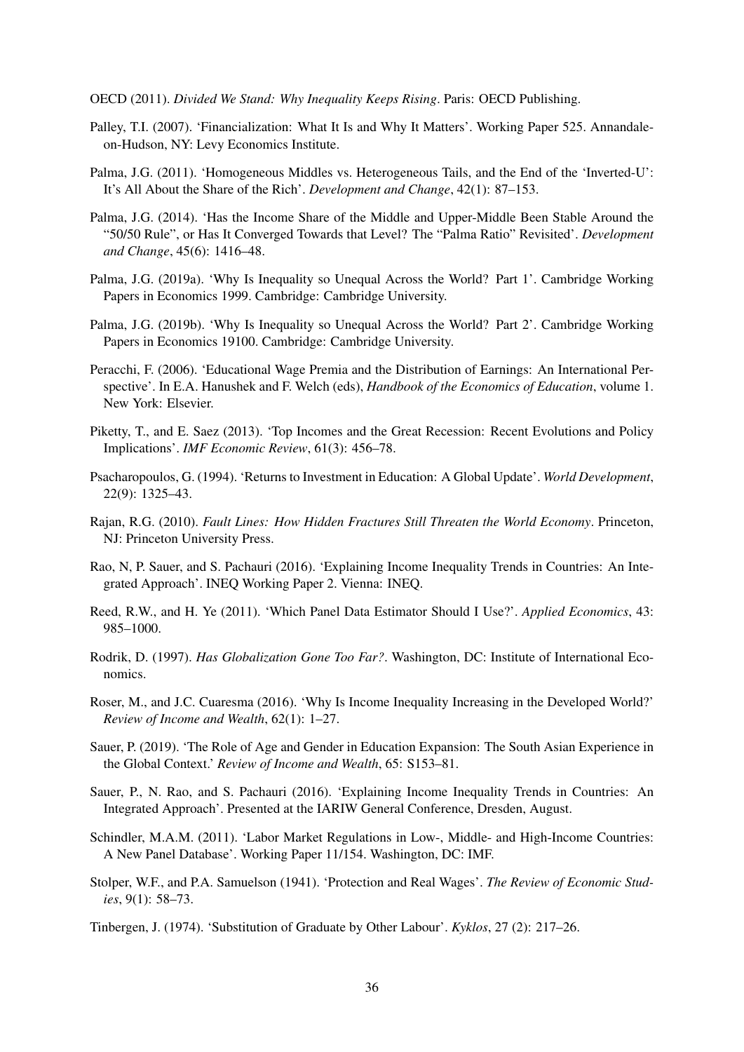OECD (2011). *Divided We Stand: Why Inequality Keeps Rising*. Paris: OECD Publishing.

Palley, T.I. (2007). 'Financialization: What It Is and Why It Matters'. Working Paper 525. Annandale-on-Hudson, NY: Levy Economics Institute.

Palma, J.G. (2011). 'Homogeneous Middles vs. Heterogeneous Tails, and the End of the 'Inverted-U': It's All About the Share of the Rich'. *Development and Change*, 42(1): 87–153.

Palma, J.G. (2014). 'Has the Income Share of the Middle and Upper-Middle Been Stable Around the "50/50 Rule", or Has It Converged Towards that Level? The "Palma Ratio" Revisited'. *Development and Change*, 45(6): 1416–48.

Palma, J.G. (2019a). 'Why Is Inequality so Unequal Across the World? Part 1'. Cambridge Working Papers in Economics 1999. Cambridge: Cambridge University.

Palma, J.G. (2019b). 'Why Is Inequality so Unequal Across the World? Part 2'. Cambridge Working Papers in Economics 19100. Cambridge: Cambridge University.

Peracchi, F. (2006). 'Educational Wage Premia and the Distribution of Earnings: An International Perspective'. In E.A. Hanushek and F. Welch (eds), *Handbook of the Economics of Education*, volume 1. New York: Elsevier.

Piketty, T., and E. Saez (2013). 'Top Incomes and the Great Recession: Recent Evolutions and Policy Implications'. *IMF Economic Review*, 61(3): 456–78.

Psacharopoulos, G. (1994). 'Returns to Investment in Education: A Global Update'. *World Development*, 22(9): 1325–43.

Rajan, R.G. (2010). *Fault Lines: How Hidden Fractures Still Threaten the World Economy*. Princeton, NJ: Princeton University Press.

Rao, N, P. Sauer, and S. Pachauri (2016). 'Explaining Income Inequality Trends in Countries: An Integrated Approach'. INEQ Working Paper 2. Vienna: INEQ.

Reed, R.W., and H. Ye (2011). 'Which Panel Data Estimator Should I Use?'. *Applied Economics*, 43: 985–1000.

Rodrik, D. (1997). *Has Globalization Gone Too Far?*. Washington, DC: Institute of International Economics.

Roser, M., and J.C. Cuaresma (2016). 'Why Is Income Inequality Increasing in the Developed World?' *Review of Income and Wealth*, 62(1): 1–27.

Sauer, P. (2019). 'The Role of Age and Gender in Education Expansion: The South Asian Experience in the Global Context.' *Review of Income and Wealth*, 65: S153–81.

Sauer, P., N. Rao, and S. Pachauri (2016). 'Explaining Income Inequality Trends in Countries: An Integrated Approach'. Presented at the IARIW General Conference, Dresden, August.

Schindler, M.A.M. (2011). 'Labor Market Regulations in Low-, Middle- and High-Income Countries: A New Panel Database'. Working Paper 11/154. Washington, DC: IMF.

Stolper, W.F., and P.A. Samuelson (1941). 'Protection and Real Wages'. *The Review of Economic Studies*, 9(1): 58–73.

Tinbergen, J. (1974). 'Substitution of Graduate by Other Labour'. *Kyklos*, 27 (2): 217–26.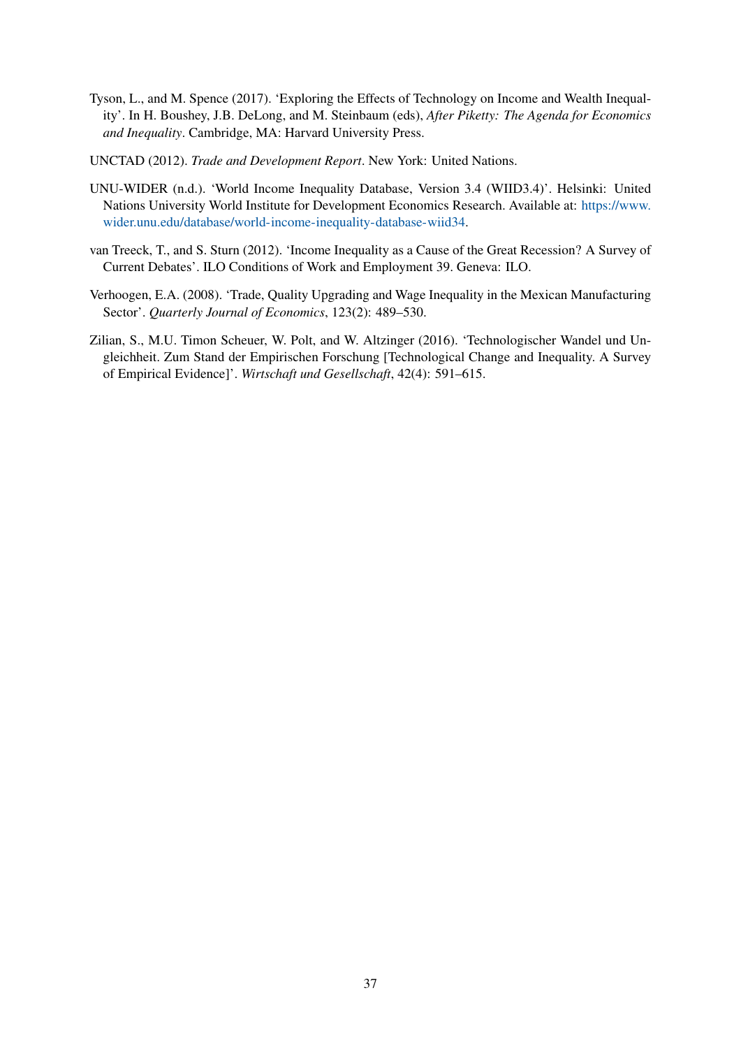Tyson, L., and M. Spence (2017). 'Exploring the Effects of Technology on Income and Wealth Inequality'. In H. Boushey, J.B. DeLong, and M. Steinbaum (eds), *After Piketty: The Agenda for Economics and Inequality*. Cambridge, MA: Harvard University Press.

UNCTAD (2012). *Trade and Development Report*. New York: United Nations.

UNU-WIDER (n.d.). 'World Income Inequality Database, Version 3.4 (WIID3.4)'. Helsinki: United Nations University World Institute for Development Economics Research. Available at: https://www.wider.unu.edu/database/world-income-inequality-database-wiid34.

van Treeck, T., and S. Sturn (2012). 'Income Inequality as a Cause of the Great Recession? A Survey of Current Debates'. ILO Conditions of Work and Employment 39. Geneva: ILO.

Verhoogen, E.A. (2008). 'Trade, Quality Upgrading and Wage Inequality in the Mexican Manufacturing Sector'. *Quarterly Journal of Economics*, 123(2): 489–530.

Zilian, S., M.U. Timon Scheuer, W. Polt, and W. Altzinger (2016). 'Technologischer Wandel und Ungleichheit. Zum Stand der Empirischen Forschung [Technological Change and Inequality. A Survey of Empirical Evidence]'. *Wirtschaft und Gesellschaft*, 42(4): 591–615.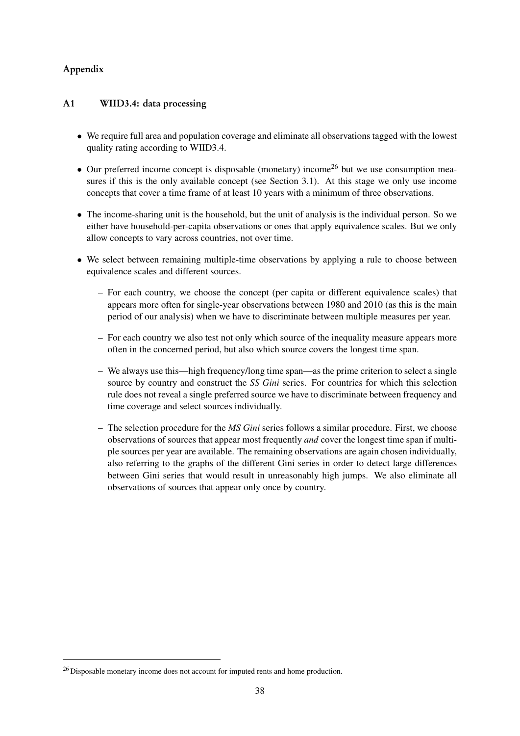## Appendix

### A1 WIID3.4: data processing

- We require full area and population coverage and eliminate all observations tagged with the lowest quality rating according to WIID3.4.
- Our preferred income concept is disposable (monetary) income[26] but we use consumption measures if this is the only available concept (see Section 3.1). At this stage we only use income concepts that cover a time frame of at least 10 years with a minimum of three observations.
- The income-sharing unit is the household, but the unit of analysis is the individual person. So we either have household-per-capita observations or ones that apply equivalence scales. But we only allow concepts to vary across countries, not over time.
- We select between remaining multiple-time observations by applying a rule to choose between equivalence scales and different sources.
  - For each country, we choose the concept (per capita or different equivalence scales) that appears more often for single-year observations between 1980 and 2010 (as this is the main period of our analysis) when we have to discriminate between multiple measures per year.
  - For each country we also test not only which source of the inequality measure appears more often in the concerned period, but also which source covers the longest time span.
  - We always use this—high frequency/long time span—as the prime criterion to select a single source by country and construct the *SS Gini* series. For countries for which this selection rule does not reveal a single preferred source we have to discriminate between frequency and time coverage and select sources individually.
  - The selection procedure for the *MS Gini* series follows a similar procedure. First, we choose observations of sources that appear most frequently *and* cover the longest time span if multiple sources per year are available. The remaining observations are again chosen individually, also referring to the graphs of the different Gini series in order to detect large differences between Gini series that would result in unreasonably high jumps. We also eliminate all observations of sources that appear only once by country.

[26] Disposable monetary income does not account for imputed rents and home production.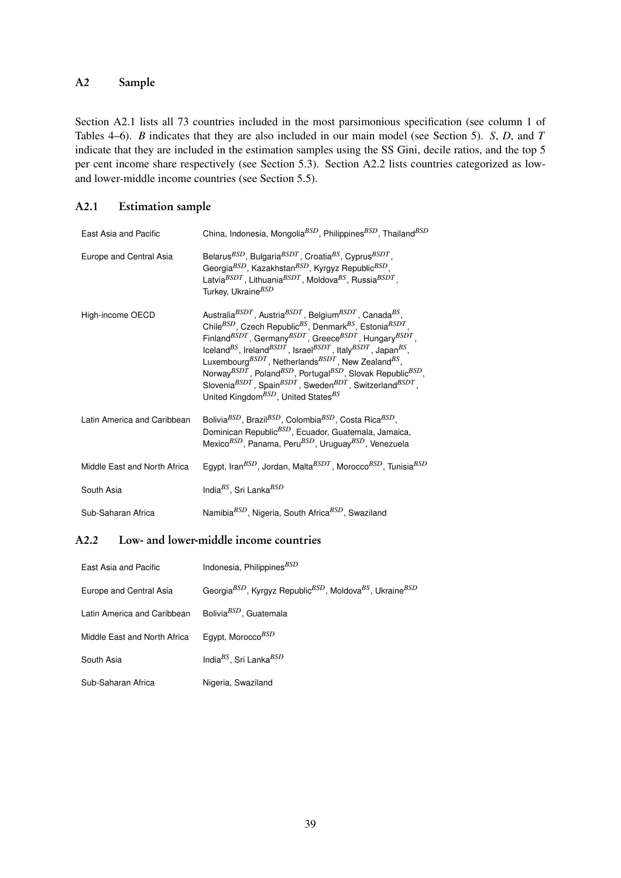## A2 Sample

Section A2.1 lists all 73 countries included in the most parsimonious specification (see column 1 of Tables 4–6). *B* indicates that they are also included in our main model (see Section 5). *S*, *D*, and *T* indicate that they are included in the estimation samples using the SS Gini, decile ratios, and the top 5 per cent income share respectively (see Section 5.3). Section A2.2 lists countries categorized as low- and lower-middle income countries (see Section 5.5).

### A2.1 Estimation sample

| | |
|---|---|
| East Asia and Pacific | China, Indonesia, Mongolia$^{BSD}$, Philippines$^{BSD}$, Thailand$^{BSD}$ |
| Europe and Central Asia | Belarus$^{BSD}$, Bulgaria$^{BSDT}$, Croatia$^{BS}$, Cyprus$^{BSDT}$, Georgia$^{BSD}$, Kazakhstan$^{BSD}$, Kyrgyz Republic$^{BSD}$, Latvia$^{BSDT}$, Lithuania$^{BSDT}$, Moldova$^{BS}$, Russia$^{BSDT}$, Turkey, Ukraine$^{BSD}$ |
| High-income OECD | Australia$^{BSDT}$, Austria$^{BSDT}$, Belgium$^{BSDT}$, Canada$^{BS}$, Chile$^{BSD}$, Czech Republic$^{BS}$, Denmark$^{BS}$, Estonia$^{BSDT}$, Finland$^{BSDT}$, Germany$^{BSDT}$, Greece$^{BSDT}$, Hungary$^{BSDT}$, Iceland$^{BS}$, Ireland$^{BSDT}$, Israel$^{BSDT}$, Italy$^{BSDT}$, Japan$^{BS}$, Luxembourg$^{BSDT}$, Netherlands$^{BSDT}$, New Zealand$^{BS}$, Norway$^{BSDT}$, Poland$^{BSD}$, Portugal$^{BSD}$, Slovak Republic$^{BSD}$, Slovenia$^{BSDT}$, Spain$^{BSDT}$, Sweden$^{BDT}$, Switzerland$^{BSDT}$, United Kingdom$^{BSD}$, United States$^{BS}$ |
| Latin America and Caribbean | Bolivia$^{BSD}$, Brazil$^{BSD}$, Colombia$^{BSD}$, Costa Rica$^{BSD}$, Dominican Republic$^{BSD}$, Ecuador, Guatemala, Jamaica, Mexico$^{BSD}$, Panama, Peru$^{BSD}$, Uruguay$^{BSD}$, Venezuela |
| Middle East and North Africa | Egypt, Iran$^{BSD}$, Jordan, Malta$^{BSDT}$, Morocco$^{BSD}$, Tunisia$^{BSD}$ |
| South Asia | India$^{BS}$, Sri Lanka$^{BSD}$ |
| Sub-Saharan Africa | Namibia$^{BSD}$, Nigeria, South Africa$^{BSD}$, Swaziland |

### A2.2 Low- and lower-middle income countries

| | |
|---|---|
| East Asia and Pacific | Indonesia, Philippines$^{BSD}$ |
| Europe and Central Asia | Georgia$^{BSD}$, Kyrgyz Republic$^{BSD}$, Moldova$^{BS}$, Ukraine$^{BSD}$ |
| Latin America and Caribbean | Bolivia$^{BSD}$, Guatemala |
| Middle East and North Africa | Egypt, Morocco$^{BSD}$ |
| South Asia | India$^{BS}$, Sri Lanka$^{BSD}$ |
| Sub-Saharan Africa | Nigeria, Swaziland |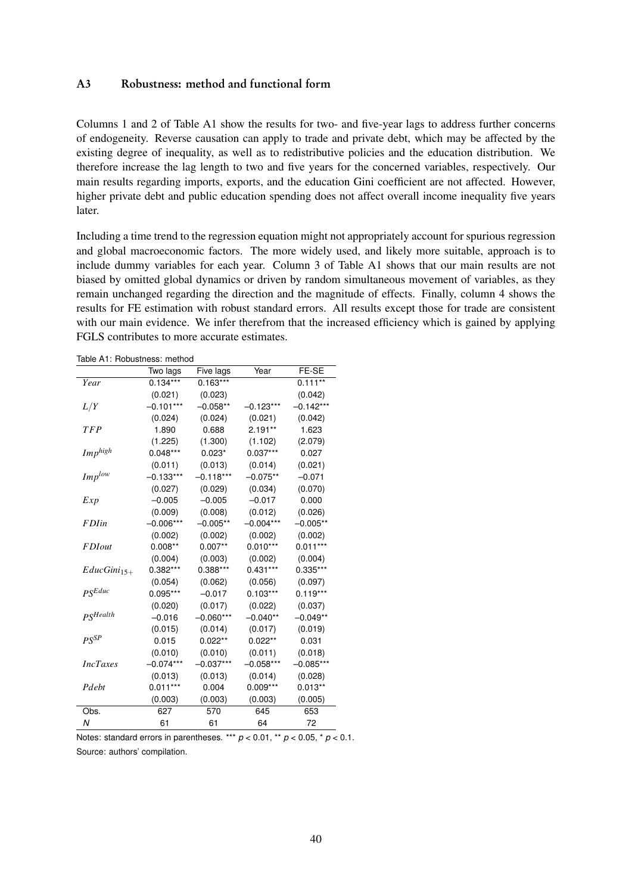## A3 Robustness: method and functional form

Columns 1 and 2 of Table A1 show the results for two- and five-year lags to address further concerns of endogeneity. Reverse causation can apply to trade and private debt, which may be affected by the existing degree of inequality, as well as to redistributive policies and the education distribution. We therefore increase the lag length to two and five years for the concerned variables, respectively. Our main results regarding imports, exports, and the education Gini coefficient are not affected. However, higher private debt and public education spending does not affect overall income inequality five years later.

Including a time trend to the regression equation might not appropriately account for spurious regression and global macroeconomic factors. The more widely used, and likely more suitable, approach is to include dummy variables for each year. Column 3 of Table A1 shows that our main results are not biased by omitted global dynamics or driven by random simultaneous movement of variables, as they remain unchanged regarding the direction and the magnitude of effects. Finally, column 4 shows the results for FE estimation with robust standard errors. All results except those for trade are consistent with our main evidence. We infer therefrom that the increased efficiency which is gained by applying FGLS contributes to more accurate estimates.

Table A1: Robustness: method

| | Two lags | Five lags | Year | FE-SE |
|---|---|---|---|---|
| $Year$ | 0.134*** | 0.163*** | | 0.111** |
| | (0.021) | (0.023) | | (0.042) |
| $L/Y$ | −0.101*** | −0.058** | −0.123*** | −0.142*** |
| | (0.024) | (0.024) | (0.021) | (0.042) |
| $TFP$ | 1.890 | 0.688 | 2.191** | 1.623 |
| | (1.225) | (1.300) | (1.102) | (2.079) |
| $Imp^{high}$ | 0.048*** | 0.023* | 0.037*** | 0.027 |
| | (0.011) | (0.013) | (0.014) | (0.021) |
| $Imp^{low}$ | −0.133*** | −0.118*** | −0.075** | −0.071 |
| | (0.027) | (0.029) | (0.034) | (0.070) |
| $Exp$ | −0.005 | −0.005 | −0.017 | 0.000 |
| | (0.009) | (0.008) | (0.012) | (0.026) |
| $FDIin$ | −0.006*** | −0.005** | −0.004*** | −0.005** |
| | (0.002) | (0.002) | (0.002) | (0.002) |
| $FDIout$ | 0.008** | 0.007** | 0.010*** | 0.011*** |
| | (0.004) | (0.003) | (0.002) | (0.004) |
| $EducGini_{15+}$ | 0.382*** | 0.388*** | 0.431*** | 0.335*** |
| | (0.054) | (0.062) | (0.056) | (0.097) |
| $PS^{Educ}$ | 0.095*** | −0.017 | 0.103*** | 0.119*** |
| | (0.020) | (0.017) | (0.022) | (0.037) |
| $PS^{Health}$ | −0.016 | −0.060*** | −0.040** | −0.049** |
| | (0.015) | (0.014) | (0.017) | (0.019) |
| $PS^{SP}$ | 0.015 | 0.022** | 0.022** | 0.031 |
| | (0.010) | (0.010) | (0.011) | (0.018) |
| $IncTaxes$ | −0.074*** | −0.037*** | −0.058*** | −0.085*** |
| | (0.013) | (0.013) | (0.014) | (0.028) |
| $Pdebt$ | 0.011*** | 0.004 | 0.009*** | 0.013** |
| | (0.003) | (0.003) | (0.003) | (0.005) |
| Obs. | 627 | 570 | 645 | 653 |
| $N$ | 61 | 61 | 64 | 72 |

Notes: standard errors in parentheses. *** $p < 0.01$, ** $p < 0.05$, * $p < 0.1$.

Source: authors' compilation.